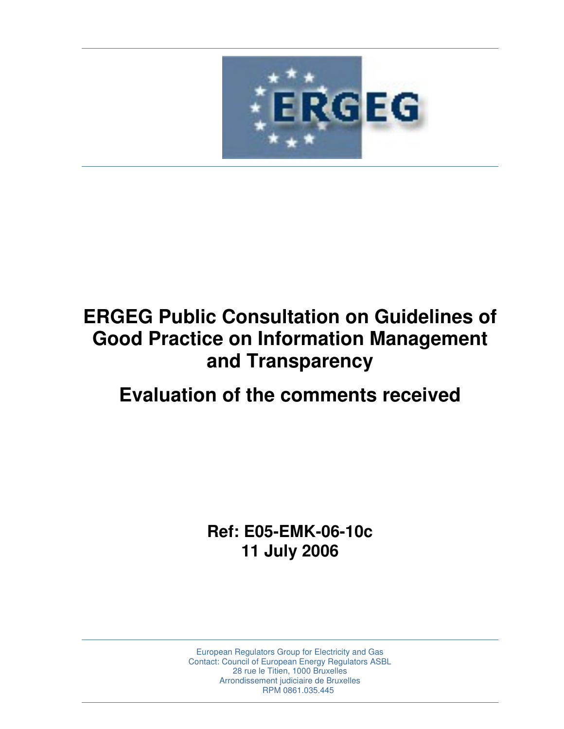# ERGEG Public Consultation on Guidelines of Good Practice on Information Management and Transparency

## Evaluation of the comments received

**Ref: E05-EMK-06-10c**
**11 July 2006**

European Regulators Group for Electricity and Gas
Contact: Council of European Energy Regulators ASBL
28 rue le Titien, 1000 Bruxelles
Arrondissement judiciaire de Bruxelles
RPM 0861.035.445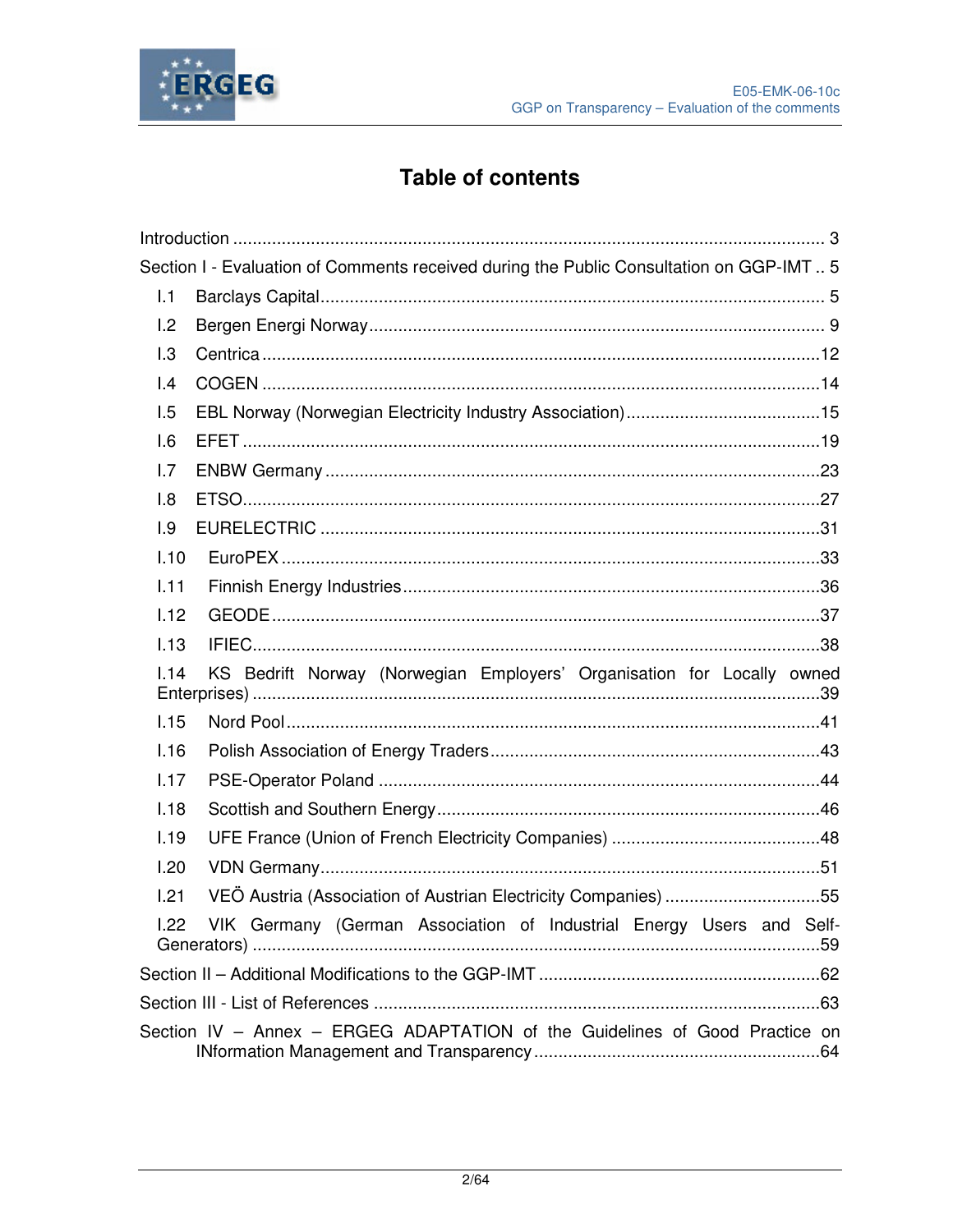# Table of contents

Introduction ........................................................................................................................ 3

Section I - Evaluation of Comments received during the Public Consultation on GGP-IMT .. 5

- I.1 Barclays Capital...................................................................................................... 5
- I.2 Bergen Energi Norway............................................................................................. 9
- I.3 Centrica .................................................................................................................12
- I.4 COGEN .................................................................................................................14
- I.5 EBL Norway (Norwegian Electricity Industry Association)........................................15
- I.6 EFET .....................................................................................................................19
- I.7 ENBW Germany ....................................................................................................23
- I.8 ETSO.....................................................................................................................27
- I.9 EURELECTRIC .....................................................................................................31
- I.10 EuroPEX ..............................................................................................................33
- I.11 Finnish Energy Industries....................................................................................36
- I.12 GEODE ................................................................................................................37
- I.13 IFIEC....................................................................................................................38
- I.14 KS Bedrift Norway (Norwegian Employers' Organisation for Locally owned Enterprises) ....................................................................................................................39
- I.15 Nord Pool ............................................................................................................41
- I.16 Polish Association of Energy Traders...................................................................43
- I.17 PSE-Operator Poland ..........................................................................................44
- I.18 Scottish and Southern Energy..............................................................................46
- I.19 UFE France (Union of French Electricity Companies) ...........................................48
- I.20 VDN Germany......................................................................................................51
- I.21 VEÖ Austria (Association of Austrian Electricity Companies) ................................55
- I.22 VIK Germany (German Association of Industrial Energy Users and Self-Generators) ...................................................................................................................59

Section II – Additional Modifications to the GGP-IMT .........................................................62

Section III - List of References ...........................................................................................63

Section IV – Annex – ERGEG ADAPTATION of the Guidelines of Good Practice on INformation Management and Transparency..........................................................64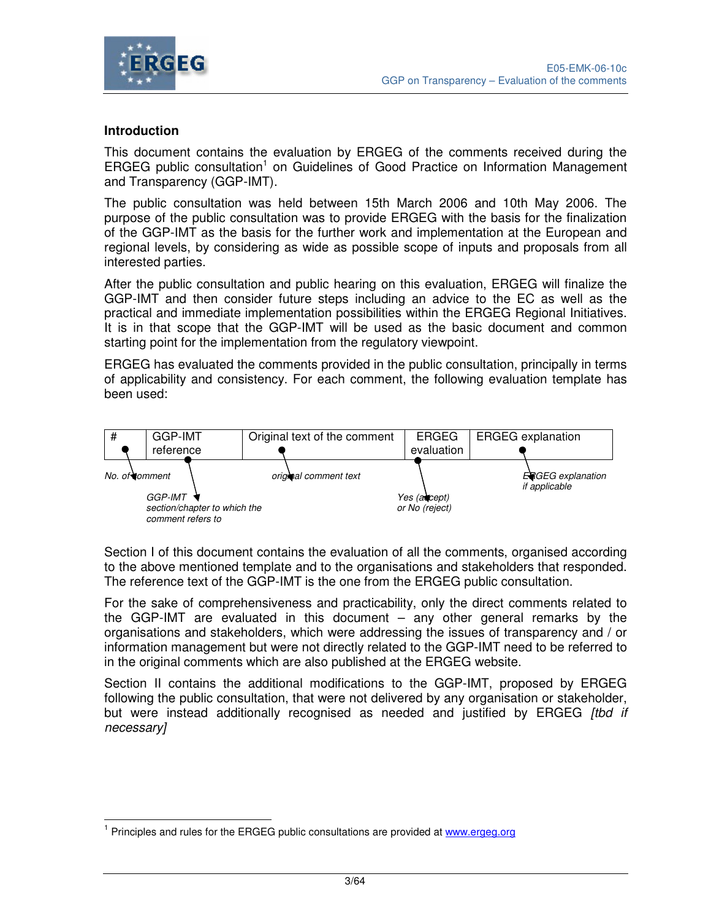## Introduction

This document contains the evaluation by ERGEG of the comments received during the ERGEG public consultation[1] on Guidelines of Good Practice on Information Management and Transparency (GGP-IMT).

The public consultation was held between 15th March 2006 and 10th May 2006. The purpose of the public consultation was to provide ERGEG with the basis for the finalization of the GGP-IMT as the basis for the further work and implementation at the European and regional levels, by considering as wide as possible scope of inputs and proposals from all interested parties.

After the public consultation and public hearing on this evaluation, ERGEG will finalize the GGP-IMT and then consider future steps including an advice to the EC as well as the practical and immediate implementation possibilities within the ERGEG Regional Initiatives. It is in that scope that the GGP-IMT will be used as the basic document and common starting point for the implementation from the regulatory viewpoint.

ERGEG has evaluated the comments provided in the public consultation, principally in terms of applicability and consistency. For each comment, the following evaluation template has been used:

| # | GGP-IMT reference | Original text of the comment | ERGEG evaluation | ERGEG explanation |
|---|---|---|---|---|
| *No. of comment* | *GGP-IMT section/chapter to which the comment refers to* | *original comment text* | *Yes (accept) or No (reject)* | *ERGEG explanation if applicable* |

Section I of this document contains the evaluation of all the comments, organised according to the above mentioned template and to the organisations and stakeholders that responded. The reference text of the GGP-IMT is the one from the ERGEG public consultation.

For the sake of comprehensiveness and practicability, only the direct comments related to the GGP-IMT are evaluated in this document – any other general remarks by the organisations and stakeholders, which were addressing the issues of transparency and / or information management but were not directly related to the GGP-IMT need to be referred to in the original comments which are also published at the ERGEG website.

Section II contains the additional modifications to the GGP-IMT, proposed by ERGEG following the public consultation, that were not delivered by any organisation or stakeholder, but were instead additionally recognised as needed and justified by ERGEG *[tbd if necessary]*

---

[1] Principles and rules for the ERGEG public consultations are provided at www.ergeg.org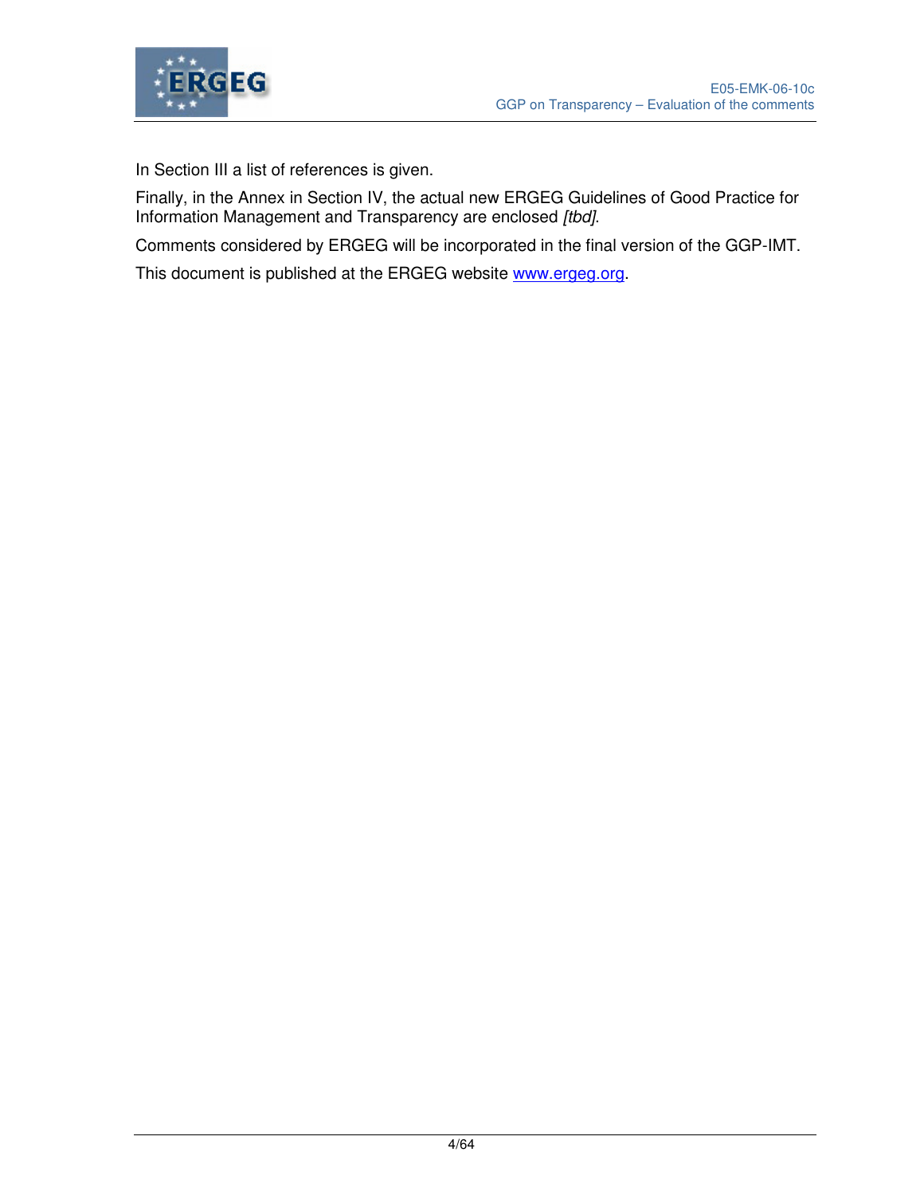In Section III a list of references is given.

Finally, in the Annex in Section IV, the actual new ERGEG Guidelines of Good Practice for Information Management and Transparency are enclosed *[tbd]*.

Comments considered by ERGEG will be incorporated in the final version of the GGP-IMT.

This document is published at the ERGEG website www.ergeg.org.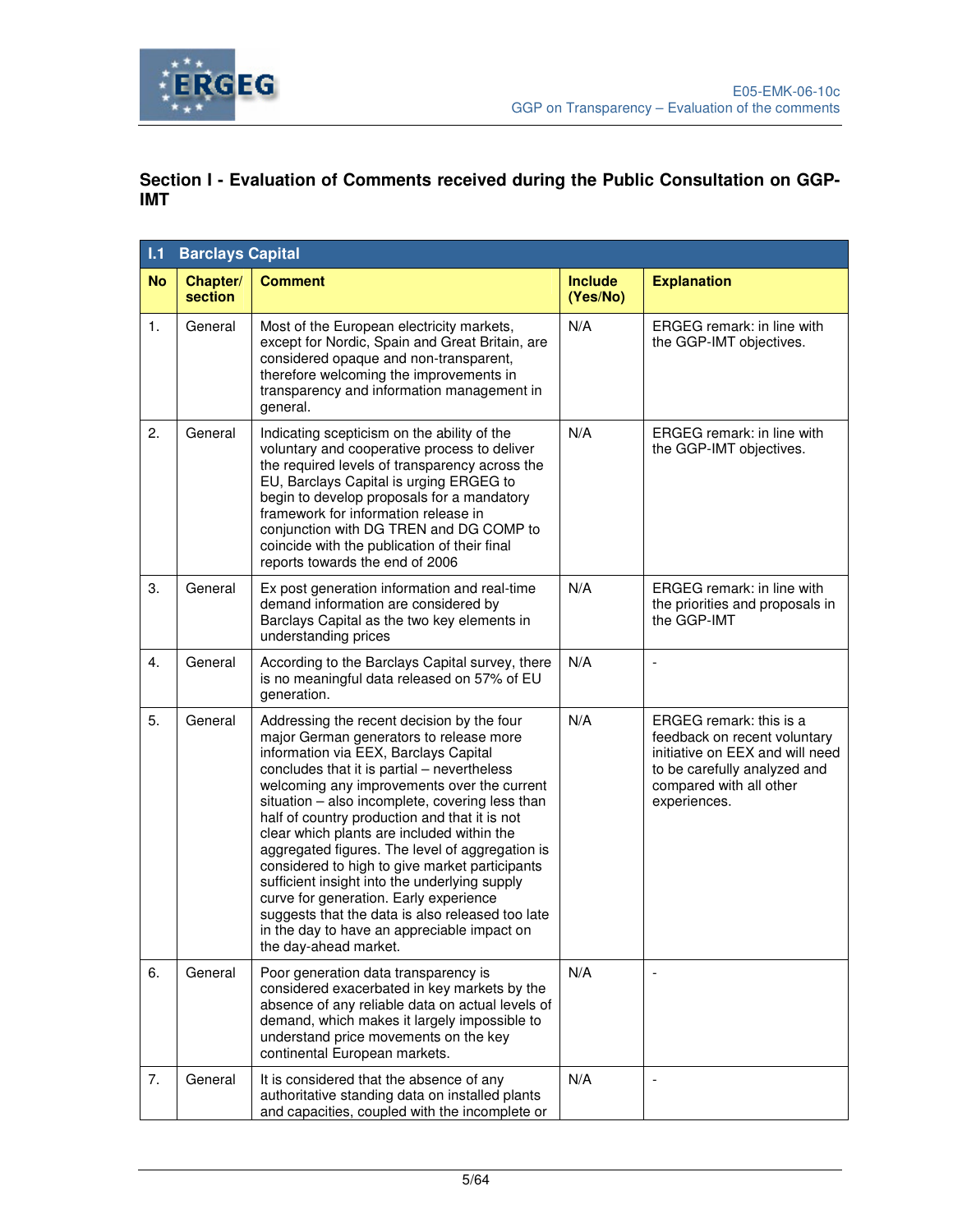## Section I - Evaluation of Comments received during the Public Consultation on GGP-IMT

| **I.1 Barclays Capital** | | | | |
|---|---|---|---|---|
| **No** | **Chapter/ section** | **Comment** | **Include (Yes/No)** | **Explanation** |
| 1. | General | Most of the European electricity markets, except for Nordic, Spain and Great Britain, are considered opaque and non-transparent, therefore welcoming the improvements in transparency and information management in general. | N/A | ERGEG remark: in line with the GGP-IMT objectives. |
| 2. | General | Indicating scepticism on the ability of the voluntary and cooperative process to deliver the required levels of transparency across the EU, Barclays Capital is urging ERGEG to begin to develop proposals for a mandatory framework for information release in conjunction with DG TREN and DG COMP to coincide with the publication of their final reports towards the end of 2006 | N/A | ERGEG remark: in line with the GGP-IMT objectives. |
| 3. | General | Ex post generation information and real-time demand information are considered by Barclays Capital as the two key elements in understanding prices | N/A | ERGEG remark: in line with the priorities and proposals in the GGP-IMT |
| 4. | General | According to the Barclays Capital survey, there is no meaningful data released on 57% of EU generation. | N/A | - |
| 5. | General | Addressing the recent decision by the four major German generators to release more information via EEX, Barclays Capital concludes that it is partial – nevertheless welcoming any improvements over the current situation – also incomplete, covering less than half of country production and that it is not clear which plants are included within the aggregated figures. The level of aggregation is considered to high to give market participants sufficient insight into the underlying supply curve for generation. Early experience suggests that the data is also released too late in the day to have an appreciable impact on the day-ahead market. | N/A | ERGEG remark: this is a feedback on recent voluntary initiative on EEX and will need to be carefully analyzed and compared with all other experiences. |
| 6. | General | Poor generation data transparency is considered exacerbated in key markets by the absence of any reliable data on actual levels of demand, which makes it largely impossible to understand price movements on the key continental European markets. | N/A | - |
| 7. | General | It is considered that the absence of any authoritative standing data on installed plants and capacities, coupled with the incomplete or | N/A | - |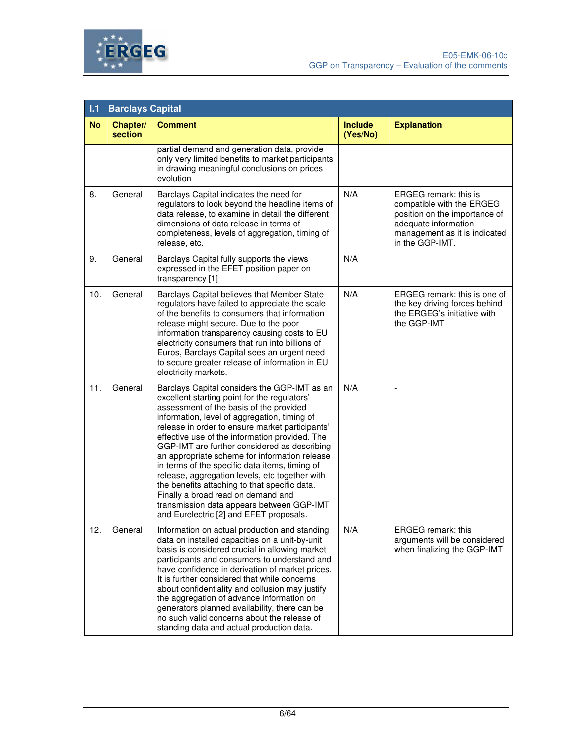| I.1 Barclays Capital | | | | |
|---|---|---|---|---|
| **No** | **Chapter/ section** | **Comment** | **Include (Yes/No)** | **Explanation** |
| | | partial demand and generation data, provide only very limited benefits to market participants in drawing meaningful conclusions on prices evolution | | |
| 8. | General | Barclays Capital indicates the need for regulators to look beyond the headline items of data release, to examine in detail the different dimensions of data release in terms of completeness, levels of aggregation, timing of release, etc. | N/A | ERGEG remark: this is compatible with the ERGEG position on the importance of adequate information management as it is indicated in the GGP-IMT. |
| 9. | General | Barclays Capital fully supports the views expressed in the EFET position paper on transparency [1] | N/A | |
| 10. | General | Barclays Capital believes that Member State regulators have failed to appreciate the scale of the benefits to consumers that information release might secure. Due to the poor information transparency causing costs to EU electricity consumers that run into billions of Euros, Barclays Capital sees an urgent need to secure greater release of information in EU electricity markets. | N/A | ERGEG remark: this is one of the key driving forces behind the ERGEG's initiative with the GGP-IMT |
| 11. | General | Barclays Capital considers the GGP-IMT as an excellent starting point for the regulators' assessment of the basis of the provided information, level of aggregation, timing of release in order to ensure market participants' effective use of the information provided. The GGP-IMT are further considered as describing an appropriate scheme for information release in terms of the specific data items, timing of release, aggregation levels, etc together with the benefits attaching to that specific data. Finally a broad read on demand and transmission data appears between GGP-IMT and Eurelectric [2] and EFET proposals. | N/A | - |
| 12. | General | Information on actual production and standing data on installed capacities on a unit-by-unit basis is considered crucial in allowing market participants and consumers to understand and have confidence in derivation of market prices. It is further considered that while concerns about confidentiality and collusion may justify the aggregation of advance information on generators planned availability, there can be no such valid concerns about the release of standing data and actual production data. | N/A | ERGEG remark: this arguments will be considered when finalizing the GGP-IMT |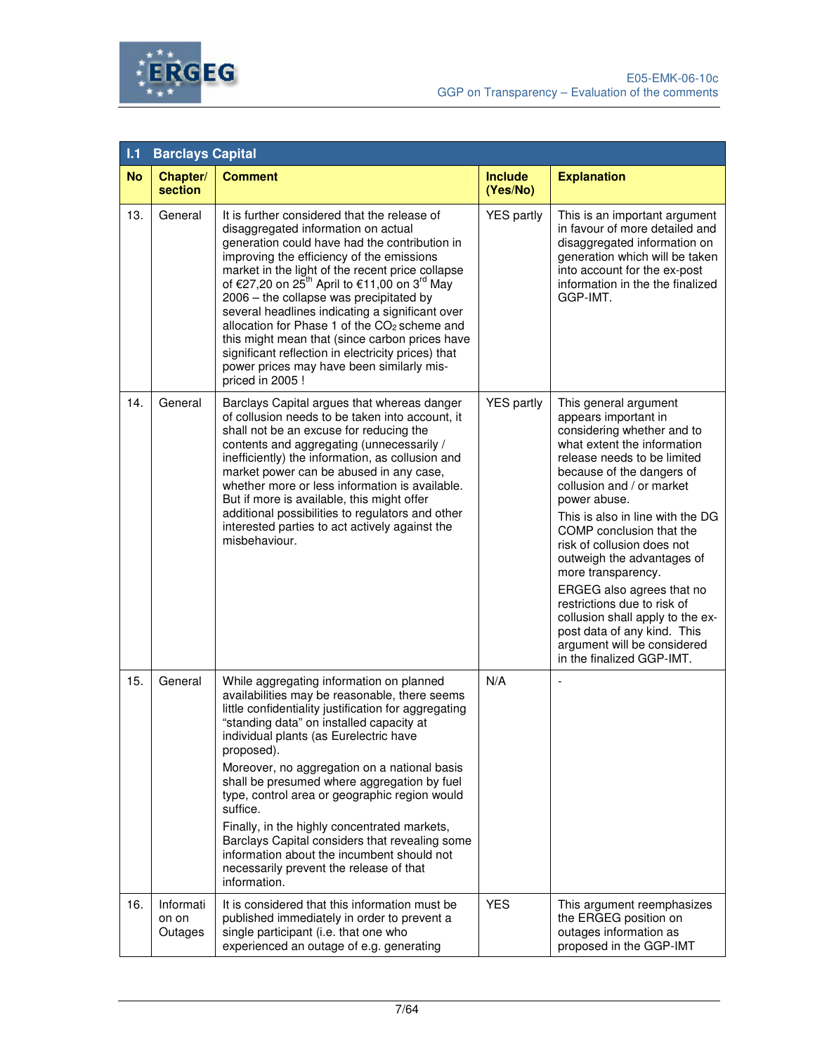| I.1 Barclays Capital | | | | |
|---|---|---|---|---|
| **No** | **Chapter/ section** | **Comment** | **Include (Yes/No)** | **Explanation** |
| 13. | General | It is further considered that the release of disaggregated information on actual generation could have had the contribution in improving the efficiency of the emissions market in the light of the recent price collapse of €27,20 on 25th April to €11,00 on 3rd May 2006 – the collapse was precipitated by several headlines indicating a significant over allocation for Phase 1 of the $CO_2$ scheme and this might mean that (since carbon prices have significant reflection in electricity prices) that power prices may have been similarly mis-priced in 2005 ! | YES partly | This is an important argument in favour of more detailed and disaggregated information on generation which will be taken into account for the ex-post information in the the finalized GGP-IMT. |
| 14. | General | Barclays Capital argues that whereas danger of collusion needs to be taken into account, it shall not be an excuse for reducing the contents and aggregating (unnecessarily / inefficiently) the information, as collusion and market power can be abused in any case, whether more or less information is available. But if more is available, this might offer additional possibilities to regulators and other interested parties to act actively against the misbehaviour. | YES partly | This general argument appears important in considering whether and to what extent the information release needs to be limited because of the dangers of collusion and / or market power abuse.<br>This is also in line with the DG COMP conclusion that the risk of collusion does not outweigh the advantages of more transparency.<br>ERGEG also agrees that no restrictions due to risk of collusion shall apply to the ex-post data of any kind. This argument will be considered in the finalized GGP-IMT. |
| 15. | General | While aggregating information on planned availabilities may be reasonable, there seems little confidentiality justification for aggregating "standing data" on installed capacity at individual plants (as Eurelectric have proposed).<br>Moreover, no aggregation on a national basis shall be presumed where aggregation by fuel type, control area or geographic region would suffice.<br>Finally, in the highly concentrated markets, Barclays Capital considers that revealing some information about the incumbent should not necessarily prevent the release of that information. | N/A | - |
| 16. | Information on Outages | It is considered that this information must be published immediately in order to prevent a single participant (i.e. that one who experienced an outage of e.g. generating | YES | This argument reemphasizes the ERGEG position on outages information as proposed in the GGP-IMT |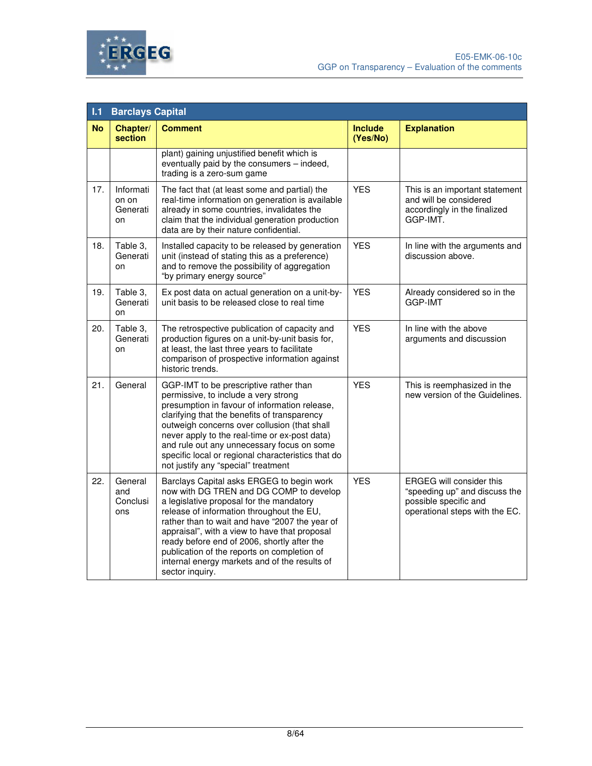| I.1 Barclays Capital | | | | |
|---|---|---|---|---|
| **No** | **Chapter/ section** | **Comment** | **Include (Yes/No)** | **Explanation** |
| | | plant) gaining unjustified benefit which is eventually paid by the consumers – indeed, trading is a zero-sum game | | |
| 17. | Information on Generation | The fact that (at least some and partial) the real-time information on generation is available already in some countries, invalidates the claim that the individual generation production data are by their nature confidential. | YES | This is an important statement and will be considered accordingly in the finalized GGP-IMT. |
| 18. | Table 3, Generation | Installed capacity to be released by generation unit (instead of stating this as a preference) and to remove the possibility of aggregation "by primary energy source" | YES | In line with the arguments and discussion above. |
| 19. | Table 3, Generation | Ex post data on actual generation on a unit-by-unit basis to be released close to real time | YES | Already considered so in the GGP-IMT |
| 20. | Table 3, Generation | The retrospective publication of capacity and production figures on a unit-by-unit basis for, at least, the last three years to facilitate comparison of prospective information against historic trends. | YES | In line with the above arguments and discussion |
| 21. | General | GGP-IMT to be prescriptive rather than permissive, to include a very strong presumption in favour of information release, clarifying that the benefits of transparency outweigh concerns over collusion (that shall never apply to the real-time or ex-post data) and rule out any unnecessary focus on some specific local or regional characteristics that do not justify any "special" treatment | YES | This is reemphasized in the new version of the Guidelines. |
| 22. | General and Conclusions | Barclays Capital asks ERGEG to begin work now with DG TREN and DG COMP to develop a legislative proposal for the mandatory release of information throughout the EU, rather than to wait and have "2007 the year of appraisal", with a view to have that proposal ready before end of 2006, shortly after the publication of the reports on completion of internal energy markets and of the results of sector inquiry. | YES | ERGEG will consider this "speeding up" and discuss the possible specific and operational steps with the EC. |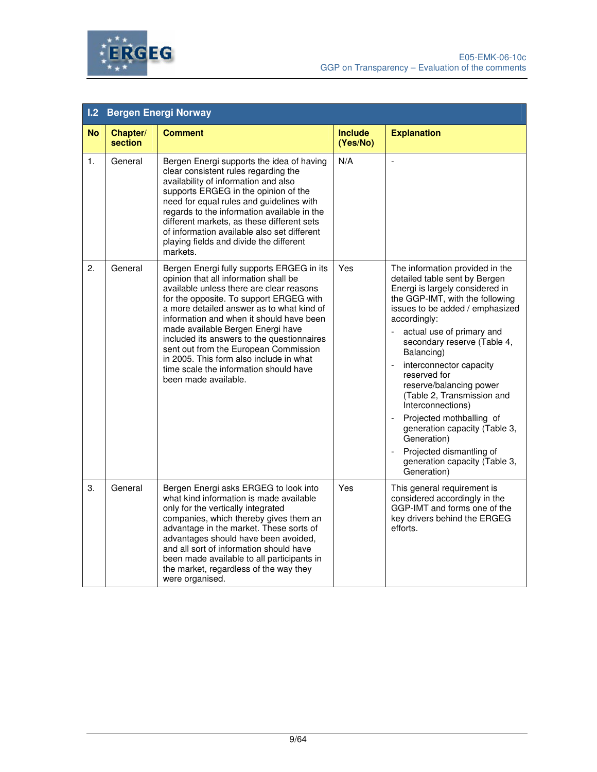## I.2 Bergen Energi Norway

| No | Chapter/ section | Comment | Include (Yes/No) | Explanation |
|---|---|---|---|---|
| 1. | General | Bergen Energi supports the idea of having clear consistent rules regarding the availability of information and also supports ERGEG in the opinion of the need for equal rules and guidelines with regards to the information available in the different markets, as these different sets of information available also set different playing fields and divide the different markets. | N/A | - |
| 2. | General | Bergen Energi fully supports ERGEG in its opinion that all information shall be available unless there are clear reasons for the opposite. To support ERGEG with a more detailed answer as to what kind of information and when it should have been made available Bergen Energi have included its answers to the questionnaires sent out from the European Commission in 2005. This form also include in what time scale the information should have been made available. | Yes | The information provided in the detailed table sent by Bergen Energi is largely considered in the GGP-IMT, with the following issues to be added / emphasized accordingly:<br>- actual use of primary and secondary reserve (Table 4, Balancing)<br>- interconnector capacity reserved for reserve/balancing power (Table 2, Transmission and Interconnections)<br>- Projected mothballing of generation capacity (Table 3, Generation)<br>- Projected dismantling of generation capacity (Table 3, Generation) |
| 3. | General | Bergen Energi asks ERGEG to look into what kind information is made available only for the vertically integrated companies, which thereby gives them an advantage in the market. These sorts of advantages should have been avoided, and all sort of information should have been made available to all participants in the market, regardless of the way they were organised. | Yes | This general requirement is considered accordingly in the GGP-IMT and forms one of the key drivers behind the ERGEG efforts. |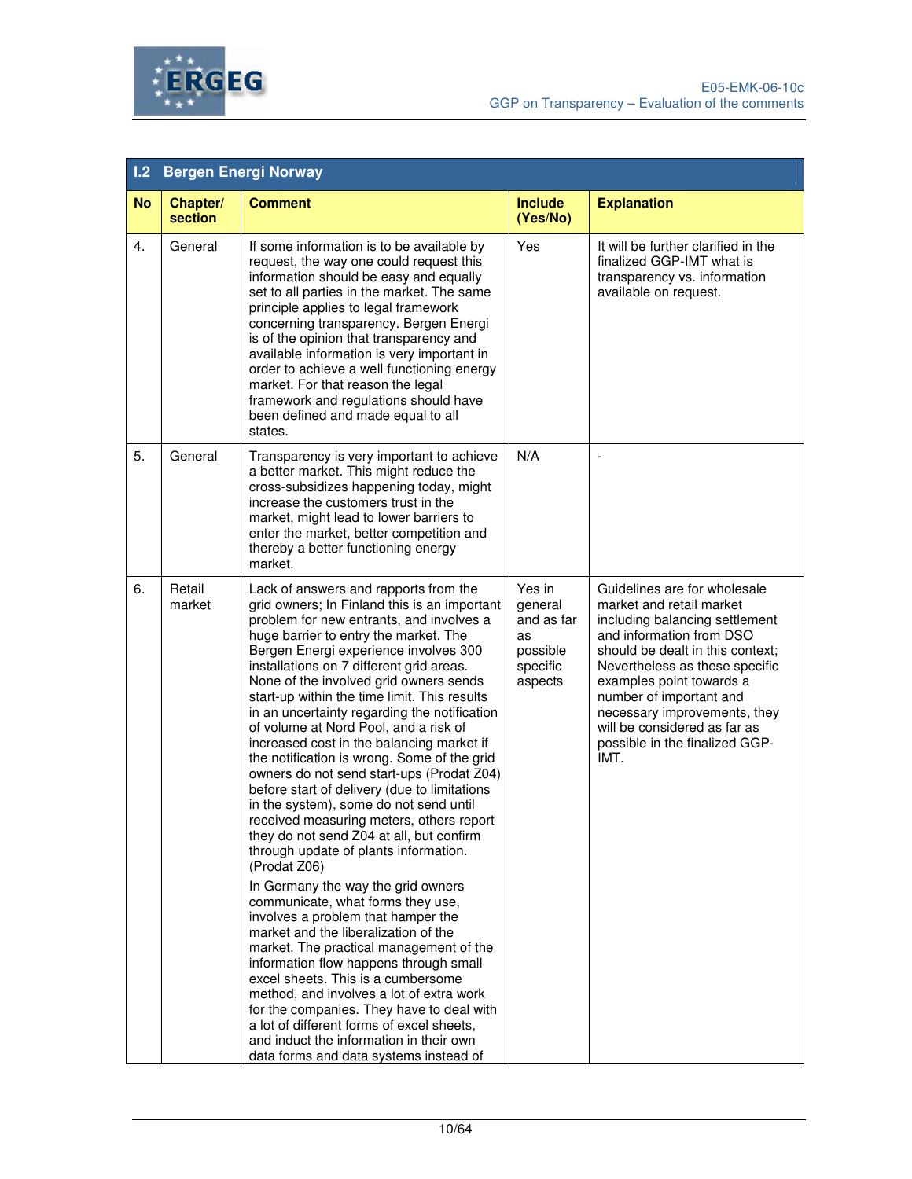## I.2 Bergen Energi Norway

| No | Chapter/ section | Comment | Include (Yes/No) | Explanation |
|---|---|---|---|---|
| 4. | General | If some information is to be available by request, the way one could request this information should be easy and equally set to all parties in the market. The same principle applies to legal framework concerning transparency. Bergen Energi is of the opinion that transparency and available information is very important in order to achieve a well functioning energy market. For that reason the legal framework and regulations should have been defined and made equal to all states. | Yes | It will be further clarified in the finalized GGP-IMT what is transparency vs. information available on request. |
| 5. | General | Transparency is very important to achieve a better market. This might reduce the cross-subsidizes happening today, might increase the customers trust in the market, might lead to lower barriers to enter the market, better competition and thereby a better functioning energy market. | N/A | - |
| 6. | Retail market | Lack of answers and rapports from the grid owners; In Finland this is an important problem for new entrants, and involves a huge barrier to entry the market. The Bergen Energi experience involves 300 installations on 7 different grid areas. None of the involved grid owners sends start-up within the time limit. This results in an uncertainty regarding the notification of volume at Nord Pool, and a risk of increased cost in the balancing market if the notification is wrong. Some of the grid owners do not send start-ups (Prodat Z04) before start of delivery (due to limitations in the system), some do not send until received measuring meters, others report they do not send Z04 at all, but confirm through update of plants information. (Prodat Z06)<br><br>In Germany the way the grid owners communicate, what forms they use, involves a problem that hamper the market and the liberalization of the market. The practical management of the information flow happens through small excel sheets. This is a cumbersome method, and involves a lot of extra work for the companies. They have to deal with a lot of different forms of excel sheets, and induct the information in their own data forms and data systems instead of | Yes in general and as far as possible specific aspects | Guidelines are for wholesale market and retail market including balancing settlement and information from DSO should be dealt in this context; Nevertheless as these specific examples point towards a number of important and necessary improvements, they will be considered as far as possible in the finalized GGP-IMT. |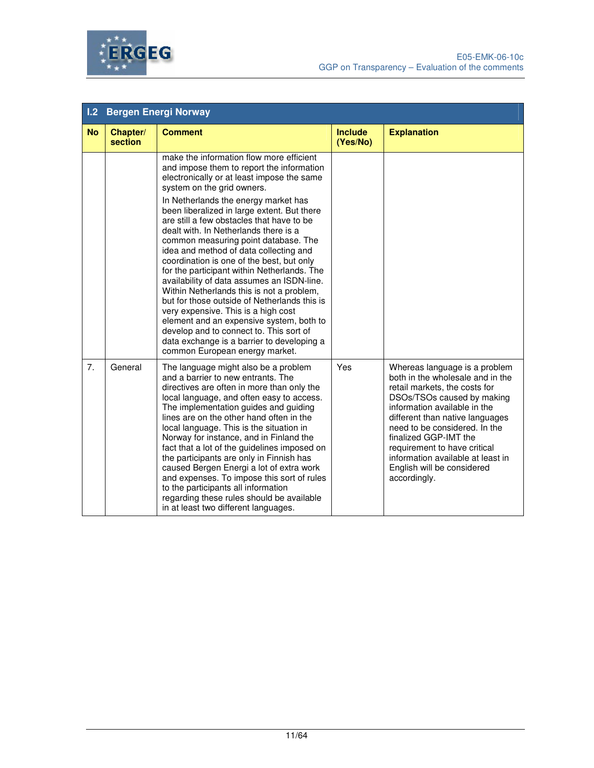## I.2 Bergen Energi Norway

| No | Chapter/ section | Comment | Include (Yes/No) | Explanation |
|---|---|---|---|---|
| | | make the information flow more efficient and impose them to report the information electronically or at least impose the same system on the grid owners.<br><br>In Netherlands the energy market has been liberalized in large extent. But there are still a few obstacles that have to be dealt with. In Netherlands there is a common measuring point database. The idea and method of data collecting and coordination is one of the best, but only for the participant within Netherlands. The availability of data assumes an ISDN-line. Within Netherlands this is not a problem, but for those outside of Netherlands this is very expensive. This is a high cost element and an expensive system, both to develop and to connect to. This sort of data exchange is a barrier to developing a common European energy market. | | |
| 7. | General | The language might also be a problem and a barrier to new entrants. The directives are often in more than only the local language, and often easy to access. The implementation guides and guiding lines are on the other hand often in the local language. This is the situation in Norway for instance, and in Finland the fact that a lot of the guidelines imposed on the participants are only in Finnish has caused Bergen Energi a lot of extra work and expenses. To impose this sort of rules to the participants all information regarding these rules should be available in at least two different languages. | Yes | Whereas language is a problem both in the wholesale and in the retail markets, the costs for DSOs/TSOs caused by making information available in the different than native languages need to be considered. In the finalized GGP-IMT the requirement to have critical information available at least in English will be considered accordingly. |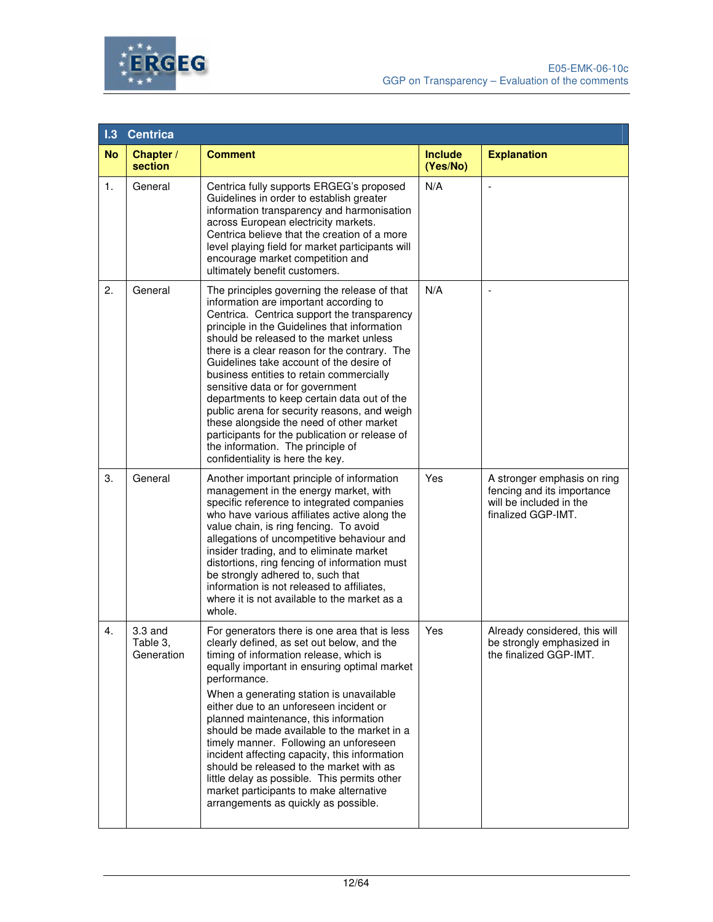## I.3 Centrica

| No | Chapter / section | Comment | Include (Yes/No) | Explanation |
|---|---|---|---|---|
| 1. | General | Centrica fully supports ERGEG's proposed Guidelines in order to establish greater information transparency and harmonisation across European electricity markets. Centrica believe that the creation of a more level playing field for market participants will encourage market competition and ultimately benefit customers. | N/A | - |
| 2. | General | The principles governing the release of that information are important according to Centrica. Centrica support the transparency principle in the Guidelines that information should be released to the market unless there is a clear reason for the contrary. The Guidelines take account of the desire of business entities to retain commercially sensitive data or for government departments to keep certain data out of the public arena for security reasons, and weigh these alongside the need of other market participants for the publication or release of the information. The principle of confidentiality is here the key. | N/A | - |
| 3. | General | Another important principle of information management in the energy market, with specific reference to integrated companies who have various affiliates active along the value chain, is ring fencing. To avoid allegations of uncompetitive behaviour and insider trading, and to eliminate market distortions, ring fencing of information must be strongly adhered to, such that information is not released to affiliates, where it is not available to the market as a whole. | Yes | A stronger emphasis on ring fencing and its importance will be included in the finalized GGP-IMT. |
| 4. | 3.3 and Table 3, Generation | For generators there is one area that is less clearly defined, as set out below, and the timing of information release, which is equally important in ensuring optimal market performance.<br><br>When a generating station is unavailable either due to an unforeseen incident or planned maintenance, this information should be made available to the market in a timely manner. Following an unforeseen incident affecting capacity, this information should be released to the market with as little delay as possible. This permits other market participants to make alternative arrangements as quickly as possible. | Yes | Already considered, this will be strongly emphasized in the finalized GGP-IMT. |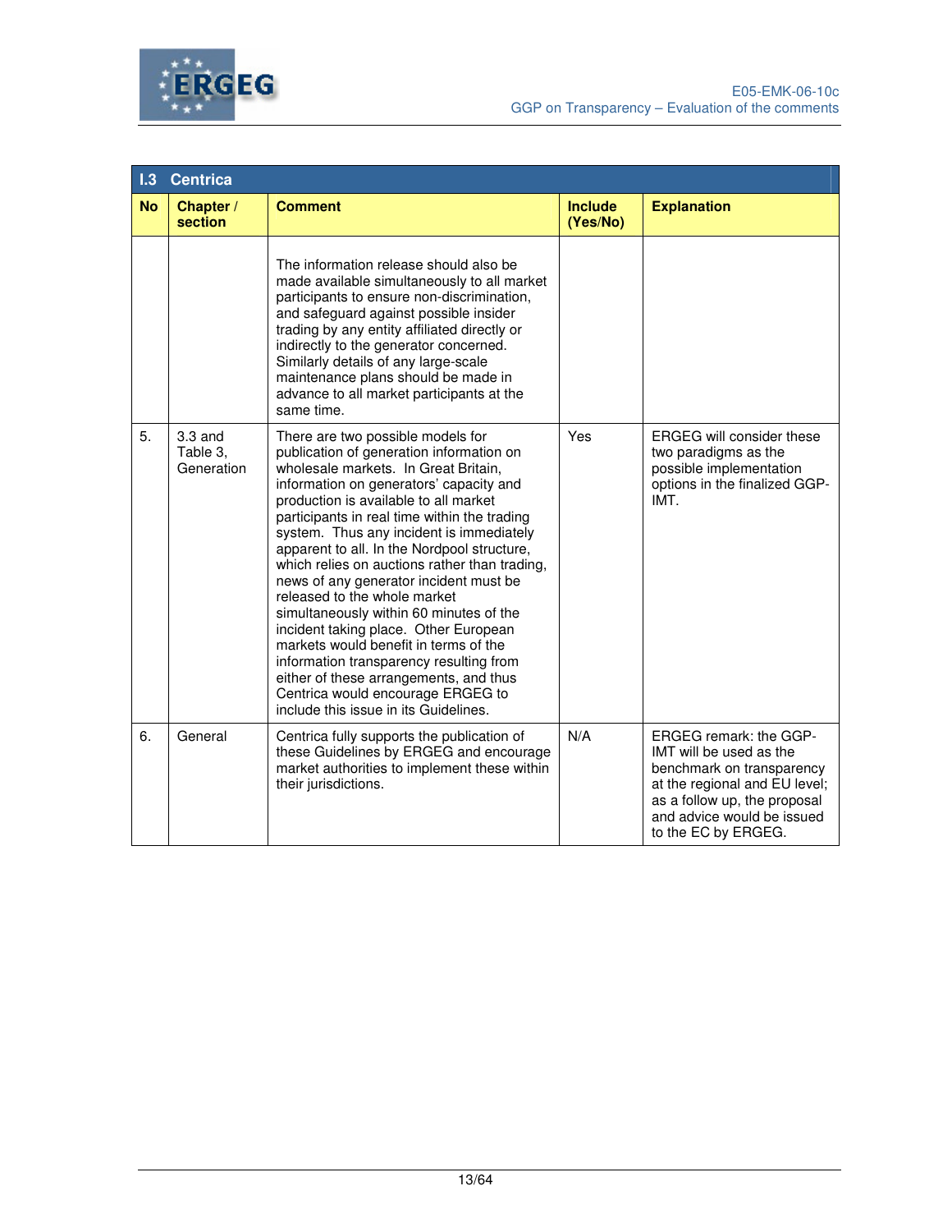| I.3 Centrica | | | | |
|---|---|---|---|---|
| **No** | **Chapter / section** | **Comment** | **Include (Yes/No)** | **Explanation** |
| | | The information release should also be made available simultaneously to all market participants to ensure non-discrimination, and safeguard against possible insider trading by any entity affiliated directly or indirectly to the generator concerned. Similarly details of any large-scale maintenance plans should be made in advance to all market participants at the same time. | | |
| 5. | 3.3 and Table 3, Generation | There are two possible models for publication of generation information on wholesale markets. In Great Britain, information on generators' capacity and production is available to all market participants in real time within the trading system. Thus any incident is immediately apparent to all. In the Nordpool structure, which relies on auctions rather than trading, news of any generator incident must be released to the whole market simultaneously within 60 minutes of the incident taking place. Other European markets would benefit in terms of the information transparency resulting from either of these arrangements, and thus Centrica would encourage ERGEG to include this issue in its Guidelines. | Yes | ERGEG will consider these two paradigms as the possible implementation options in the finalized GGP-IMT. |
| 6. | General | Centrica fully supports the publication of these Guidelines by ERGEG and encourage market authorities to implement these within their jurisdictions. | N/A | ERGEG remark: the GGP-IMT will be used as the benchmark on transparency at the regional and EU level; as a follow up, the proposal and advice would be issued to the EC by ERGEG. |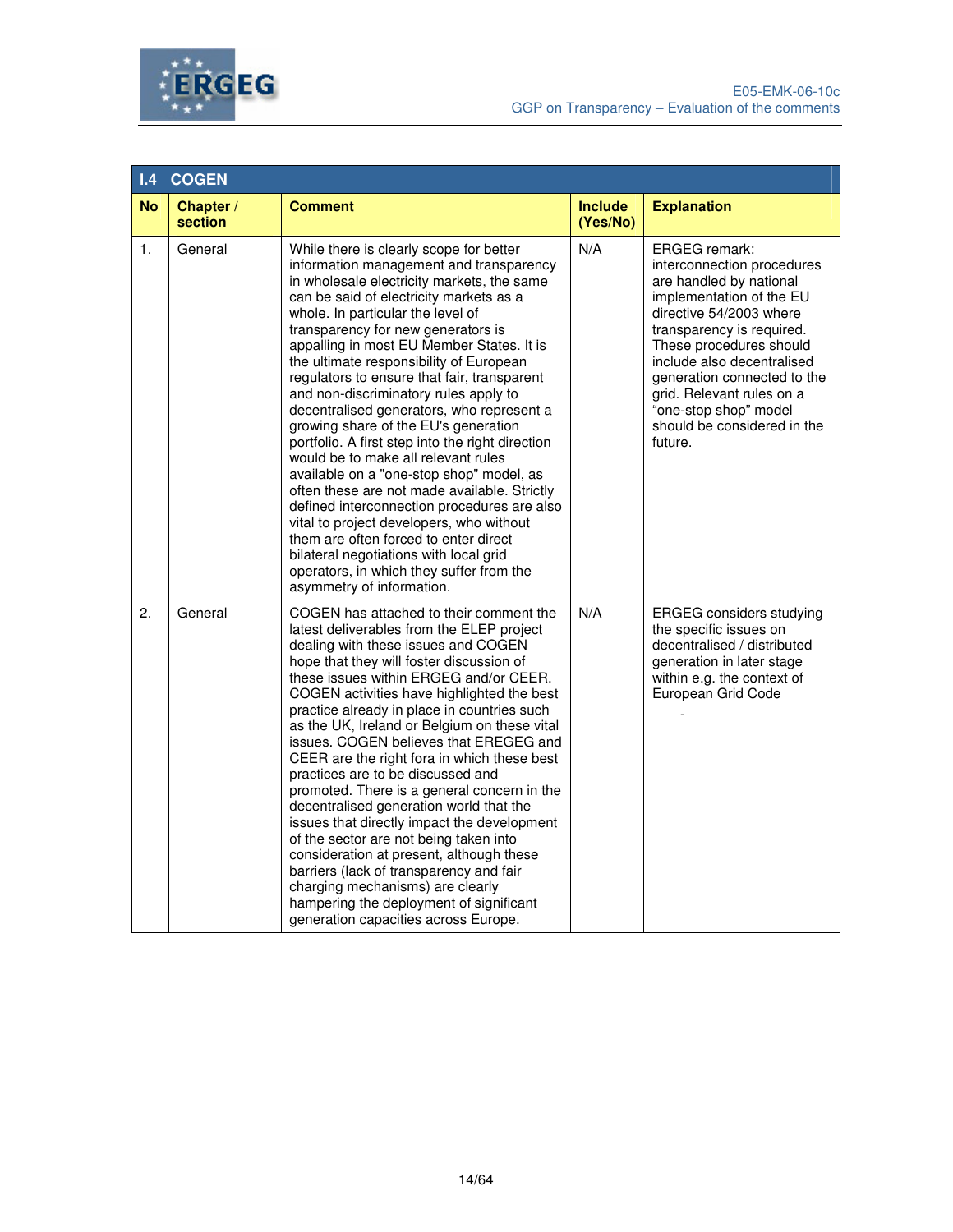## I.4 COGEN

| No | Chapter / section | Comment | Include (Yes/No) | Explanation |
|---|---|---|---|---|
| 1. | General | While there is clearly scope for better information management and transparency in wholesale electricity markets, the same can be said of electricity markets as a whole. In particular the level of transparency for new generators is appalling in most EU Member States. It is the ultimate responsibility of European regulators to ensure that fair, transparent and non-discriminatory rules apply to decentralised generators, who represent a growing share of the EU's generation portfolio. A first step into the right direction would be to make all relevant rules available on a "one-stop shop" model, as often these are not made available. Strictly defined interconnection procedures are also vital to project developers, who without them are often forced to enter direct bilateral negotiations with local grid operators, in which they suffer from the asymmetry of information. | N/A | ERGEG remark: interconnection procedures are handled by national implementation of the EU directive 54/2003 where transparency is required. These procedures should include also decentralised generation connected to the grid. Relevant rules on a "one-stop shop" model should be considered in the future. |
| 2. | General | COGEN has attached to their comment the latest deliverables from the ELEP project dealing with these issues and COGEN hope that they will foster discussion of these issues within ERGEG and/or CEER. COGEN activities have highlighted the best practice already in place in countries such as the UK, Ireland or Belgium on these vital issues. COGEN believes that EREGEG and CEER are the right fora in which these best practices are to be discussed and promoted. There is a general concern in the decentralised generation world that the issues that directly impact the development of the sector are not being taken into consideration at present, although these barriers (lack of transparency and fair charging mechanisms) are clearly hampering the deployment of significant generation capacities across Europe. | N/A | ERGEG considers studying the specific issues on decentralised / distributed generation in later stage within e.g. the context of European Grid Code<br>- |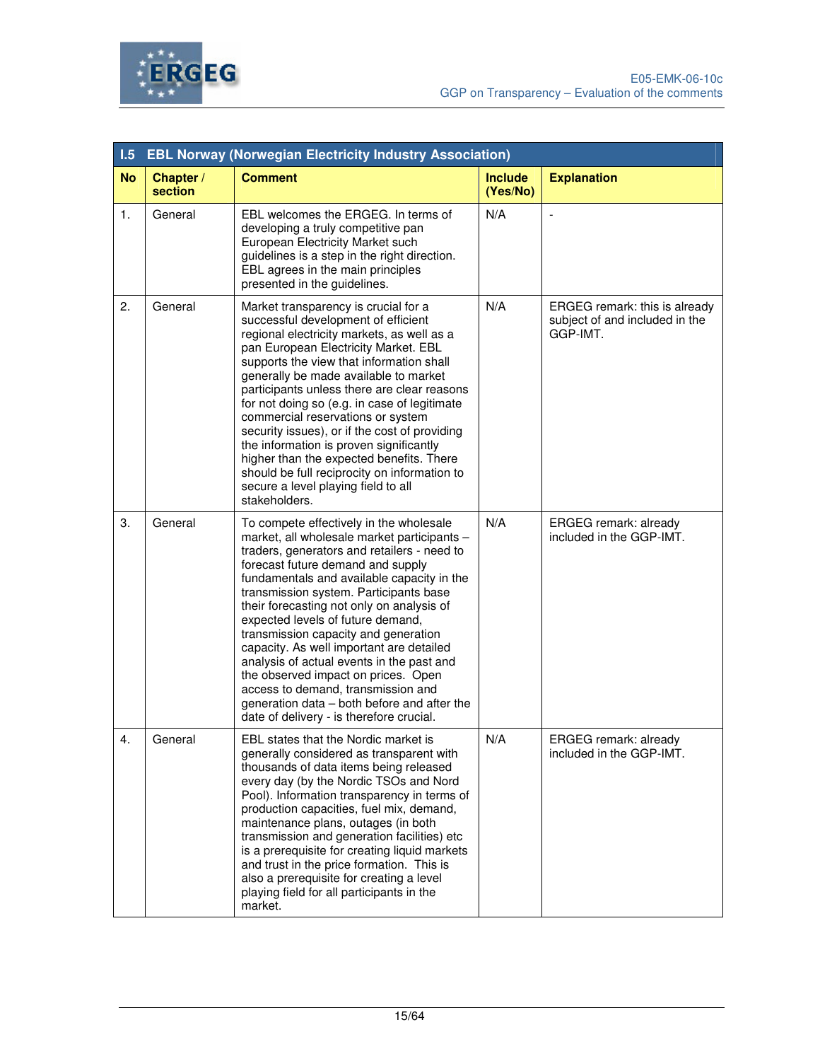| I.5 EBL Norway (Norwegian Electricity Industry Association) | | | | |
|---|---|---|---|---|
| **No** | **Chapter / section** | **Comment** | **Include (Yes/No)** | **Explanation** |
| 1. | General | EBL welcomes the ERGEG. In terms of developing a truly competitive pan European Electricity Market such guidelines is a step in the right direction. EBL agrees in the main principles presented in the guidelines. | N/A | - |
| 2. | General | Market transparency is crucial for a successful development of efficient regional electricity markets, as well as a pan European Electricity Market. EBL supports the view that information shall generally be made available to market participants unless there are clear reasons for not doing so (e.g. in case of legitimate commercial reservations or system security issues), or if the cost of providing the information is proven significantly higher than the expected benefits. There should be full reciprocity on information to secure a level playing field to all stakeholders. | N/A | ERGEG remark: this is already subject of and included in the GGP-IMT. |
| 3. | General | To compete effectively in the wholesale market, all wholesale market participants – traders, generators and retailers - need to forecast future demand and supply fundamentals and available capacity in the transmission system. Participants base their forecasting not only on analysis of expected levels of future demand, transmission capacity and generation capacity. As well important are detailed analysis of actual events in the past and the observed impact on prices. Open access to demand, transmission and generation data – both before and after the date of delivery - is therefore crucial. | N/A | ERGEG remark: already included in the GGP-IMT. |
| 4. | General | EBL states that the Nordic market is generally considered as transparent with thousands of data items being released every day (by the Nordic TSOs and Nord Pool). Information transparency in terms of production capacities, fuel mix, demand, maintenance plans, outages (in both transmission and generation facilities) etc is a prerequisite for creating liquid markets and trust in the price formation. This is also a prerequisite for creating a level playing field for all participants in the market. | N/A | ERGEG remark: already included in the GGP-IMT. |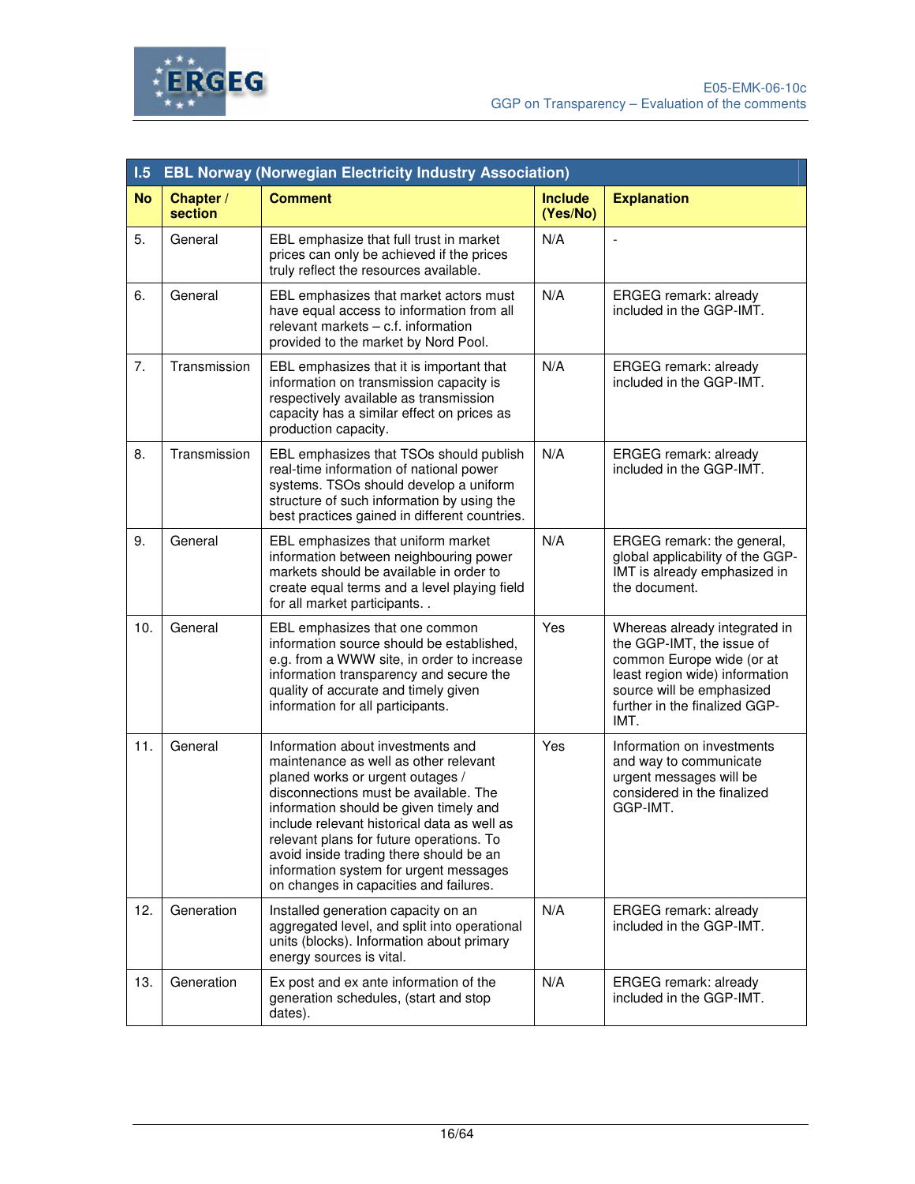| I.5 EBL Norway (Norwegian Electricity Industry Association) | | | | |
|---|---|---|---|---|
| **No** | **Chapter / section** | **Comment** | **Include (Yes/No)** | **Explanation** |
| 5. | General | EBL emphasize that full trust in market prices can only be achieved if the prices truly reflect the resources available. | N/A | - |
| 6. | General | EBL emphasizes that market actors must have equal access to information from all relevant markets – c.f. information provided to the market by Nord Pool. | N/A | ERGEG remark: already included in the GGP-IMT. |
| 7. | Transmission | EBL emphasizes that it is important that information on transmission capacity is respectively available as transmission capacity has a similar effect on prices as production capacity. | N/A | ERGEG remark: already included in the GGP-IMT. |
| 8. | Transmission | EBL emphasizes that TSOs should publish real-time information of national power systems. TSOs should develop a uniform structure of such information by using the best practices gained in different countries. | N/A | ERGEG remark: already included in the GGP-IMT. |
| 9. | General | EBL emphasizes that uniform market information between neighbouring power markets should be available in order to create equal terms and a level playing field for all market participants. . | N/A | ERGEG remark: the general, global applicability of the GGP-IMT is already emphasized in the document. |
| 10. | General | EBL emphasizes that one common information source should be established, e.g. from a WWW site, in order to increase information transparency and secure the quality of accurate and timely given information for all participants. | Yes | Whereas already integrated in the GGP-IMT, the issue of common Europe wide (or at least region wide) information source will be emphasized further in the finalized GGP-IMT. |
| 11. | General | Information about investments and maintenance as well as other relevant planed works or urgent outages / disconnections must be available. The information should be given timely and include relevant historical data as well as relevant plans for future operations. To avoid inside trading there should be an information system for urgent messages on changes in capacities and failures. | Yes | Information on investments and way to communicate urgent messages will be considered in the finalized GGP-IMT. |
| 12. | Generation | Installed generation capacity on an aggregated level, and split into operational units (blocks). Information about primary energy sources is vital. | N/A | ERGEG remark: already included in the GGP-IMT. |
| 13. | Generation | Ex post and ex ante information of the generation schedules, (start and stop dates). | N/A | ERGEG remark: already included in the GGP-IMT. |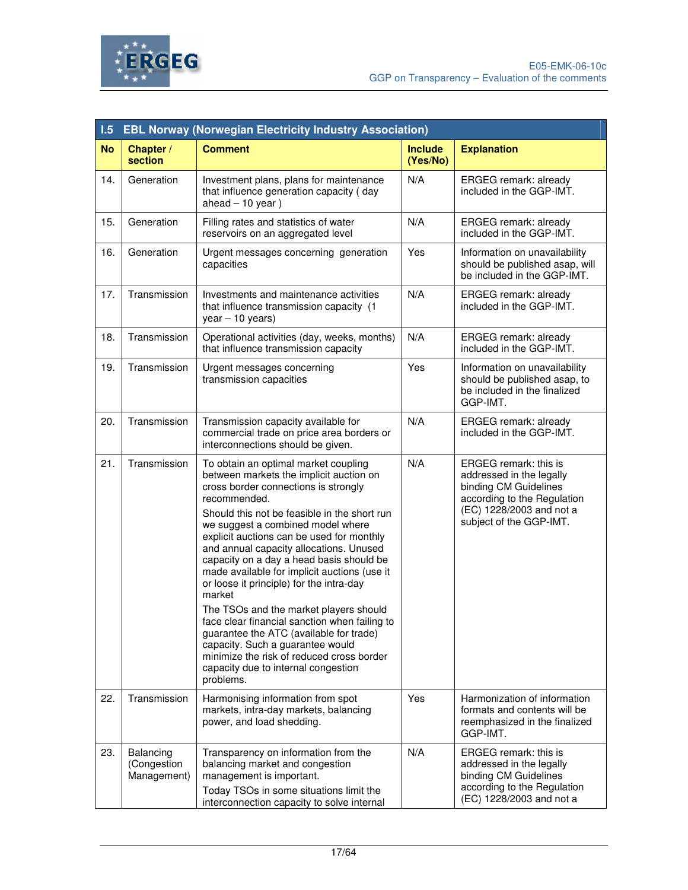| I.5 EBL Norway (Norwegian Electricity Industry Association) | | | | |
|---|---|---|---|---|
| **No** | **Chapter / section** | **Comment** | **Include (Yes/No)** | **Explanation** |
| 14. | Generation | Investment plans, plans for maintenance that influence generation capacity ( day ahead – 10 year ) | N/A | ERGEG remark: already included in the GGP-IMT. |
| 15. | Generation | Filling rates and statistics of water reservoirs on an aggregated level | N/A | ERGEG remark: already included in the GGP-IMT. |
| 16. | Generation | Urgent messages concerning generation capacities | Yes | Information on unavailability should be published asap, will be included in the GGP-IMT. |
| 17. | Transmission | Investments and maintenance activities that influence transmission capacity (1 year – 10 years) | N/A | ERGEG remark: already included in the GGP-IMT. |
| 18. | Transmission | Operational activities (day, weeks, months) that influence transmission capacity | N/A | ERGEG remark: already included in the GGP-IMT. |
| 19. | Transmission | Urgent messages concerning transmission capacities | Yes | Information on unavailability should be published asap, to be included in the finalized GGP-IMT. |
| 20. | Transmission | Transmission capacity available for commercial trade on price area borders or interconnections should be given. | N/A | ERGEG remark: already included in the GGP-IMT. |
| 21. | Transmission | To obtain an optimal market coupling between markets the implicit auction on cross border connections is strongly recommended.<br>Should this not be feasible in the short run we suggest a combined model where explicit auctions can be used for monthly and annual capacity allocations. Unused capacity on a day a head basis should be made available for implicit auctions (use it or loose it principle) for the intra-day market<br>The TSOs and the market players should face clear financial sanction when failing to guarantee the ATC (available for trade) capacity. Such a guarantee would minimize the risk of reduced cross border capacity due to internal congestion problems. | N/A | ERGEG remark: this is addressed in the legally binding CM Guidelines according to the Regulation (EC) 1228/2003 and not a subject of the GGP-IMT. |
| 22. | Transmission | Harmonising information from spot markets, intra-day markets, balancing power, and load shedding. | Yes | Harmonization of information formats and contents will be reemphasized in the finalized GGP-IMT. |
| 23. | Balancing (Congestion Management) | Transparency on information from the balancing market and congestion management is important.<br>Today TSOs in some situations limit the interconnection capacity to solve internal | N/A | ERGEG remark: this is addressed in the legally binding CM Guidelines according to the Regulation (EC) 1228/2003 and not a |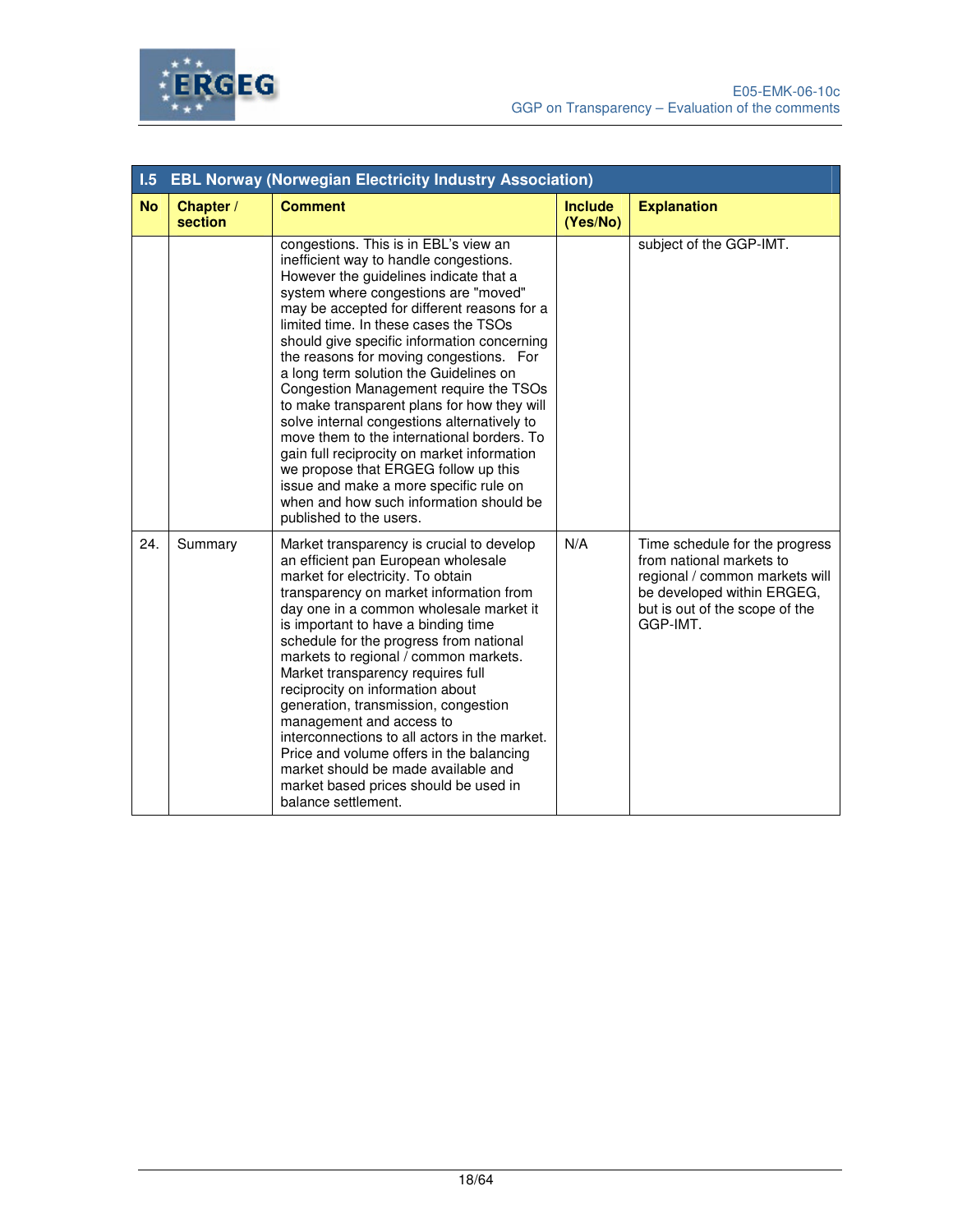| I.5 EBL Norway (Norwegian Electricity Industry Association) | | | | |
|---|---|---|---|---|
| **No** | **Chapter / section** | **Comment** | **Include (Yes/No)** | **Explanation** |
| | | congestions. This is in EBL's view an inefficient way to handle congestions. However the guidelines indicate that a system where congestions are "moved" may be accepted for different reasons for a limited time. In these cases the TSOs should give specific information concerning the reasons for moving congestions. For a long term solution the Guidelines on Congestion Management require the TSOs to make transparent plans for how they will solve internal congestions alternatively to move them to the international borders. To gain full reciprocity on market information we propose that ERGEG follow up this issue and make a more specific rule on when and how such information should be published to the users. | | subject of the GGP-IMT. |
| 24. | Summary | Market transparency is crucial to develop an efficient pan European wholesale market for electricity. To obtain transparency on market information from day one in a common wholesale market it is important to have a binding time schedule for the progress from national markets to regional / common markets. Market transparency requires full reciprocity on information about generation, transmission, congestion management and access to interconnections to all actors in the market. Price and volume offers in the balancing market should be made available and market based prices should be used in balance settlement. | N/A | Time schedule for the progress from national markets to regional / common markets will be developed within ERGEG, but is out of the scope of the GGP-IMT. |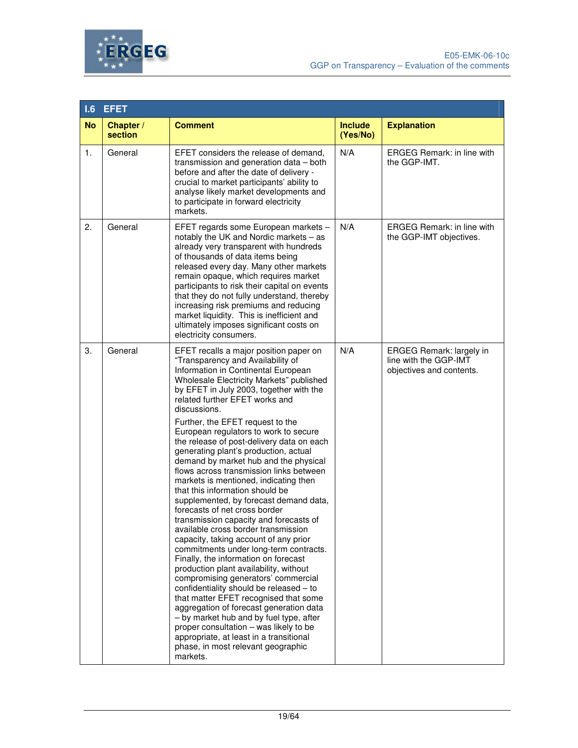## I.6 EFET

| No | Chapter / section | Comment | Include (Yes/No) | Explanation |
|---|---|---|---|---|
| 1. | General | EFET considers the release of demand, transmission and generation data – both before and after the date of delivery - crucial to market participants' ability to analyse likely market developments and to participate in forward electricity markets. | N/A | ERGEG Remark: in line with the GGP-IMT. |
| 2. | General | EFET regards some European markets – notably the UK and Nordic markets – as already very transparent with hundreds of thousands of data items being released every day. Many other markets remain opaque, which requires market participants to risk their capital on events that they do not fully understand, thereby increasing risk premiums and reducing market liquidity. This is inefficient and ultimately imposes significant costs on electricity consumers. | N/A | ERGEG Remark: in line with the GGP-IMT objectives. |
| 3. | General | EFET recalls a major position paper on "Transparency and Availability of Information in Continental European Wholesale Electricity Markets" published by EFET in July 2003, together with the related further EFET works and discussions.<br>Further, the EFET request to the European regulators to work to secure the release of post-delivery data on each generating plant's production, actual demand by market hub and the physical flows across transmission links between markets is mentioned, indicating then that this information should be supplemented, by forecast demand data, forecasts of net cross border transmission capacity and forecasts of available cross border transmission capacity, taking account of any prior commitments under long-term contracts. Finally, the information on forecast production plant availability, without compromising generators' commercial confidentiality should be released – to that matter EFET recognised that some aggregation of forecast generation data – by market hub and by fuel type, after proper consultation – was likely to be appropriate, at least in a transitional phase, in most relevant geographic markets. | N/A | ERGEG Remark: largely in line with the GGP-IMT objectives and contents. |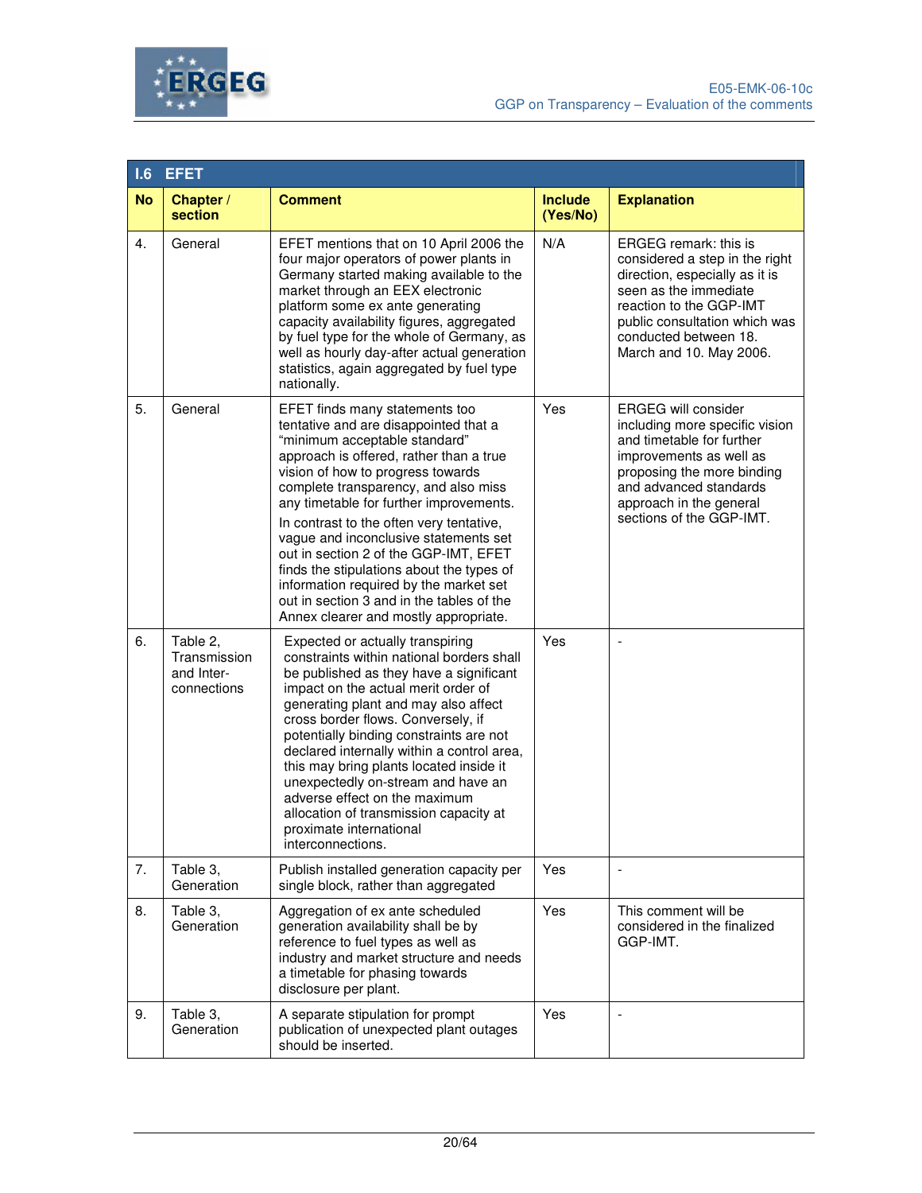| I.6 EFET | | | | |
|---|---|---|---|---|
| **No** | **Chapter / section** | **Comment** | **Include (Yes/No)** | **Explanation** |
| 4. | General | EFET mentions that on 10 April 2006 the four major operators of power plants in Germany started making available to the market through an EEX electronic platform some ex ante generating capacity availability figures, aggregated by fuel type for the whole of Germany, as well as hourly day-after actual generation statistics, again aggregated by fuel type nationally. | N/A | ERGEG remark: this is considered a step in the right direction, especially as it is seen as the immediate reaction to the GGP-IMT public consultation which was conducted between 18. March and 10. May 2006. |
| 5. | General | EFET finds many statements too tentative and are disappointed that a "minimum acceptable standard" approach is offered, rather than a true vision of how to progress towards complete transparency, and also miss any timetable for further improvements.<br><br>In contrast to the often very tentative, vague and inconclusive statements set out in section 2 of the GGP-IMT, EFET finds the stipulations about the types of information required by the market set out in section 3 and in the tables of the Annex clearer and mostly appropriate. | Yes | ERGEG will consider including more specific vision and timetable for further improvements as well as proposing the more binding and advanced standards approach in the general sections of the GGP-IMT. |
| 6. | Table 2, Transmission and Inter-connections | Expected or actually transpiring constraints within national borders shall be published as they have a significant impact on the actual merit order of generating plant and may also affect cross border flows. Conversely, if potentially binding constraints are not declared internally within a control area, this may bring plants located inside it unexpectedly on-stream and have an adverse effect on the maximum allocation of transmission capacity at proximate international interconnections. | Yes | - |
| 7. | Table 3, Generation | Publish installed generation capacity per single block, rather than aggregated | Yes | - |
| 8. | Table 3, Generation | Aggregation of ex ante scheduled generation availability shall be by reference to fuel types as well as industry and market structure and needs a timetable for phasing towards disclosure per plant. | Yes | This comment will be considered in the finalized GGP-IMT. |
| 9. | Table 3, Generation | A separate stipulation for prompt publication of unexpected plant outages should be inserted. | Yes | - |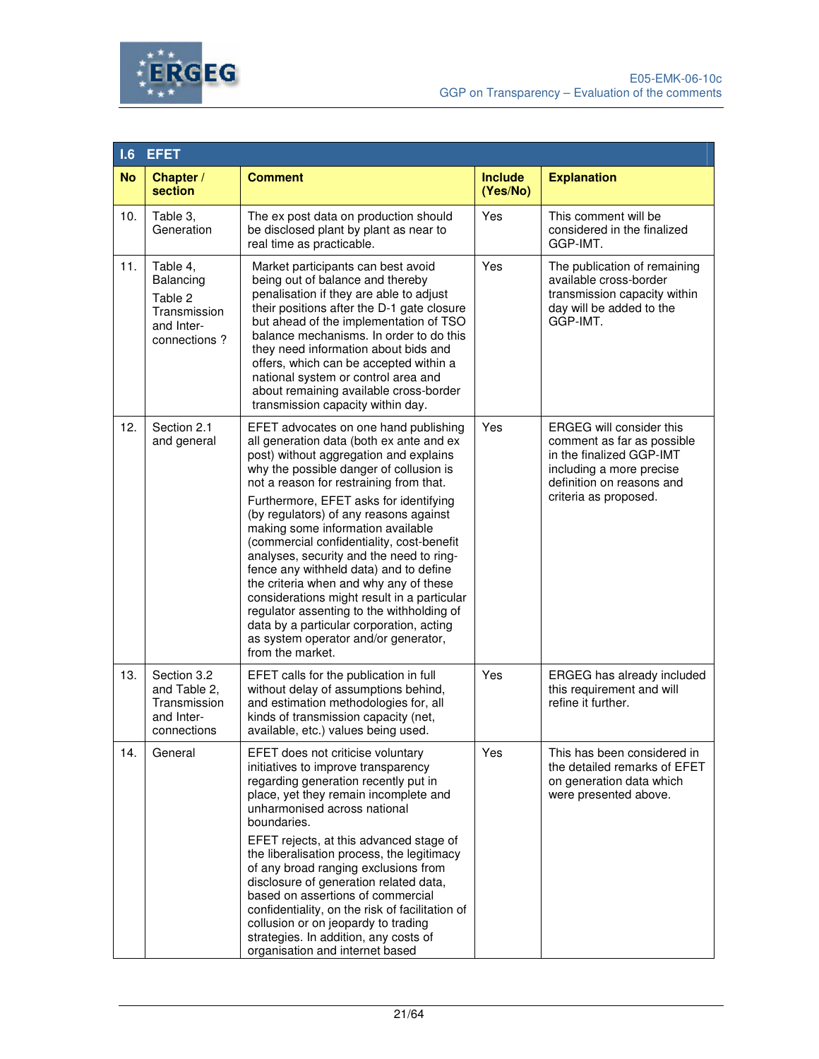| I.6 EFET | | | | |
|---|---|---|---|---|
| **No** | **Chapter / section** | **Comment** | **Include (Yes/No)** | **Explanation** |
| 10. | Table 3, Generation | The ex post data on production should be disclosed plant by plant as near to real time as practicable. | Yes | This comment will be considered in the finalized GGP-IMT. |
| 11. | Table 4, Balancing<br>Table 2 Transmission and Inter-connections ? | Market participants can best avoid being out of balance and thereby penalisation if they are able to adjust their positions after the D-1 gate closure but ahead of the implementation of TSO balance mechanisms. In order to do this they need information about bids and offers, which can be accepted within a national system or control area and about remaining available cross-border transmission capacity within day. | Yes | The publication of remaining available cross-border transmission capacity within day will be added to the GGP-IMT. |
| 12. | Section 2.1 and general | EFET advocates on one hand publishing all generation data (both ex ante and ex post) without aggregation and explains why the possible danger of collusion is not a reason for restraining from that.<br>Furthermore, EFET asks for identifying (by regulators) of any reasons against making some information available (commercial confidentiality, cost-benefit analyses, security and the need to ring-fence any withheld data) and to define the criteria when and why any of these considerations might result in a particular regulator assenting to the withholding of data by a particular corporation, acting as system operator and/or generator, from the market. | Yes | ERGEG will consider this comment as far as possible in the finalized GGP-IMT including a more precise definition on reasons and criteria as proposed. |
| 13. | Section 3.2 and Table 2, Transmission and Inter-connections | EFET calls for the publication in full without delay of assumptions behind, and estimation methodologies for, all kinds of transmission capacity (net, available, etc.) values being used. | Yes | ERGEG has already included this requirement and will refine it further. |
| 14. | General | EFET does not criticise voluntary initiatives to improve transparency regarding generation recently put in place, yet they remain incomplete and unharmonised across national boundaries.<br>EFET rejects, at this advanced stage of the liberalisation process, the legitimacy of any broad ranging exclusions from disclosure of generation related data, based on assertions of commercial confidentiality, on the risk of facilitation of collusion or on jeopardy to trading strategies. In addition, any costs of organisation and internet based | Yes | This has been considered in the detailed remarks of EFET on generation data which were presented above. |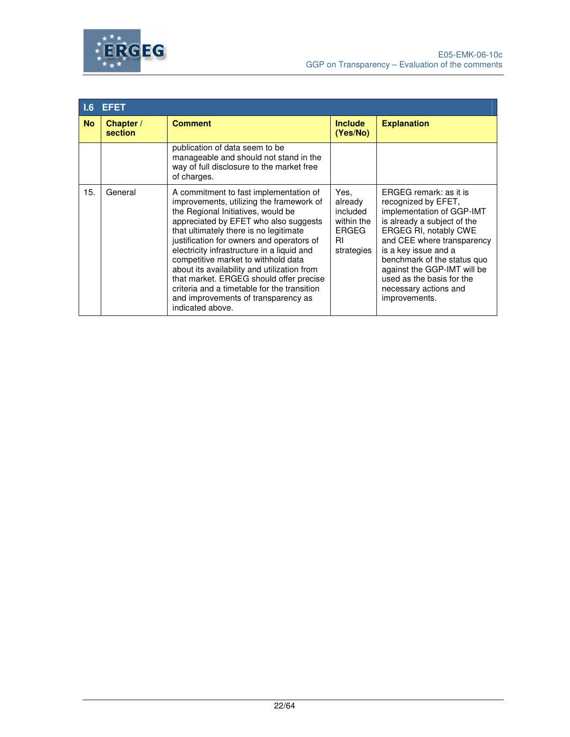| I.6 EFET | | | | |
|---|---|---|---|---|
| **No** | **Chapter / section** | **Comment** | **Include (Yes/No)** | **Explanation** |
| | | publication of data seem to be manageable and should not stand in the way of full disclosure to the market free of charges. | | |
| 15. | General | A commitment to fast implementation of improvements, utilizing the framework of the Regional Initiatives, would be appreciated by EFET who also suggests that ultimately there is no legitimate justification for owners and operators of electricity infrastructure in a liquid and competitive market to withhold data about its availability and utilization from that market. ERGEG should offer precise criteria and a timetable for the transition and improvements of transparency as indicated above. | Yes, already included within the ERGEG RI strategies | ERGEG remark: as it is recognized by EFET, implementation of GGP-IMT is already a subject of the ERGEG RI, notably CWE and CEE where transparency is a key issue and a benchmark of the status quo against the GGP-IMT will be used as the basis for the necessary actions and improvements. |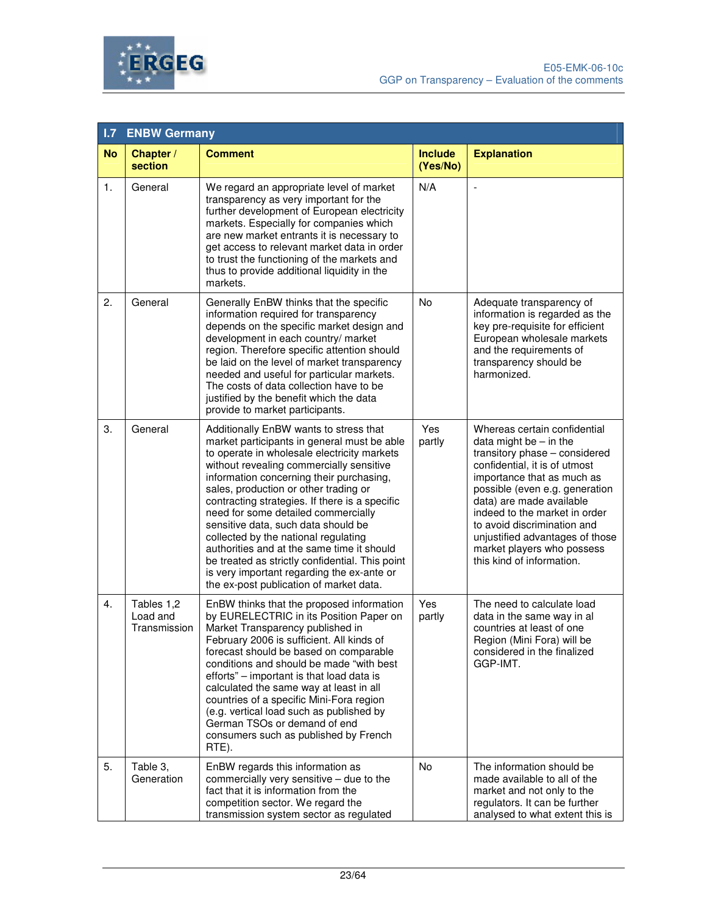## I.7 ENBW Germany

| No | Chapter / section | Comment | Include (Yes/No) | Explanation |
|---|---|---|---|---|
| 1. | General | We regard an appropriate level of market transparency as very important for the further development of European electricity markets. Especially for companies which are new market entrants it is necessary to get access to relevant market data in order to trust the functioning of the markets and thus to provide additional liquidity in the markets. | N/A | - |
| 2. | General | Generally EnBW thinks that the specific information required for transparency depends on the specific market design and development in each country/ market region. Therefore specific attention should be laid on the level of market transparency needed and useful for particular markets. The costs of data collection have to be justified by the benefit which the data provide to market participants. | No | Adequate transparency of information is regarded as the key pre-requisite for efficient European wholesale markets and the requirements of transparency should be harmonized. |
| 3. | General | Additionally EnBW wants to stress that market participants in general must be able to operate in wholesale electricity markets without revealing commercially sensitive information concerning their purchasing, sales, production or other trading or contracting strategies. If there is a specific need for some detailed commercially sensitive data, such data should be collected by the national regulating authorities and at the same time it should be treated as strictly confidential. This point is very important regarding the ex-ante or the ex-post publication of market data. | Yes partly | Whereas certain confidential data might be – in the transitory phase – considered confidential, it is of utmost importance that as much as possible (even e.g. generation data) are made available indeed to the market in order to avoid discrimination and unjustified advantages of those market players who possess this kind of information. |
| 4. | Tables 1,2 Load and Transmission | EnBW thinks that the proposed information by EURELECTRIC in its Position Paper on Market Transparency published in February 2006 is sufficient. All kinds of forecast should be based on comparable conditions and should be made "with best efforts" – important is that load data is calculated the same way at least in all countries of a specific Mini-Fora region (e.g. vertical load such as published by German TSOs or demand of end consumers such as published by French RTE). | Yes partly | The need to calculate load data in the same way in al countries at least of one Region (Mini Fora) will be considered in the finalized GGP-IMT. |
| 5. | Table 3, Generation | EnBW regards this information as commercially very sensitive – due to the fact that it is information from the competition sector. We regard the transmission system sector as regulated | No | The information should be made available to all of the market and not only to the regulators. It can be further analysed to what extent this is |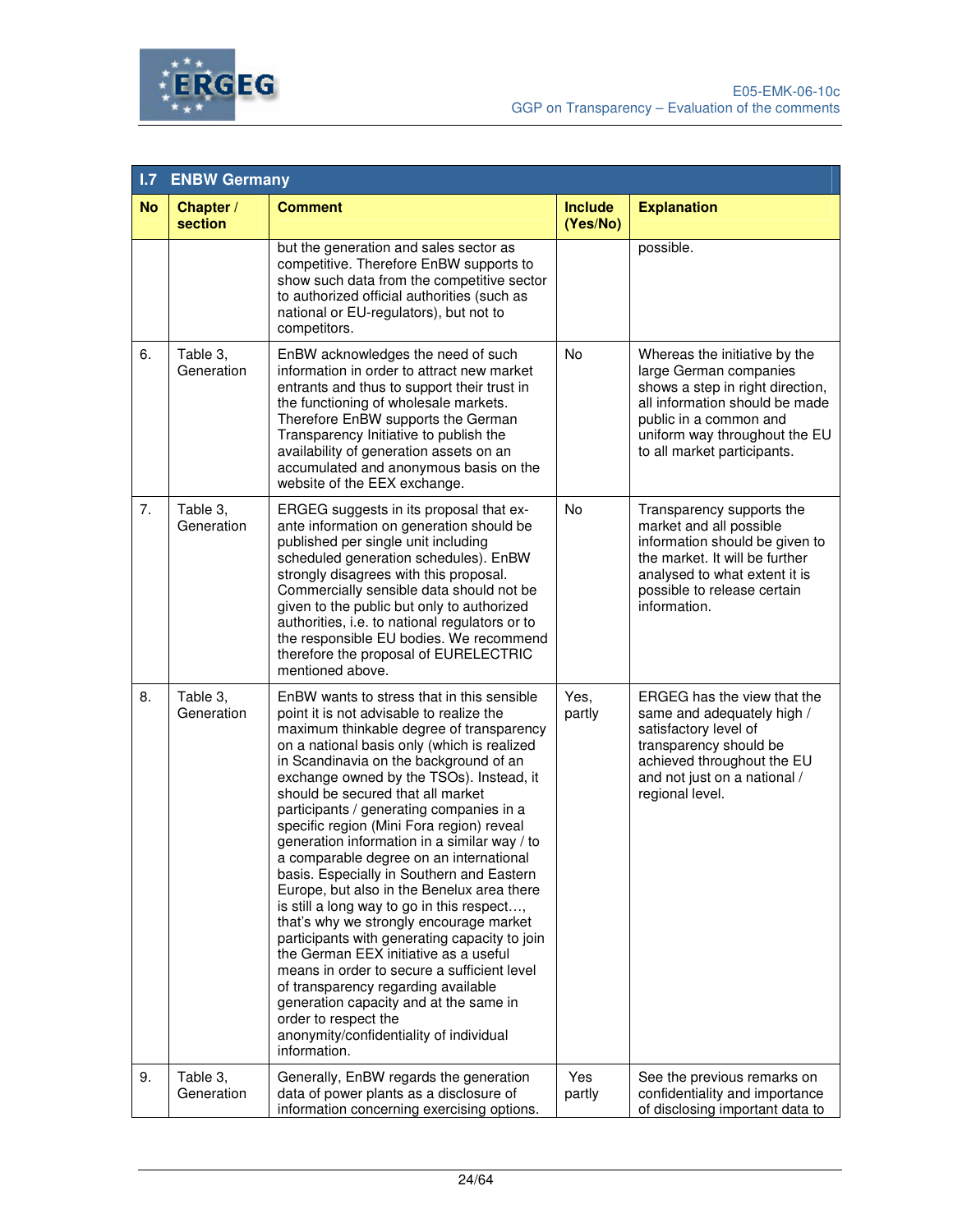## I.7 ENBW Germany

| No | Chapter / section | Comment | Include (Yes/No) | Explanation |
|---|---|---|---|---|
| | | but the generation and sales sector as competitive. Therefore EnBW supports to show such data from the competitive sector to authorized official authorities (such as national or EU-regulators), but not to competitors. | | possible. |
| 6. | Table 3, Generation | EnBW acknowledges the need of such information in order to attract new market entrants and thus to support their trust in the functioning of wholesale markets. Therefore EnBW supports the German Transparency Initiative to publish the availability of generation assets on an accumulated and anonymous basis on the website of the EEX exchange. | No | Whereas the initiative by the large German companies shows a step in right direction, all information should be made public in a common and uniform way throughout the EU to all market participants. |
| 7. | Table 3, Generation | ERGEG suggests in its proposal that ex-ante information on generation should be published per single unit including scheduled generation schedules). EnBW strongly disagrees with this proposal. Commercially sensible data should not be given to the public but only to authorized authorities, i.e. to national regulators or to the responsible EU bodies. We recommend therefore the proposal of EURELECTRIC mentioned above. | No | Transparency supports the market and all possible information should be given to the market. It will be further analysed to what extent it is possible to release certain information. |
| 8. | Table 3, Generation | EnBW wants to stress that in this sensible point it is not advisable to realize the maximum thinkable degree of transparency on a national basis only (which is realized in Scandinavia on the background of an exchange owned by the TSOs). Instead, it should be secured that all market participants / generating companies in a specific region (Mini Fora region) reveal generation information in a similar way / to a comparable degree on an international basis. Especially in Southern and Eastern Europe, but also in the Benelux area there is still a long way to go in this respect…, that's why we strongly encourage market participants with generating capacity to join the German EEX initiative as a useful means in order to secure a sufficient level of transparency regarding available generation capacity and at the same in order to respect the anonymity/confidentiality of individual information. | Yes, partly | ERGEG has the view that the same and adequately high / satisfactory level of transparency should be achieved throughout the EU and not just on a national / regional level. |
| 9. | Table 3, Generation | Generally, EnBW regards the generation data of power plants as a disclosure of information concerning exercising options. | Yes partly | See the previous remarks on confidentiality and importance of disclosing important data to |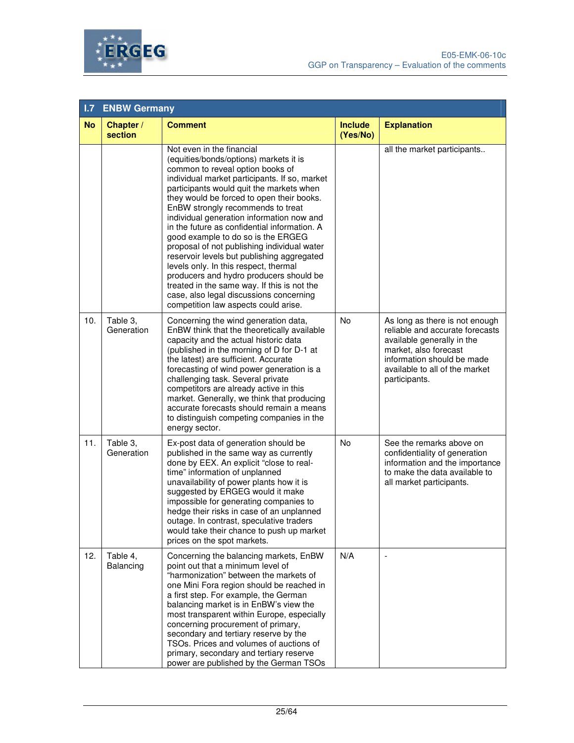| I.7 ENBW Germany | | | | |
|---|---|---|---|---|
| **No** | **Chapter / section** | **Comment** | **Include (Yes/No)** | **Explanation** |
| | | Not even in the financial (equities/bonds/options) markets it is common to reveal option books of individual market participants. If so, market participants would quit the markets when they would be forced to open their books. EnBW strongly recommends to treat individual generation information now and in the future as confidential information. A good example to do so is the ERGEG proposal of not publishing individual water reservoir levels but publishing aggregated levels only. In this respect, thermal producers and hydro producers should be treated in the same way. If this is not the case, also legal discussions concerning competition law aspects could arise. | | all the market participants.. |
| 10. | Table 3, Generation | Concerning the wind generation data, EnBW think that the theoretically available capacity and the actual historic data (published in the morning of D for D-1 at the latest) are sufficient. Accurate forecasting of wind power generation is a challenging task. Several private competitors are already active in this market. Generally, we think that producing accurate forecasts should remain a means to distinguish competing companies in the energy sector. | No | As long as there is not enough reliable and accurate forecasts available generally in the market, also forecast information should be made available to all of the market participants. |
| 11. | Table 3, Generation | Ex-post data of generation should be published in the same way as currently done by EEX. An explicit "close to real-time" information of unplanned unavailability of power plants how it is suggested by ERGEG would it make impossible for generating companies to hedge their risks in case of an unplanned outage. In contrast, speculative traders would take their chance to push up market prices on the spot markets. | No | See the remarks above on confidentiality of generation information and the importance to make the data available to all market participants. |
| 12. | Table 4, Balancing | Concerning the balancing markets, EnBW point out that a minimum level of "harmonization" between the markets of one Mini Fora region should be reached in a first step. For example, the German balancing market is in EnBW's view the most transparent within Europe, especially concerning procurement of primary, secondary and tertiary reserve by the TSOs. Prices and volumes of auctions of primary, secondary and tertiary reserve power are published by the German TSOs | N/A | - |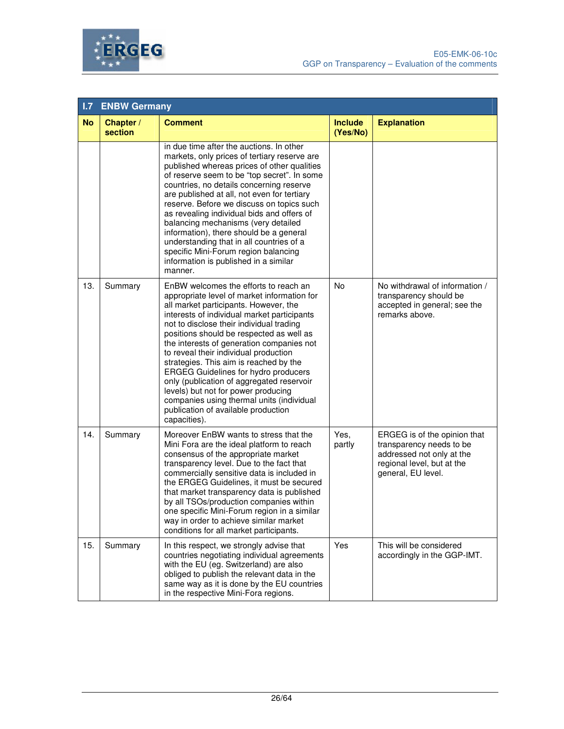## I.7 ENBW Germany

| No | Chapter / section | Comment | Include (Yes/No) | Explanation |
|---|---|---|---|---|
| | | in due time after the auctions. In other markets, only prices of tertiary reserve are published whereas prices of other qualities of reserve seem to be "top secret". In some countries, no details concerning reserve are published at all, not even for tertiary reserve. Before we discuss on topics such as revealing individual bids and offers of balancing mechanisms (very detailed information), there should be a general understanding that in all countries of a specific Mini-Forum region balancing information is published in a similar manner. | | |
| 13. | Summary | EnBW welcomes the efforts to reach an appropriate level of market information for all market participants. However, the interests of individual market participants not to disclose their individual trading positions should be respected as well as the interests of generation companies not to reveal their individual production strategies. This aim is reached by the ERGEG Guidelines for hydro producers only (publication of aggregated reservoir levels) but not for power producing companies using thermal units (individual publication of available production capacities). | No | No withdrawal of information / transparency should be accepted in general; see the remarks above. |
| 14. | Summary | Moreover EnBW wants to stress that the Mini Fora are the ideal platform to reach consensus of the appropriate market transparency level. Due to the fact that commercially sensitive data is included in the ERGEG Guidelines, it must be secured that market transparency data is published by all TSOs/production companies within one specific Mini-Forum region in a similar way in order to achieve similar market conditions for all market participants. | Yes, partly | ERGEG is of the opinion that transparency needs to be addressed not only at the regional level, but at the general, EU level. |
| 15. | Summary | In this respect, we strongly advise that countries negotiating individual agreements with the EU (eg. Switzerland) are also obliged to publish the relevant data in the same way as it is done by the EU countries in the respective Mini-Fora regions. | Yes | This will be considered accordingly in the GGP-IMT. |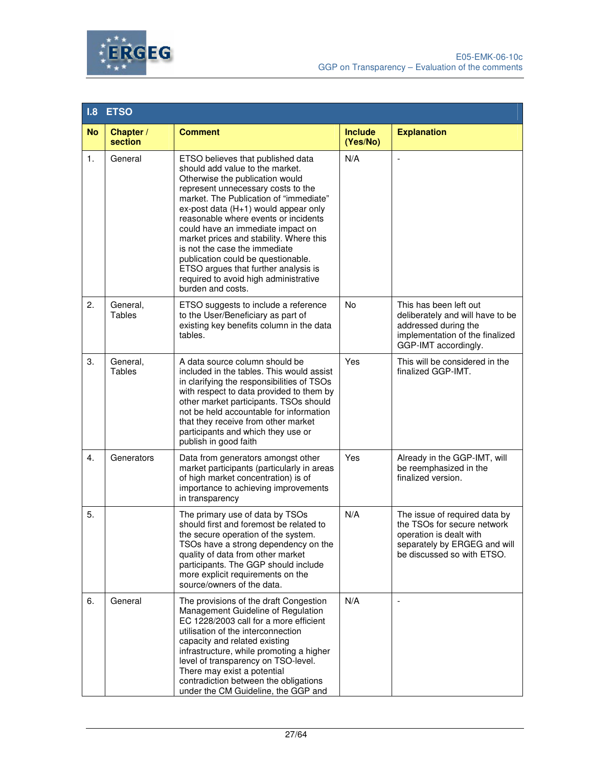## I.8 ETSO

| No | Chapter / section | Comment | Include (Yes/No) | Explanation |
|---|---|---|---|---|
| 1. | General | ETSO believes that published data should add value to the market. Otherwise the publication would represent unnecessary costs to the market. The Publication of "immediate" ex-post data (H+1) would appear only reasonable where events or incidents could have an immediate impact on market prices and stability. Where this is not the case the immediate publication could be questionable. ETSO argues that further analysis is required to avoid high administrative burden and costs. | N/A | - |
| 2. | General, Tables | ETSO suggests to include a reference to the User/Beneficiary as part of existing key benefits column in the data tables. | No | This has been left out deliberately and will have to be addressed during the implementation of the finalized GGP-IMT accordingly. |
| 3. | General, Tables | A data source column should be included in the tables. This would assist in clarifying the responsibilities of TSOs with respect to data provided to them by other market participants. TSOs should not be held accountable for information that they receive from other market participants and which they use or publish in good faith | Yes | This will be considered in the finalized GGP-IMT. |
| 4. | Generators | Data from generators amongst other market participants (particularly in areas of high market concentration) is of importance to achieving improvements in transparency | Yes | Already in the GGP-IMT, will be reemphasized in the finalized version. |
| 5. | | The primary use of data by TSOs should first and foremost be related to the secure operation of the system. TSOs have a strong dependency on the quality of data from other market participants. The GGP should include more explicit requirements on the source/owners of the data. | N/A | The issue of required data by the TSOs for secure network operation is dealt with separately by ERGEG and will be discussed so with ETSO. |
| 6. | General | The provisions of the draft Congestion Management Guideline of Regulation EC 1228/2003 call for a more efficient utilisation of the interconnection capacity and related existing infrastructure, while promoting a higher level of transparency on TSO-level. There may exist a potential contradiction between the obligations under the CM Guideline, the GGP and | N/A | - |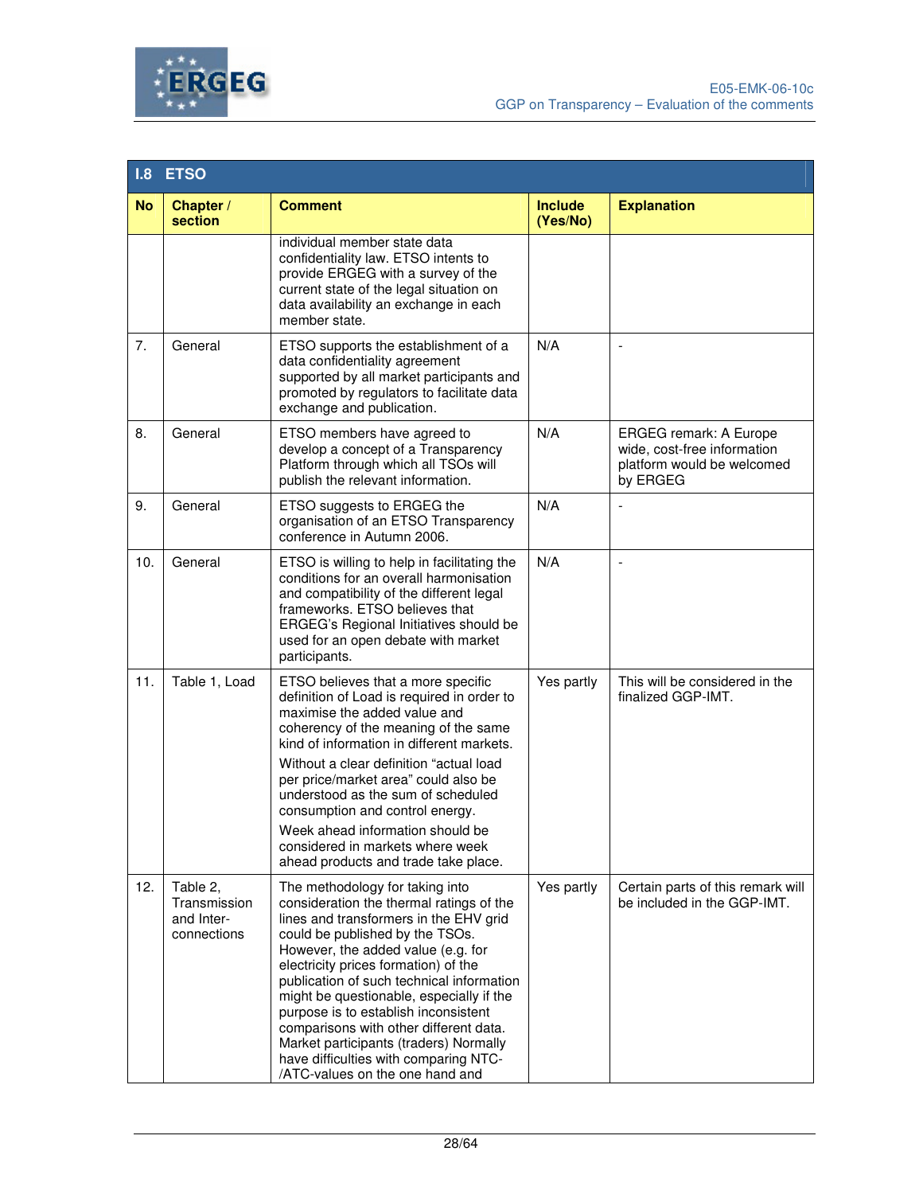## I.8 ETSO

| No | Chapter / section | Comment | Include (Yes/No) | Explanation |
|---|---|---|---|---|
| | | individual member state data confidentiality law. ETSO intents to provide ERGEG with a survey of the current state of the legal situation on data availability an exchange in each member state. | | |
| 7. | General | ETSO supports the establishment of a data confidentiality agreement supported by all market participants and promoted by regulators to facilitate data exchange and publication. | N/A | - |
| 8. | General | ETSO members have agreed to develop a concept of a Transparency Platform through which all TSOs will publish the relevant information. | N/A | ERGEG remark: A Europe wide, cost-free information platform would be welcomed by ERGEG |
| 9. | General | ETSO suggests to ERGEG the organisation of an ETSO Transparency conference in Autumn 2006. | N/A | - |
| 10. | General | ETSO is willing to help in facilitating the conditions for an overall harmonisation and compatibility of the different legal frameworks. ETSO believes that ERGEG's Regional Initiatives should be used for an open debate with market participants. | N/A | - |
| 11. | Table 1, Load | ETSO believes that a more specific definition of Load is required in order to maximise the added value and coherency of the meaning of the same kind of information in different markets.<br>Without a clear definition "actual load per price/market area" could also be understood as the sum of scheduled consumption and control energy.<br>Week ahead information should be considered in markets where week ahead products and trade take place. | Yes partly | This will be considered in the finalized GGP-IMT. |
| 12. | Table 2, Transmission and Inter-connections | The methodology for taking into consideration the thermal ratings of the lines and transformers in the EHV grid could be published by the TSOs. However, the added value (e.g. for electricity prices formation) of the publication of such technical information might be questionable, especially if the purpose is to establish inconsistent comparisons with other different data. Market participants (traders) Normally have difficulties with comparing NTC-/ATC-values on the one hand and | Yes partly | Certain parts of this remark will be included in the GGP-IMT. |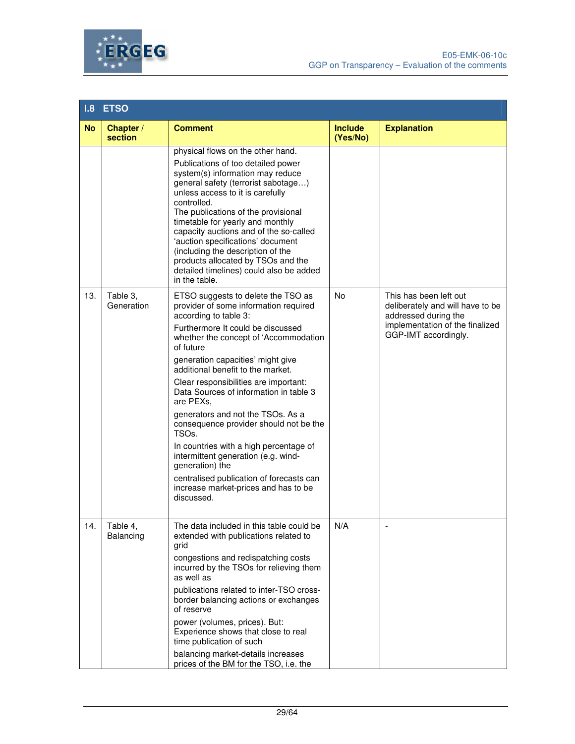## I.8 ETSO

| No | Chapter / section | Comment | Include (Yes/No) | Explanation |
|---|---|---|---|---|
| | | physical flows on the other hand. Publications of too detailed power system(s) information may reduce general safety (terrorist sabotage…) unless access to it is carefully controlled. The publications of the provisional timetable for yearly and monthly capacity auctions and of the so-called 'auction specifications' document (including the description of the products allocated by TSOs and the detailed timelines) could also be added in the table. | | |
| 13. | Table 3, Generation | ETSO suggests to delete the TSO as provider of some information required according to table 3: Furthermore It could be discussed whether the concept of 'Accommodation of future generation capacities' might give additional benefit to the market. Clear responsibilities are important: Data Sources of information in table 3 are PEXs, generators and not the TSOs. As a consequence provider should not be the TSOs. In countries with a high percentage of intermittent generation (e.g. wind-generation) the centralised publication of forecasts can increase market-prices and has to be discussed. | No | This has been left out deliberately and will have to be addressed during the implementation of the finalized GGP-IMT accordingly. |
| 14. | Table 4, Balancing | The data included in this table could be extended with publications related to grid congestions and redispatching costs incurred by the TSOs for relieving them as well as publications related to inter-TSO cross-border balancing actions or exchanges of reserve power (volumes, prices). But: Experience shows that close to real time publication of such balancing market-details increases prices of the BM for the TSO, i.e. the | N/A | - |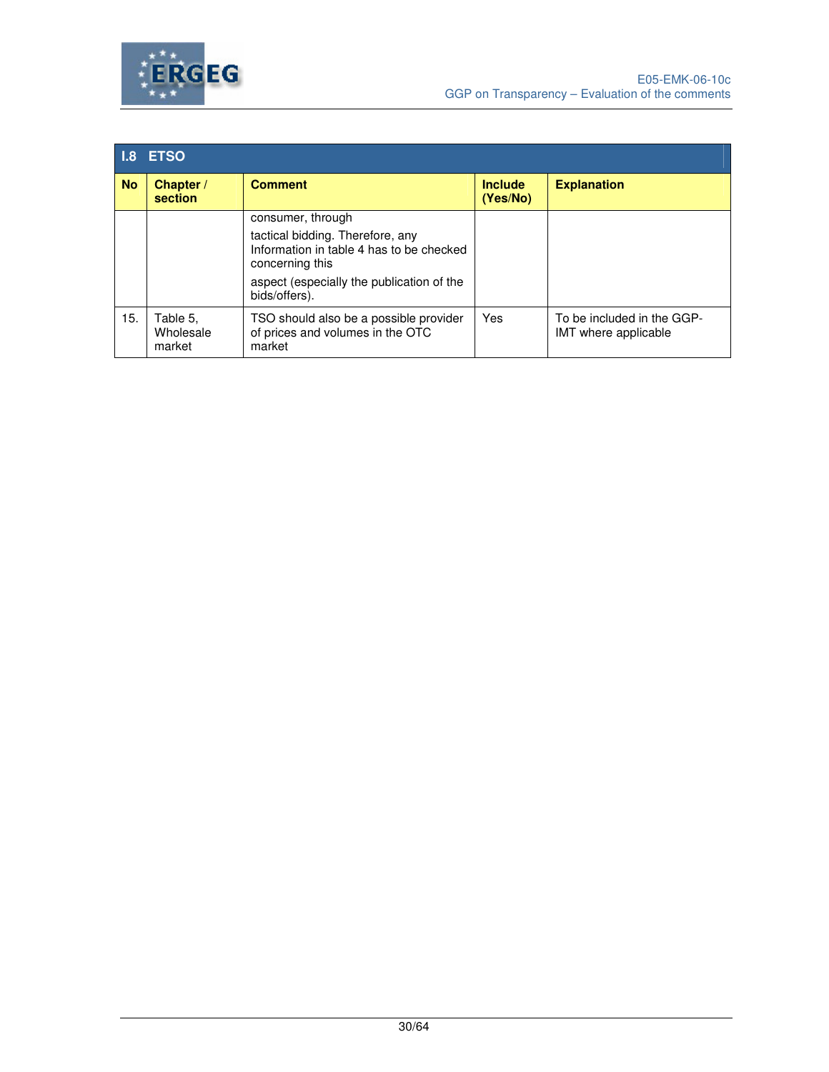| I.8 ETSO | | | | |
|---|---|---|---|---|
| **No** | **Chapter / section** | **Comment** | **Include (Yes/No)** | **Explanation** |
| | | consumer, through tactical bidding. Therefore, any Information in table 4 has to be checked concerning this aspect (especially the publication of the bids/offers). | | |
| 15. | Table 5, Wholesale market | TSO should also be a possible provider of prices and volumes in the OTC market | Yes | To be included in the GGP-IMT where applicable |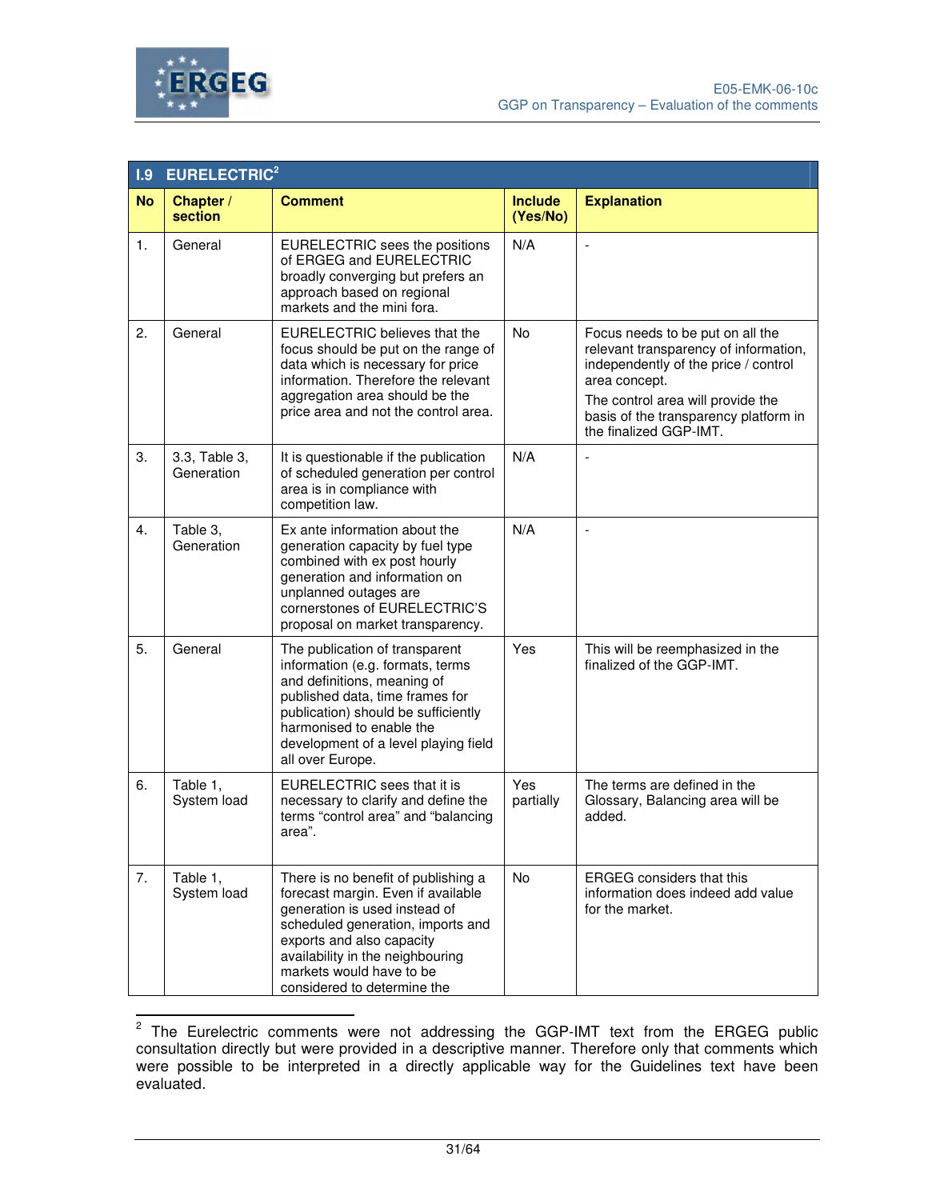## I.9 EURELECTRIC[2]

| No | Chapter / section | Comment | Include (Yes/No) | Explanation |
|---|---|---|---|---|
| 1. | General | EURELECTRIC sees the positions of ERGEG and EURELECTRIC broadly converging but prefers an approach based on regional markets and the mini fora. | N/A | - |
| 2. | General | EURELECTRIC believes that the focus should be put on the range of data which is necessary for price information. Therefore the relevant aggregation area should be the price area and not the control area. | No | Focus needs to be put on all the relevant transparency of information, independently of the price / control area concept. The control area will provide the basis of the transparency platform in the finalized GGP-IMT. |
| 3. | 3.3, Table 3, Generation | It is questionable if the publication of scheduled generation per control area is in compliance with competition law. | N/A | - |
| 4. | Table 3, Generation | Ex ante information about the generation capacity by fuel type combined with ex post hourly generation and information on unplanned outages are cornerstones of EURELECTRIC'S proposal on market transparency. | N/A | - |
| 5. | General | The publication of transparent information (e.g. formats, terms and definitions, meaning of published data, time frames for publication) should be sufficiently harmonised to enable the development of a level playing field all over Europe. | Yes | This will be reemphasized in the finalized of the GGP-IMT. |
| 6. | Table 1, System load | EURELECTRIC sees that it is necessary to clarify and define the terms "control area" and "balancing area". | Yes partially | The terms are defined in the Glossary, Balancing area will be added. |
| 7. | Table 1, System load | There is no benefit of publishing a forecast margin. Even if available generation is used instead of scheduled generation, imports and exports and also capacity availability in the neighbouring markets would have to be considered to determine the | No | ERGEG considers that this information does indeed add value for the market. |

[2] The Eurelectric comments were not addressing the GGP-IMT text from the ERGEG public consultation directly but were provided in a descriptive manner. Therefore only that comments which were possible to be interpreted in a directly applicable way for the Guidelines text have been evaluated.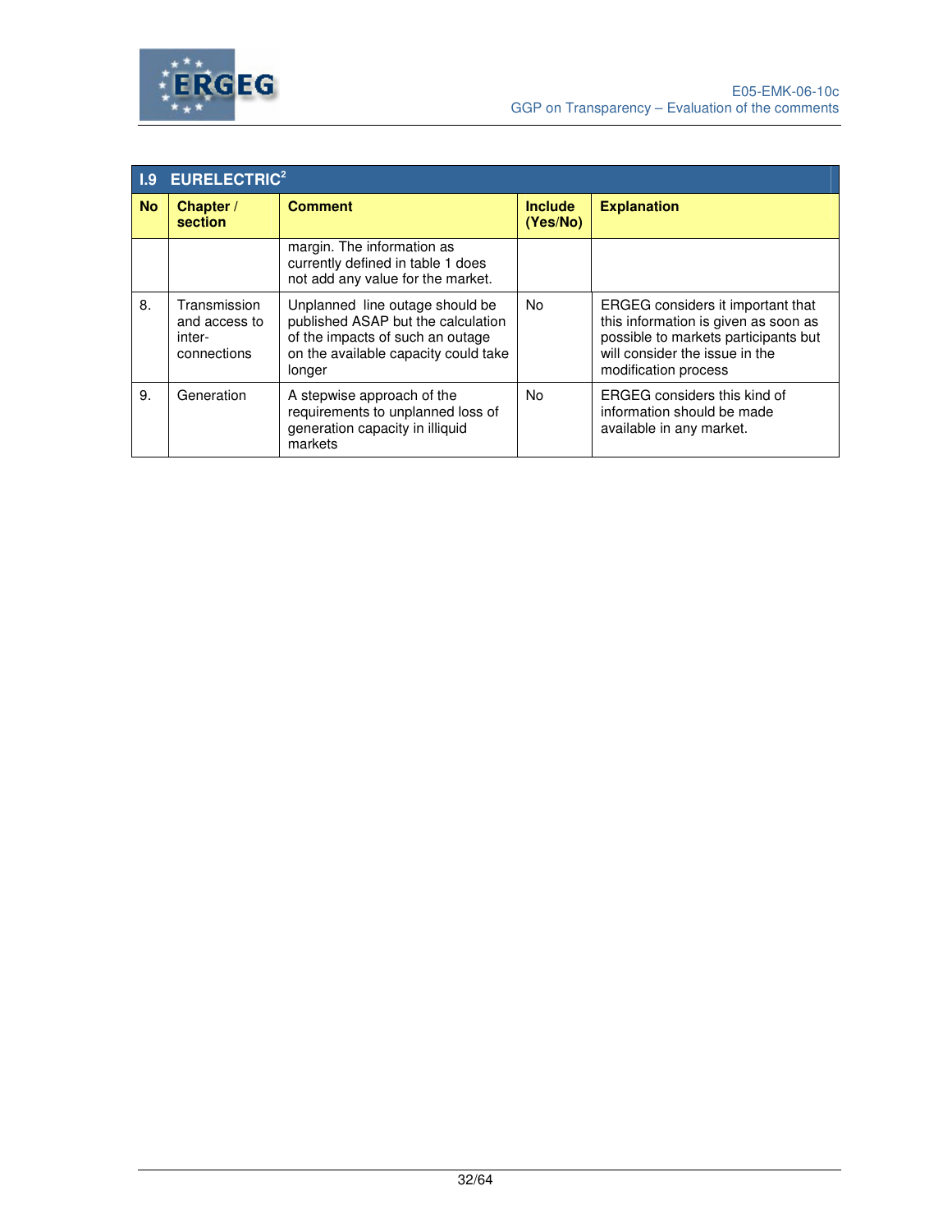| I.9 EURELECTRIC[2] | | | | |
|---|---|---|---|---|
| **No** | **Chapter / section** | **Comment** | **Include (Yes/No)** | **Explanation** |
| | | margin. The information as currently defined in table 1 does not add any value for the market. | | |
| 8. | Transmission and access to inter-connections | Unplanned line outage should be published ASAP but the calculation of the impacts of such an outage on the available capacity could take longer | No | ERGEG considers it important that this information is given as soon as possible to markets participants but will consider the issue in the modification process |
| 9. | Generation | A stepwise approach of the requirements to unplanned loss of generation capacity in illiquid markets | No | ERGEG considers this kind of information should be made available in any market. |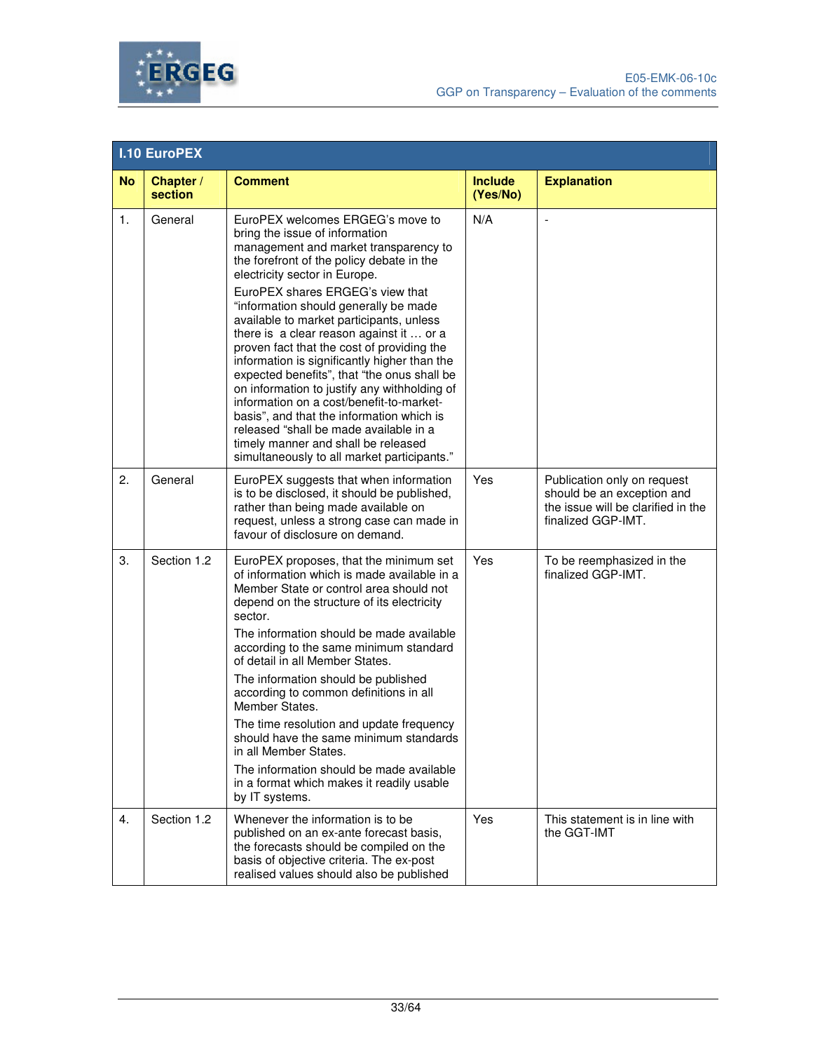## I.10 EuroPEX

| No | Chapter / section | Comment | Include (Yes/No) | Explanation |
|---|---|---|---|---|
| 1. | General | EuroPEX welcomes ERGEG's move to bring the issue of information management and market transparency to the forefront of the policy debate in the electricity sector in Europe.<br><br>EuroPEX shares ERGEG's view that "information should generally be made available to market participants, unless there is a clear reason against it … or a proven fact that the cost of providing the information is significantly higher than the expected benefits", that "the onus shall be on information to justify any withholding of information on a cost/benefit-to-market-basis", and that the information which is released "shall be made available in a timely manner and shall be released simultaneously to all market participants." | N/A | - |
| 2. | General | EuroPEX suggests that when information is to be disclosed, it should be published, rather than being made available on request, unless a strong case can made in favour of disclosure on demand. | Yes | Publication only on request should be an exception and the issue will be clarified in the finalized GGP-IMT. |
| 3. | Section 1.2 | EuroPEX proposes, that the minimum set of information which is made available in a Member State or control area should not depend on the structure of its electricity sector.<br><br>The information should be made available according to the same minimum standard of detail in all Member States.<br><br>The information should be published according to common definitions in all Member States.<br><br>The time resolution and update frequency should have the same minimum standards in all Member States.<br><br>The information should be made available in a format which makes it readily usable by IT systems. | Yes | To be reemphasized in the finalized GGP-IMT. |
| 4. | Section 1.2 | Whenever the information is to be published on an ex-ante forecast basis, the forecasts should be compiled on the basis of objective criteria. The ex-post realised values should also be published | Yes | This statement is in line with the GGT-IMT |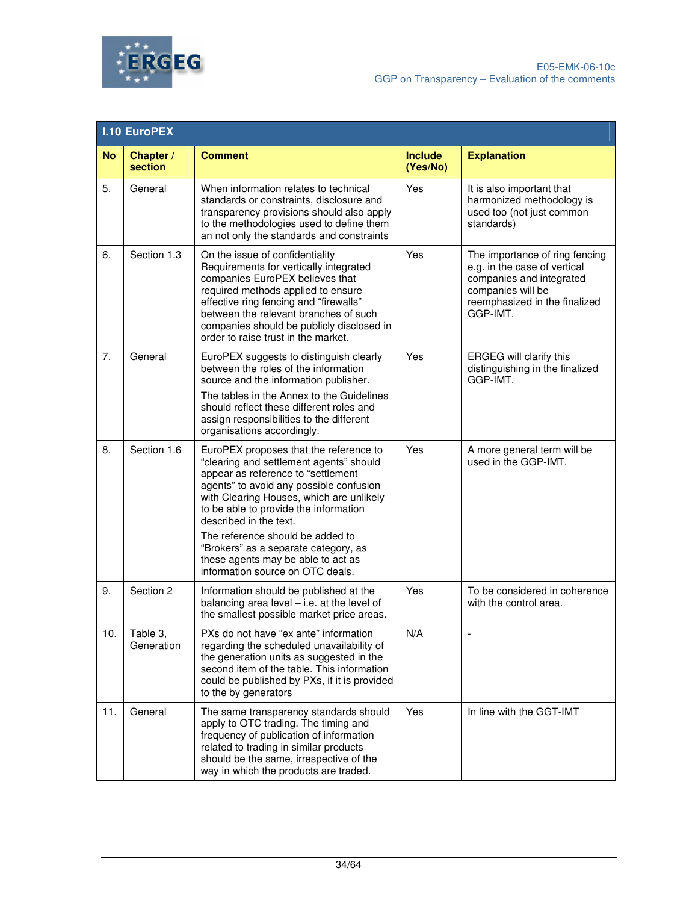## I.10 EuroPEX

| No | Chapter / section | Comment | Include (Yes/No) | Explanation |
|---|---|---|---|---|
| 5. | General | When information relates to technical standards or constraints, disclosure and transparency provisions should also apply to the methodologies used to define them an not only the standards and constraints | Yes | It is also important that harmonized methodology is used too (not just common standards) |
| 6. | Section 1.3 | On the issue of confidentiality Requirements for vertically integrated companies EuroPEX believes that required methods applied to ensure effective ring fencing and "firewalls" between the relevant branches of such companies should be publicly disclosed in order to raise trust in the market. | Yes | The importance of ring fencing e.g. in the case of vertical companies and integrated companies will be reemphasized in the finalized GGP-IMT. |
| 7. | General | EuroPEX suggests to distinguish clearly between the roles of the information source and the information publisher.<br>The tables in the Annex to the Guidelines should reflect these different roles and assign responsibilities to the different organisations accordingly. | Yes | ERGEG will clarify this distinguishing in the finalized GGP-IMT. |
| 8. | Section 1.6 | EuroPEX proposes that the reference to "clearing and settlement agents" should appear as reference to "settlement agents" to avoid any possible confusion with Clearing Houses, which are unlikely to be able to provide the information described in the text.<br>The reference should be added to "Brokers" as a separate category, as these agents may be able to act as information source on OTC deals. | Yes | A more general term will be used in the GGP-IMT. |
| 9. | Section 2 | Information should be published at the balancing area level – i.e. at the level of the smallest possible market price areas. | Yes | To be considered in coherence with the control area. |
| 10. | Table 3, Generation | PXs do not have "ex ante" information regarding the scheduled unavailability of the generation units as suggested in the second item of the table. This information could be published by PXs, if it is provided to the by generators | N/A | - |
| 11. | General | The same transparency standards should apply to OTC trading. The timing and frequency of publication of information related to trading in similar products should be the same, irrespective of the way in which the products are traded. | Yes | In line with the GGT-IMT |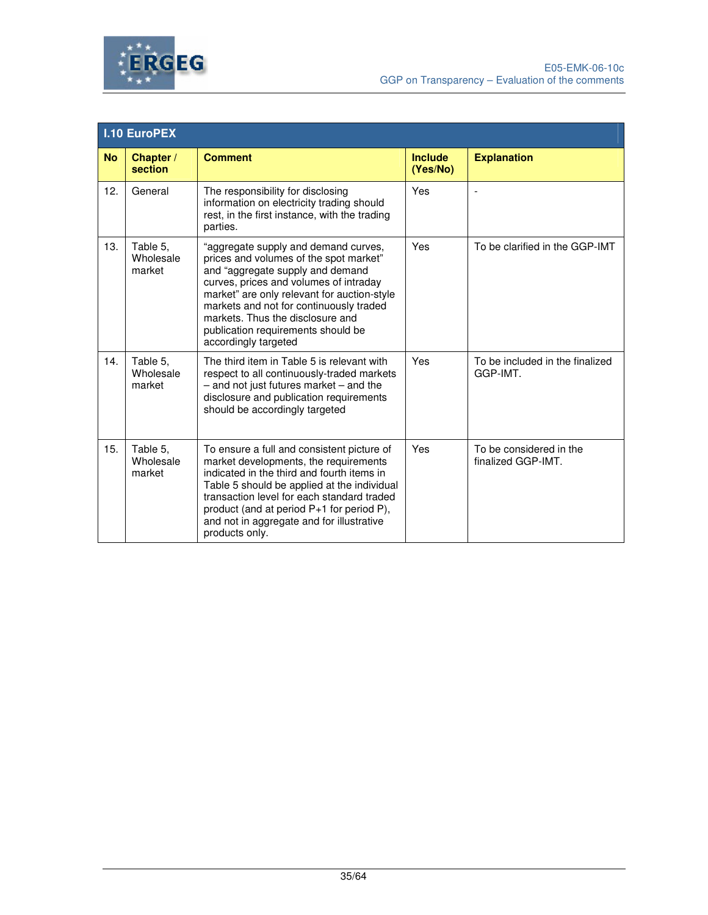| I.10 EuroPEX | | | | |
|---|---|---|---|---|
| **No** | **Chapter / section** | **Comment** | **Include (Yes/No)** | **Explanation** |
| 12. | General | The responsibility for disclosing information on electricity trading should rest, in the first instance, with the trading parties. | Yes | - |
| 13. | Table 5, Wholesale market | "aggregate supply and demand curves, prices and volumes of the spot market" and "aggregate supply and demand curves, prices and volumes of intraday market" are only relevant for auction-style markets and not for continuously traded markets. Thus the disclosure and publication requirements should be accordingly targeted | Yes | To be clarified in the GGP-IMT |
| 14. | Table 5, Wholesale market | The third item in Table 5 is relevant with respect to all continuously-traded markets – and not just futures market – and the disclosure and publication requirements should be accordingly targeted | Yes | To be included in the finalized GGP-IMT. |
| 15. | Table 5, Wholesale market | To ensure a full and consistent picture of market developments, the requirements indicated in the third and fourth items in Table 5 should be applied at the individual transaction level for each standard traded product (and at period P+1 for period P), and not in aggregate and for illustrative products only. | Yes | To be considered in the finalized GGP-IMT. |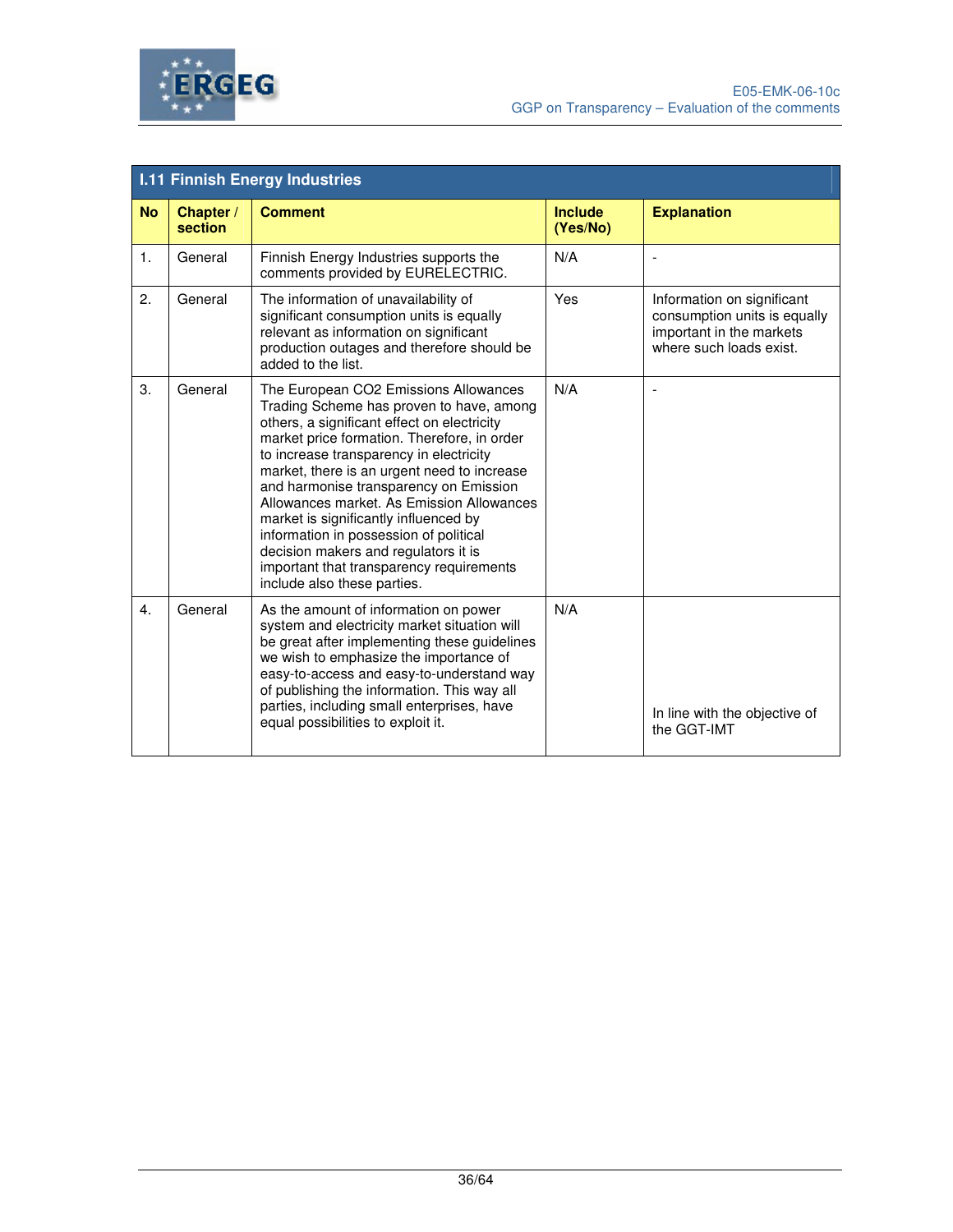| I.11 Finnish Energy Industries | | | | |
|---|---|---|---|---|
| **No** | **Chapter / section** | **Comment** | **Include (Yes/No)** | **Explanation** |
| 1. | General | Finnish Energy Industries supports the comments provided by EURELECTRIC. | N/A | - |
| 2. | General | The information of unavailability of significant consumption units is equally relevant as information on significant production outages and therefore should be added to the list. | Yes | Information on significant consumption units is equally important in the markets where such loads exist. |
| 3. | General | The European CO2 Emissions Allowances Trading Scheme has proven to have, among others, a significant effect on electricity market price formation. Therefore, in order to increase transparency in electricity market, there is an urgent need to increase and harmonise transparency on Emission Allowances market. As Emission Allowances market is significantly influenced by information in possession of political decision makers and regulators it is important that transparency requirements include also these parties. | N/A | - |
| 4. | General | As the amount of information on power system and electricity market situation will be great after implementing these guidelines we wish to emphasize the importance of easy-to-access and easy-to-understand way of publishing the information. This way all parties, including small enterprises, have equal possibilities to exploit it. | N/A | In line with the objective of the GGT-IMT |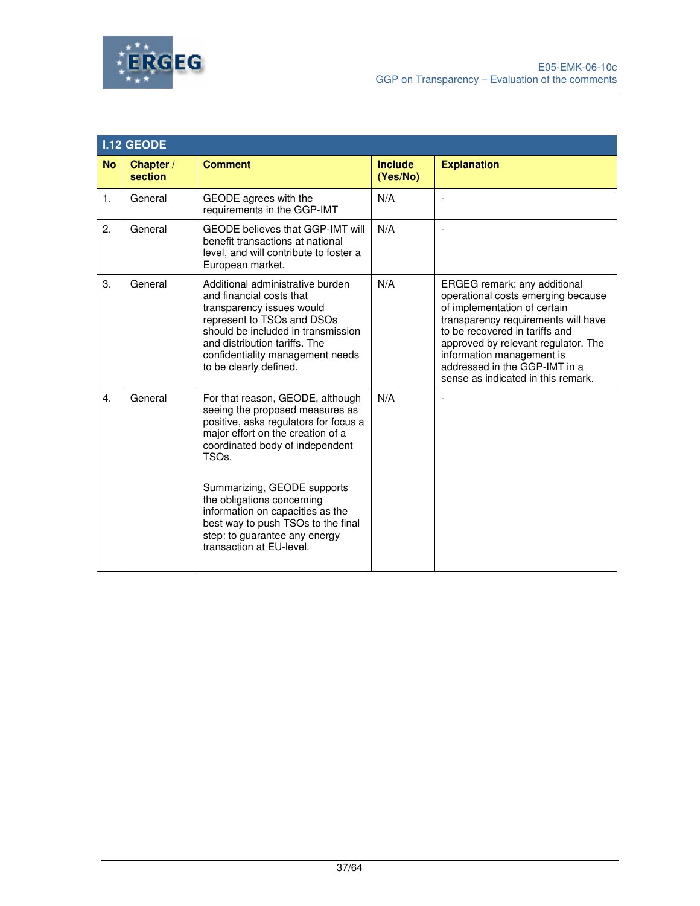| I.12 GEODE | | | | |
|---|---|---|---|---|
| **No** | **Chapter / section** | **Comment** | **Include (Yes/No)** | **Explanation** |
| 1. | General | GEODE agrees with the requirements in the GGP-IMT | N/A | - |
| 2. | General | GEODE believes that GGP-IMT will benefit transactions at national level, and will contribute to foster a European market. | N/A | - |
| 3. | General | Additional administrative burden and financial costs that transparency issues would represent to TSOs and DSOs should be included in transmission and distribution tariffs. The confidentiality management needs to be clearly defined. | N/A | ERGEG remark: any additional operational costs emerging because of implementation of certain transparency requirements will have to be recovered in tariffs and approved by relevant regulator. The information management is addressed in the GGP-IMT in a sense as indicated in this remark. |
| 4. | General | For that reason, GEODE, although seeing the proposed measures as positive, asks regulators for focus a major effort on the creation of a coordinated body of independent TSOs.<br><br>Summarizing, GEODE supports the obligations concerning information on capacities as the best way to push TSOs to the final step: to guarantee any energy transaction at EU-level. | N/A | - |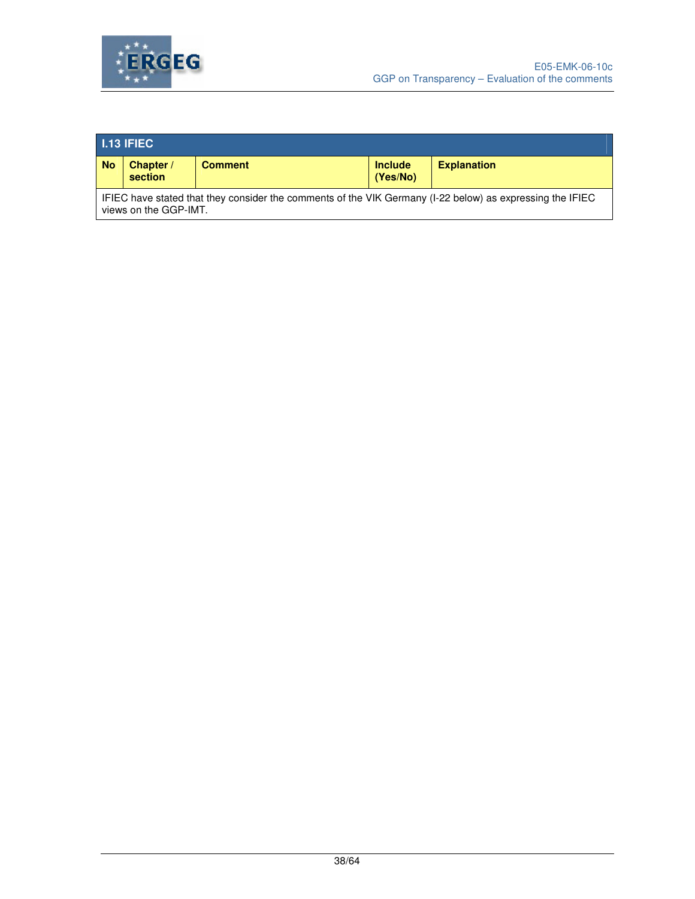| I.13 IFIEC | | | | |
|---|---|---|---|---|
| **No** | **Chapter / section** | **Comment** | **Include (Yes/No)** | **Explanation** |
| IFIEC have stated that they consider the comments of the VIK Germany (I-22 below) as expressing the IFIEC views on the GGP-IMT. | | | | |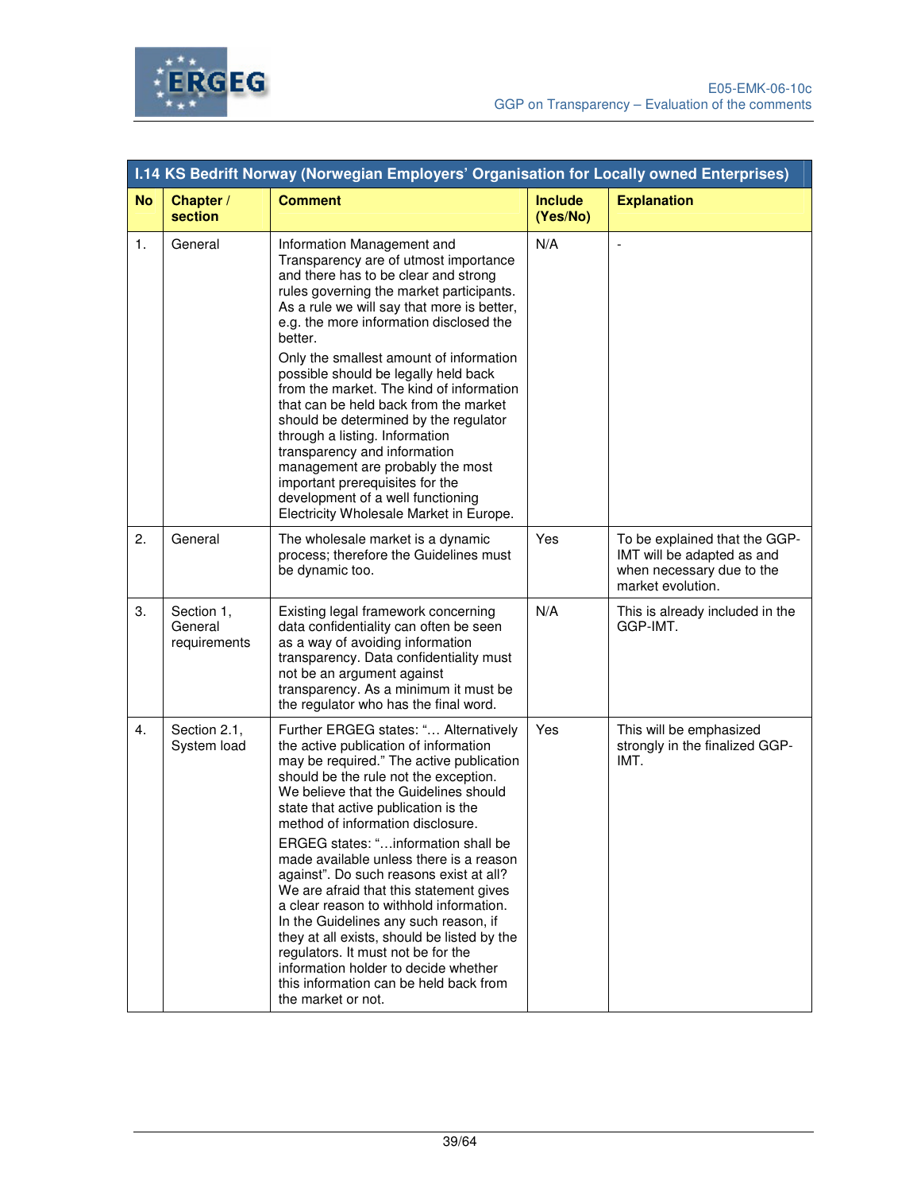| I.14 KS Bedrift Norway (Norwegian Employers' Organisation for Locally owned Enterprises) | | | | |
|---|---|---|---|---|
| **No** | **Chapter / section** | **Comment** | **Include (Yes/No)** | **Explanation** |
| 1. | General | Information Management and Transparency are of utmost importance and there has to be clear and strong rules governing the market participants. As a rule we will say that more is better, e.g. the more information disclosed the better.<br><br>Only the smallest amount of information possible should be legally held back from the market. The kind of information that can be held back from the market should be determined by the regulator through a listing. Information transparency and information management are probably the most important prerequisites for the development of a well functioning Electricity Wholesale Market in Europe. | N/A | - |
| 2. | General | The wholesale market is a dynamic process; therefore the Guidelines must be dynamic too. | Yes | To be explained that the GGP-IMT will be adapted as and when necessary due to the market evolution. |
| 3. | Section 1, General requirements | Existing legal framework concerning data confidentiality can often be seen as a way of avoiding information transparency. Data confidentiality must not be an argument against transparency. As a minimum it must be the regulator who has the final word. | N/A | This is already included in the GGP-IMT. |
| 4. | Section 2.1, System load | Further ERGEG states: "… Alternatively the active publication of information may be required." The active publication should be the rule not the exception. We believe that the Guidelines should state that active publication is the method of information disclosure.<br><br>ERGEG states: "…information shall be made available unless there is a reason against". Do such reasons exist at all? We are afraid that this statement gives a clear reason to withhold information. In the Guidelines any such reason, if they at all exists, should be listed by the regulators. It must not be for the information holder to decide whether this information can be held back from the market or not. | Yes | This will be emphasized strongly in the finalized GGP-IMT. |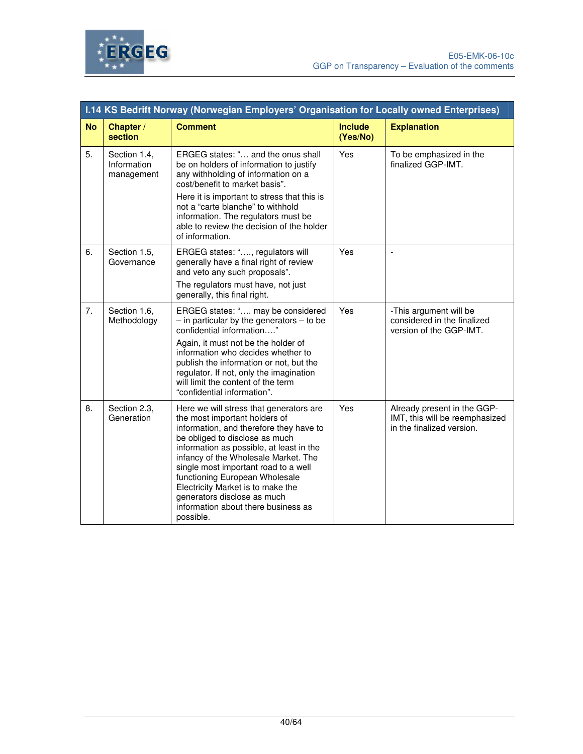| I.14 KS Bedrift Norway (Norwegian Employers' Organisation for Locally owned Enterprises) | | | | |
|---|---|---|---|---|
| **No** | **Chapter / section** | **Comment** | **Include (Yes/No)** | **Explanation** |
| 5. | Section 1.4, Information management | ERGEG states: "… and the onus shall be on holders of information to justify any withholding of information on a cost/benefit to market basis". Here it is important to stress that this is not a "carte blanche" to withhold information. The regulators must be able to review the decision of the holder of information. | Yes | To be emphasized in the finalized GGP-IMT. |
| 6. | Section 1.5, Governance | ERGEG states: "…., regulators will generally have a final right of review and veto any such proposals". The regulators must have, not just generally, this final right. | Yes | - |
| 7. | Section 1.6, Methodology | ERGEG states: "…. may be considered – in particular by the generators – to be confidential information…." Again, it must not be the holder of information who decides whether to publish the information or not, but the regulator. If not, only the imagination will limit the content of the term "confidential information". | Yes | -This argument will be considered in the finalized version of the GGP-IMT. |
| 8. | Section 2.3, Generation | Here we will stress that generators are the most important holders of information, and therefore they have to be obliged to disclose as much information as possible, at least in the infancy of the Wholesale Market. The single most important road to a well functioning European Wholesale Electricity Market is to make the generators disclose as much information about there business as possible. | Yes | Already present in the GGP-IMT, this will be reemphasized in the finalized version. |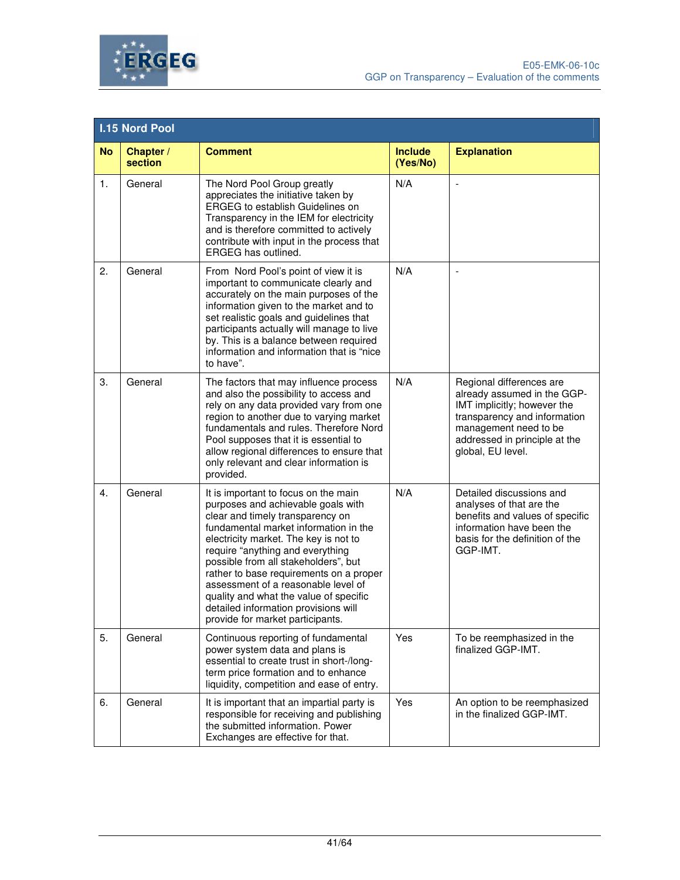## I.15 Nord Pool

| No | Chapter / section | Comment | Include (Yes/No) | Explanation |
|---|---|---|---|---|
| 1. | General | The Nord Pool Group greatly appreciates the initiative taken by ERGEG to establish Guidelines on Transparency in the IEM for electricity and is therefore committed to actively contribute with input in the process that ERGEG has outlined. | N/A | - |
| 2. | General | From Nord Pool's point of view it is important to communicate clearly and accurately on the main purposes of the information given to the market and to set realistic goals and guidelines that participants actually will manage to live by. This is a balance between required information and information that is "nice to have". | N/A | - |
| 3. | General | The factors that may influence process and also the possibility to access and rely on any data provided vary from one region to another due to varying market fundamentals and rules. Therefore Nord Pool supposes that it is essential to allow regional differences to ensure that only relevant and clear information is provided. | N/A | Regional differences are already assumed in the GGP-IMT implicitly; however the transparency and information management need to be addressed in principle at the global, EU level. |
| 4. | General | It is important to focus on the main purposes and achievable goals with clear and timely transparency on fundamental market information in the electricity market. The key is not to require "anything and everything possible from all stakeholders", but rather to base requirements on a proper assessment of a reasonable level of quality and what the value of specific detailed information provisions will provide for market participants. | N/A | Detailed discussions and analyses of that are the benefits and values of specific information have been the basis for the definition of the GGP-IMT. |
| 5. | General | Continuous reporting of fundamental power system data and plans is essential to create trust in short-/long-term price formation and to enhance liquidity, competition and ease of entry. | Yes | To be reemphasized in the finalized GGP-IMT. |
| 6. | General | It is important that an impartial party is responsible for receiving and publishing the submitted information. Power Exchanges are effective for that. | Yes | An option to be reemphasized in the finalized GGP-IMT. |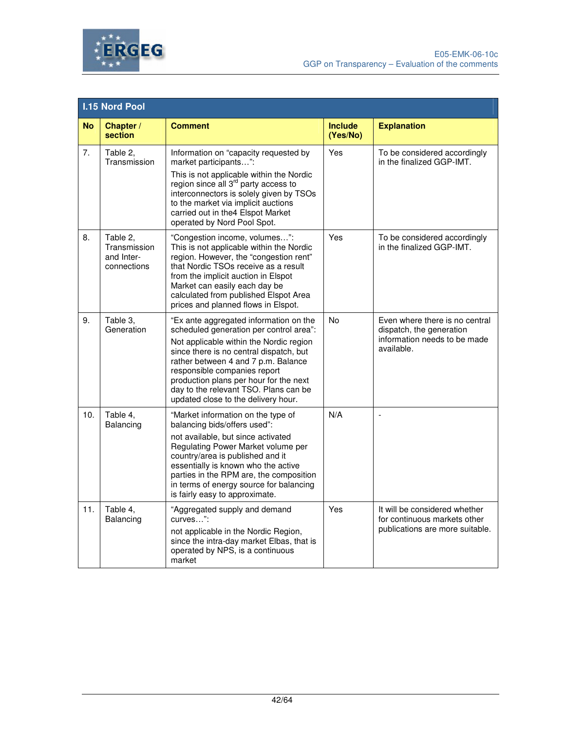| I.15 Nord Pool | | | | |
|---|---|---|---|---|
| **No** | **Chapter / section** | **Comment** | **Include (Yes/No)** | **Explanation** |
| 7. | Table 2, Transmission | Information on "capacity requested by market participants…":<br>This is not applicable within the Nordic region since all 3rd party access to interconnectors is solely given by TSOs to the market via implicit auctions carried out in the4 Elspot Market operated by Nord Pool Spot. | Yes | To be considered accordingly in the finalized GGP-IMT. |
| 8. | Table 2, Transmission and Inter-connections | "Congestion income, volumes…":<br>This is not applicable within the Nordic region. However, the "congestion rent" that Nordic TSOs receive as a result from the implicit auction in Elspot Market can easily each day be calculated from published Elspot Area prices and planned flows in Elspot. | Yes | To be considered accordingly in the finalized GGP-IMT. |
| 9. | Table 3, Generation | "Ex ante aggregated information on the scheduled generation per control area":<br>Not applicable within the Nordic region since there is no central dispatch, but rather between 4 and 7 p.m. Balance responsible companies report production plans per hour for the next day to the relevant TSO. Plans can be updated close to the delivery hour. | No | Even where there is no central dispatch, the generation information needs to be made available. |
| 10. | Table 4, Balancing | "Market information on the type of balancing bids/offers used":<br>not available, but since activated Regulating Power Market volume per country/area is published and it essentially is known who the active parties in the RPM are, the composition in terms of energy source for balancing is fairly easy to approximate. | N/A | - |
| 11. | Table 4, Balancing | "Aggregated supply and demand curves…":<br>not applicable in the Nordic Region, since the intra-day market Elbas, that is operated by NPS, is a continuous market | Yes | It will be considered whether for continuous markets other publications are more suitable. |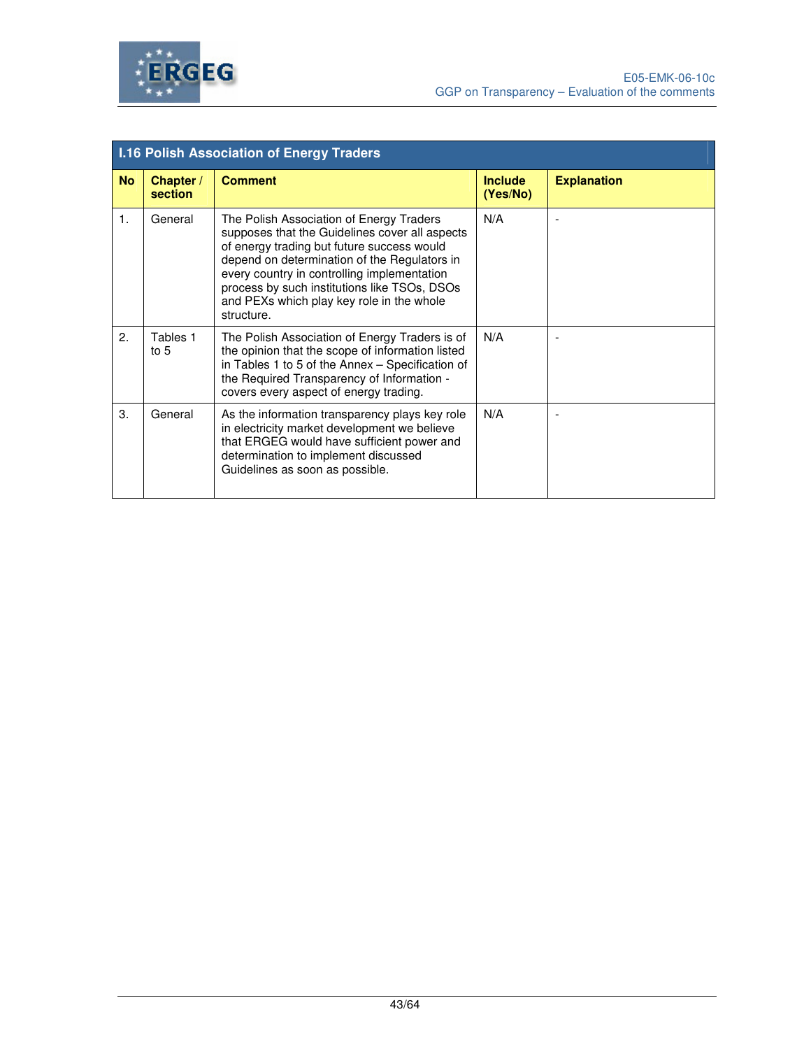| I.16 Polish Association of Energy Traders | | | | |
|---|---|---|---|---|
| **No** | **Chapter / section** | **Comment** | **Include (Yes/No)** | **Explanation** |
| 1. | General | The Polish Association of Energy Traders supposes that the Guidelines cover all aspects of energy trading but future success would depend on determination of the Regulators in every country in controlling implementation process by such institutions like TSOs, DSOs and PEXs which play key role in the whole structure. | N/A | - |
| 2. | Tables 1 to 5 | The Polish Association of Energy Traders is of the opinion that the scope of information listed in Tables 1 to 5 of the Annex – Specification of the Required Transparency of Information - covers every aspect of energy trading. | N/A | - |
| 3. | General | As the information transparency plays key role in electricity market development we believe that ERGEG would have sufficient power and determination to implement discussed Guidelines as soon as possible. | N/A | - |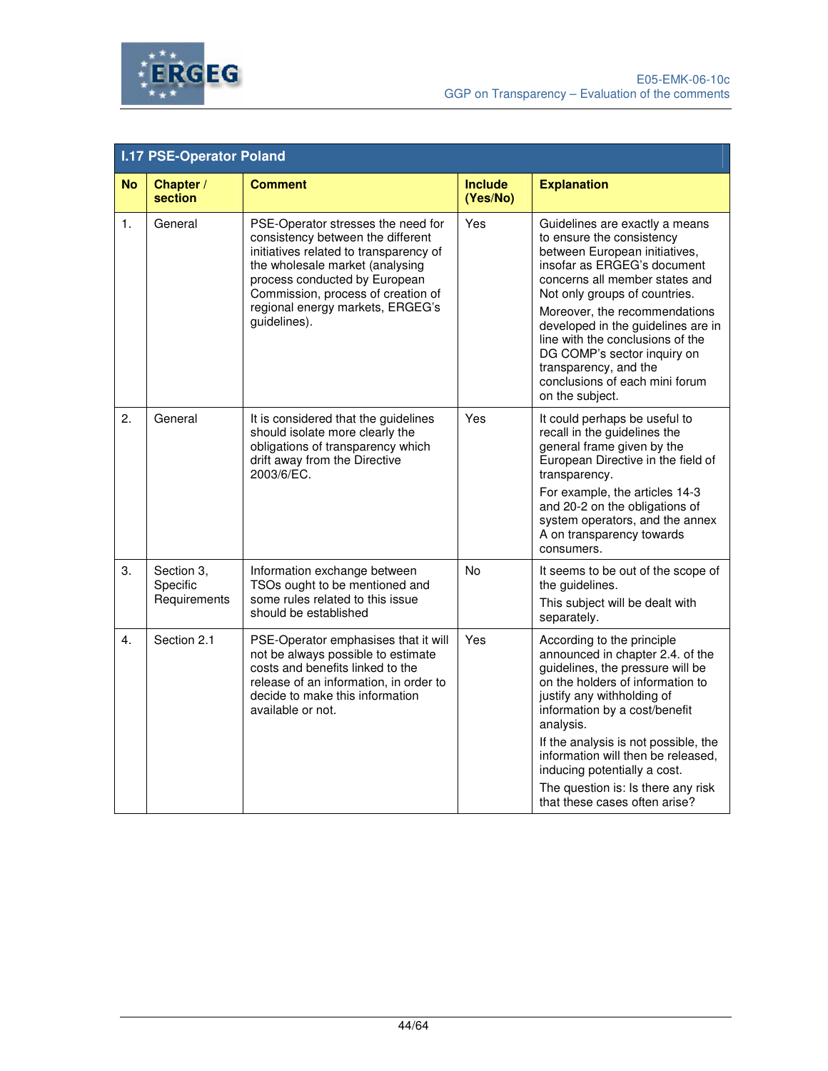## I.17 PSE-Operator Poland

| No | Chapter / section | Comment | Include (Yes/No) | Explanation |
|---|---|---|---|---|
| 1. | General | PSE-Operator stresses the need for consistency between the different initiatives related to transparency of the wholesale market (analysing process conducted by European Commission, process of creation of regional energy markets, ERGEG's guidelines). | Yes | Guidelines are exactly a means to ensure the consistency between European initiatives, insofar as ERGEG's document concerns all member states and Not only groups of countries. Moreover, the recommendations developed in the guidelines are in line with the conclusions of the DG COMP's sector inquiry on transparency, and the conclusions of each mini forum on the subject. |
| 2. | General | It is considered that the guidelines should isolate more clearly the obligations of transparency which drift away from the Directive 2003/6/EC. | Yes | It could perhaps be useful to recall in the guidelines the general frame given by the European Directive in the field of transparency. For example, the articles 14-3 and 20-2 on the obligations of system operators, and the annex A on transparency towards consumers. |
| 3. | Section 3, Specific Requirements | Information exchange between TSOs ought to be mentioned and some rules related to this issue should be established | No | It seems to be out of the scope of the guidelines. This subject will be dealt with separately. |
| 4. | Section 2.1 | PSE-Operator emphasises that it will not be always possible to estimate costs and benefits linked to the release of an information, in order to decide to make this information available or not. | Yes | According to the principle announced in chapter 2.4. of the guidelines, the pressure will be on the holders of information to justify any withholding of information by a cost/benefit analysis. If the analysis is not possible, the information will then be released, inducing potentially a cost. The question is: Is there any risk that these cases often arise? |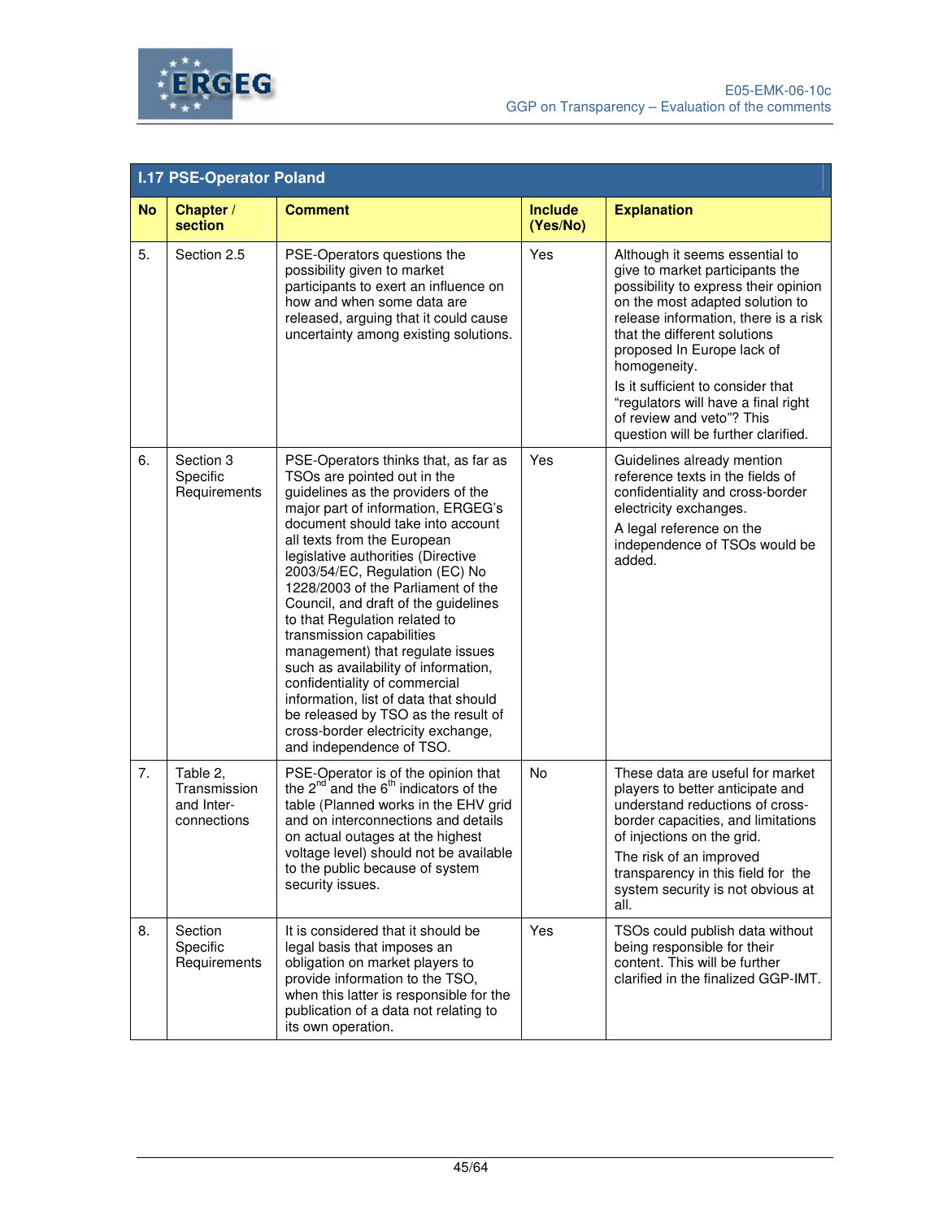## I.17 PSE-Operator Poland

| No | Chapter / section | Comment | Include (Yes/No) | Explanation |
|---|---|---|---|---|
| 5. | Section 2.5 | PSE-Operators questions the possibility given to market participants to exert an influence on how and when some data are released, arguing that it could cause uncertainty among existing solutions. | Yes | Although it seems essential to give to market participants the possibility to express their opinion on the most adapted solution to release information, there is a risk that the different solutions proposed In Europe lack of homogeneity.<br><br>Is it sufficient to consider that "regulators will have a final right of review and veto"? This question will be further clarified. |
| 6. | Section 3 Specific Requirements | PSE-Operators thinks that, as far as TSOs are pointed out in the guidelines as the providers of the major part of information, ERGEG's document should take into account all texts from the European legislative authorities (Directive 2003/54/EC, Regulation (EC) No 1228/2003 of the Parliament of the Council, and draft of the guidelines to that Regulation related to transmission capabilities management) that regulate issues such as availability of information, confidentiality of commercial information, list of data that should be released by TSO as the result of cross-border electricity exchange, and independence of TSO. | Yes | Guidelines already mention reference texts in the fields of confidentiality and cross-border electricity exchanges.<br><br>A legal reference on the independence of TSOs would be added. |
| 7. | Table 2, Transmission and Inter-connections | PSE-Operator is of the opinion that the 2nd and the 6th indicators of the table (Planned works in the EHV grid and on interconnections and details on actual outages at the highest voltage level) should not be available to the public because of system security issues. | No | These data are useful for market players to better anticipate and understand reductions of cross-border capacities, and limitations of injections on the grid.<br><br>The risk of an improved transparency in this field for the system security is not obvious at all. |
| 8. | Section Specific Requirements | It is considered that it should be legal basis that imposes an obligation on market players to provide information to the TSO, when this latter is responsible for the publication of a data not relating to its own operation. | Yes | TSOs could publish data without being responsible for their content. This will be further clarified in the finalized GGP-IMT. |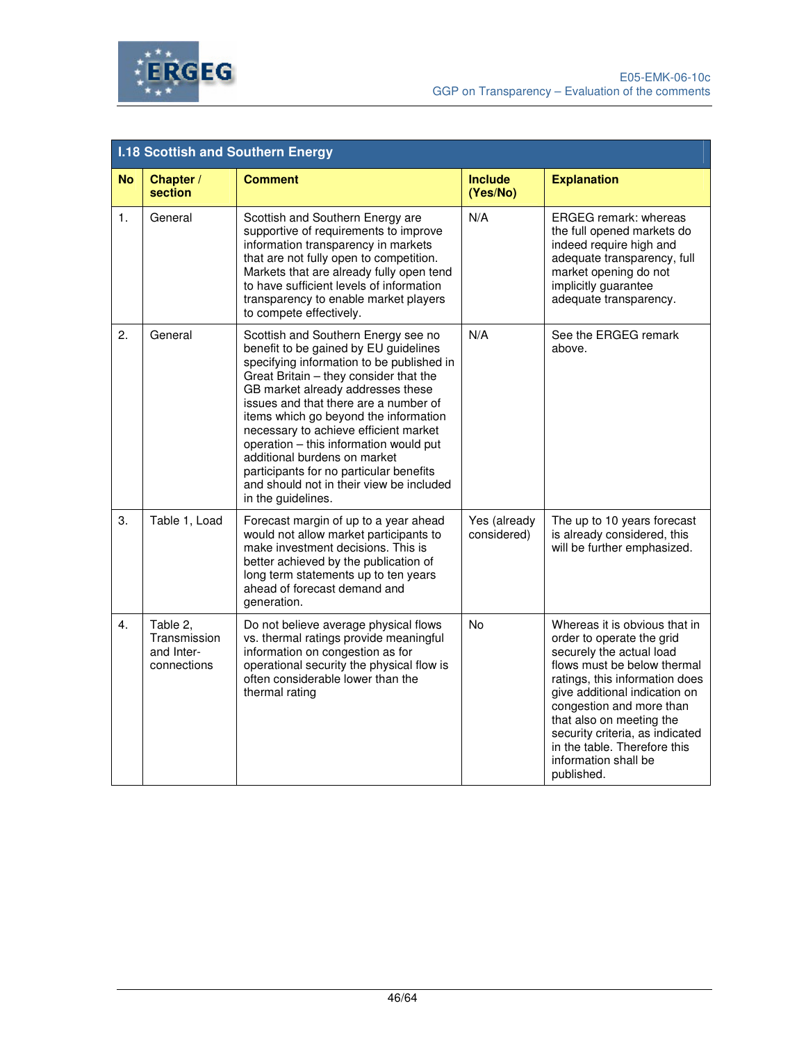| I.18 Scottish and Southern Energy | | | | |
|---|---|---|---|---|
| **No** | **Chapter / section** | **Comment** | **Include (Yes/No)** | **Explanation** |
| 1. | General | Scottish and Southern Energy are supportive of requirements to improve information transparency in markets that are not fully open to competition. Markets that are already fully open tend to have sufficient levels of information transparency to enable market players to compete effectively. | N/A | ERGEG remark: whereas the full opened markets do indeed require high and adequate transparency, full market opening do not implicitly guarantee adequate transparency. |
| 2. | General | Scottish and Southern Energy see no benefit to be gained by EU guidelines specifying information to be published in Great Britain – they consider that the GB market already addresses these issues and that there are a number of items which go beyond the information necessary to achieve efficient market operation – this information would put additional burdens on market participants for no particular benefits and should not in their view be included in the guidelines. | N/A | See the ERGEG remark above. |
| 3. | Table 1, Load | Forecast margin of up to a year ahead would not allow market participants to make investment decisions. This is better achieved by the publication of long term statements up to ten years ahead of forecast demand and generation. | Yes (already considered) | The up to 10 years forecast is already considered, this will be further emphasized. |
| 4. | Table 2, Transmission and Inter-connections | Do not believe average physical flows vs. thermal ratings provide meaningful information on congestion as for operational security the physical flow is often considerable lower than the thermal rating | No | Whereas it is obvious that in order to operate the grid securely the actual load flows must be below thermal ratings, this information does give additional indication on congestion and more than that also on meeting the security criteria, as indicated in the table. Therefore this information shall be published. |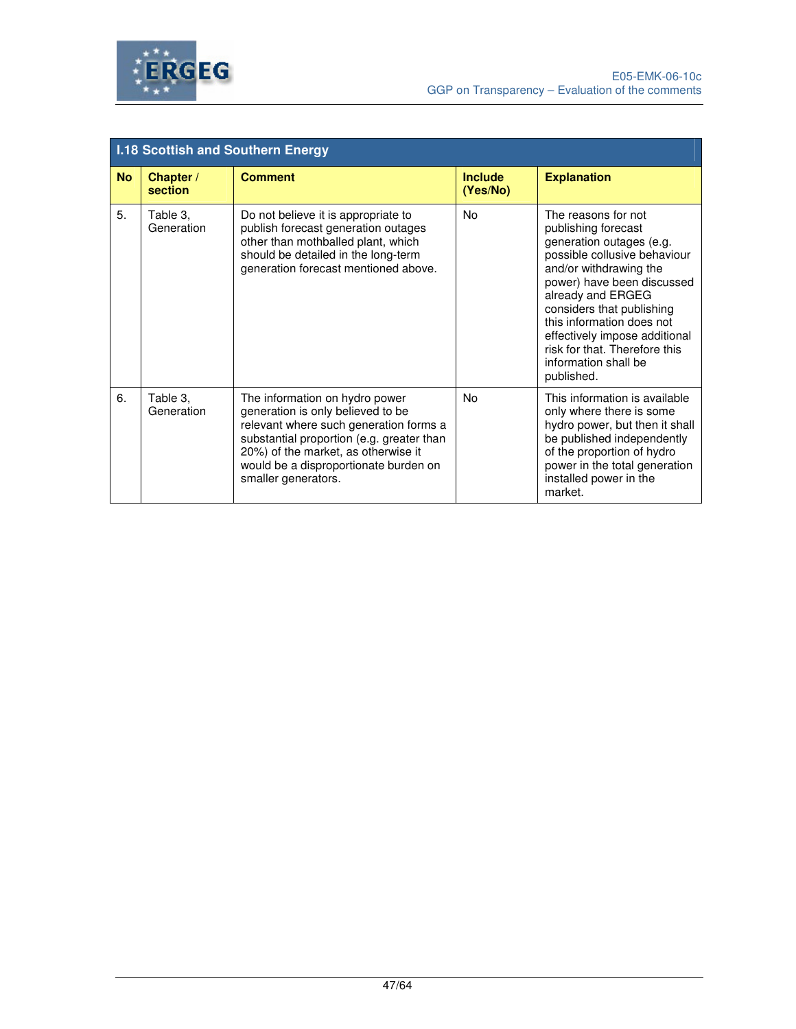| I.18 Scottish and Southern Energy | | | | |
|---|---|---|---|---|
| **No** | **Chapter / section** | **Comment** | **Include (Yes/No)** | **Explanation** |
| 5. | Table 3, Generation | Do not believe it is appropriate to publish forecast generation outages other than mothballed plant, which should be detailed in the long-term generation forecast mentioned above. | No | The reasons for not publishing forecast generation outages (e.g. possible collusive behaviour and/or withdrawing the power) have been discussed already and ERGEG considers that publishing this information does not effectively impose additional risk for that. Therefore this information shall be published. |
| 6. | Table 3, Generation | The information on hydro power generation is only believed to be relevant where such generation forms a substantial proportion (e.g. greater than 20%) of the market, as otherwise it would be a disproportionate burden on smaller generators. | No | This information is available only where there is some hydro power, but then it shall be published independently of the proportion of hydro power in the total generation installed power in the market. |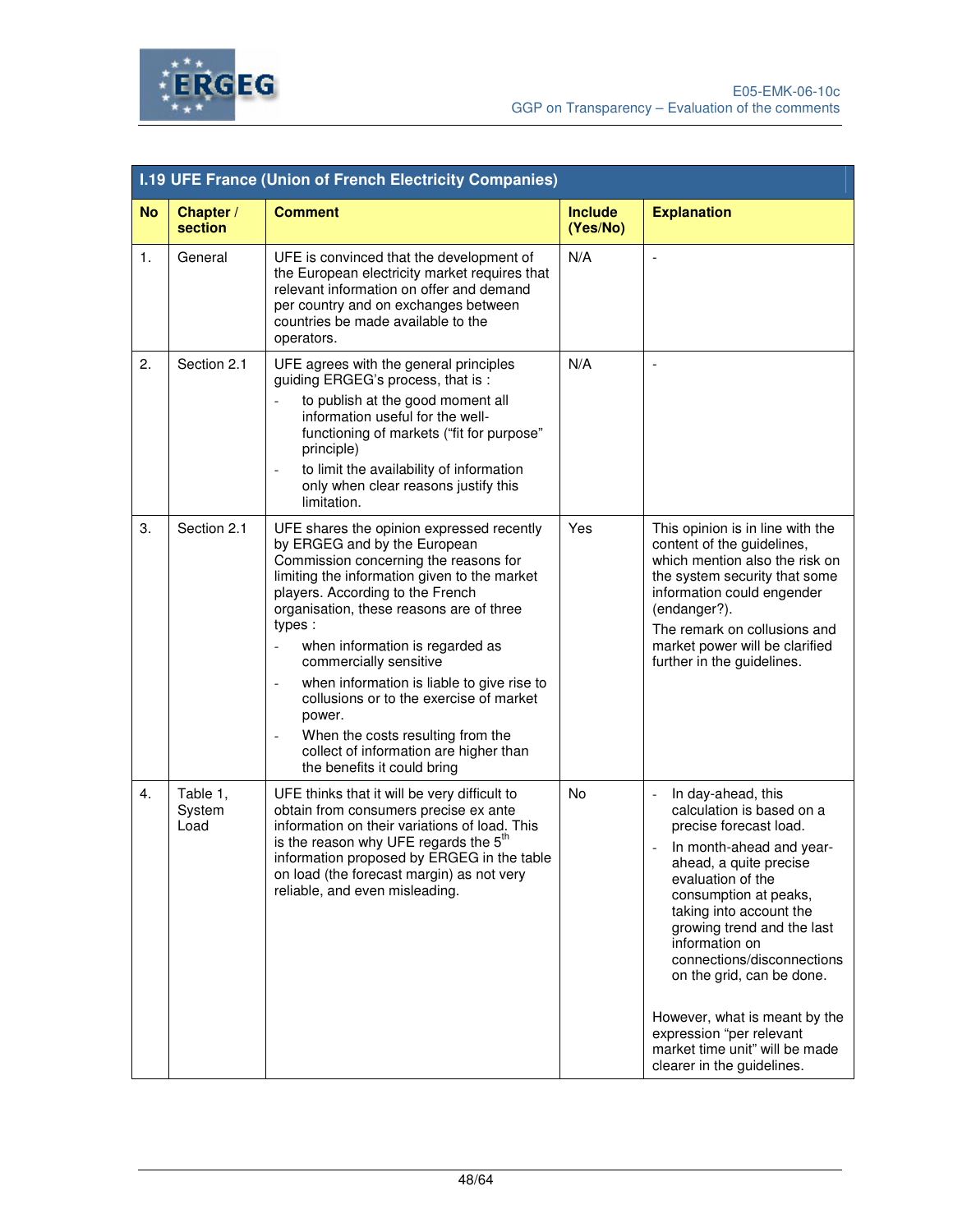| I.19 UFE France (Union of French Electricity Companies) | | | | |
|---|---|---|---|---|
| **No** | **Chapter / section** | **Comment** | **Include (Yes/No)** | **Explanation** |
| 1. | General | UFE is convinced that the development of the European electricity market requires that relevant information on offer and demand per country and on exchanges between countries be made available to the operators. | N/A | - |
| 2. | Section 2.1 | UFE agrees with the general principles guiding ERGEG's process, that is :<br>- to publish at the good moment all information useful for the well-functioning of markets ("fit for purpose" principle)<br>- to limit the availability of information only when clear reasons justify this limitation. | N/A | - |
| 3. | Section 2.1 | UFE shares the opinion expressed recently by ERGEG and by the European Commission concerning the reasons for limiting the information given to the market players. According to the French organisation, these reasons are of three types :<br>- when information is regarded as commercially sensitive<br>- when information is liable to give rise to collusions or to the exercise of market power.<br>- When the costs resulting from the collect of information are higher than the benefits it could bring | Yes | This opinion is in line with the content of the guidelines, which mention also the risk on the system security that some information could engender (endanger?).<br>The remark on collusions and market power will be clarified further in the guidelines. |
| 4. | Table 1, System Load | UFE thinks that it will be very difficult to obtain from consumers precise ex ante information on their variations of load. This is the reason why UFE regards the 5th information proposed by ERGEG in the table on load (the forecast margin) as not very reliable, and even misleading. | No | - In day-ahead, this calculation is based on a precise forecast load.<br>- In month-ahead and year-ahead, a quite precise evaluation of the consumption at peaks, taking into account the growing trend and the last information on connections/disconnections on the grid, can be done.<br><br>However, what is meant by the expression "per relevant market time unit" will be made clearer in the guidelines. |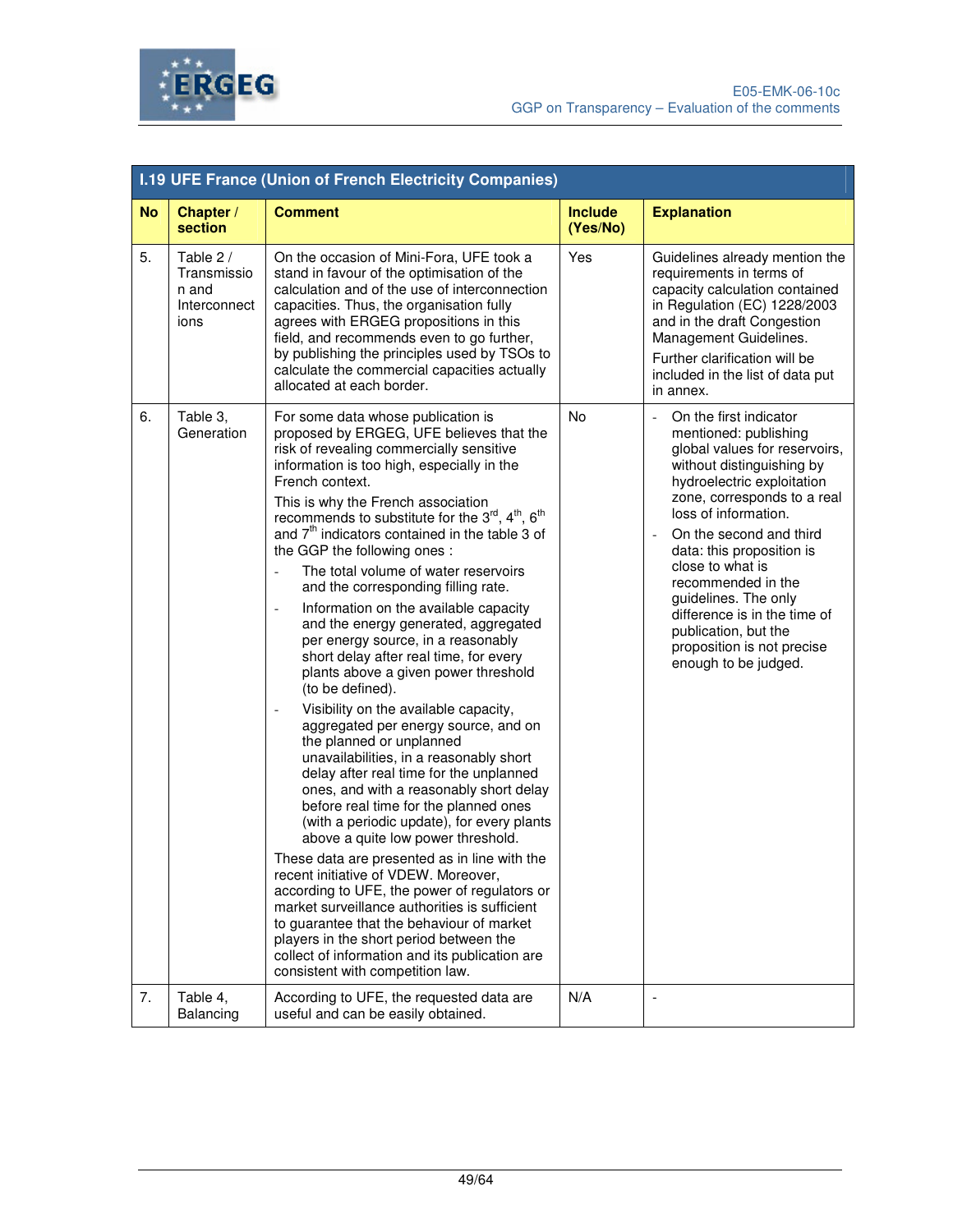| I.19 UFE France (Union of French Electricity Companies) | | | | |
|---|---|---|---|---|
| **No** | **Chapter / section** | **Comment** | **Include (Yes/No)** | **Explanation** |
| 5. | Table 2 / Transmission and Interconnections | On the occasion of Mini-Fora, UFE took a stand in favour of the optimisation of the calculation and of the use of interconnection capacities. Thus, the organisation fully agrees with ERGEG propositions in this field, and recommends even to go further, by publishing the principles used by TSOs to calculate the commercial capacities actually allocated at each border. | Yes | Guidelines already mention the requirements in terms of capacity calculation contained in Regulation (EC) 1228/2003 and in the draft Congestion Management Guidelines. <br><br> Further clarification will be included in the list of data put in annex. |
| 6. | Table 3, Generation | For some data whose publication is proposed by ERGEG, UFE believes that the risk of revealing commercially sensitive information is too high, especially in the French context. <br><br> This is why the French association recommends to substitute for the 3rd, 4th, 6th and 7th indicators contained in the table 3 of the GGP the following ones : <br> - The total volume of water reservoirs and the corresponding filling rate. <br> - Information on the available capacity and the energy generated, aggregated per energy source, in a reasonably short delay after real time, for every plants above a given power threshold (to be defined). <br> - Visibility on the available capacity, aggregated per energy source, and on the planned or unplanned unavailabilities, in a reasonably short delay after real time for the unplanned ones, and with a reasonably short delay before real time for the planned ones (with a periodic update), for every plants above a quite low power threshold. <br><br> These data are presented as in line with the recent initiative of VDEW. Moreover, according to UFE, the power of regulators or market surveillance authorities is sufficient to guarantee that the behaviour of market players in the short period between the collect of information and its publication are consistent with competition law. | No | - On the first indicator mentioned: publishing global values for reservoirs, without distinguishing by hydroelectric exploitation zone, corresponds to a real loss of information. <br> - On the second and third data: this proposition is close to what is recommended in the guidelines. The only difference is in the time of publication, but the proposition is not precise enough to be judged. |
| 7. | Table 4, Balancing | According to UFE, the requested data are useful and can be easily obtained. | N/A | - |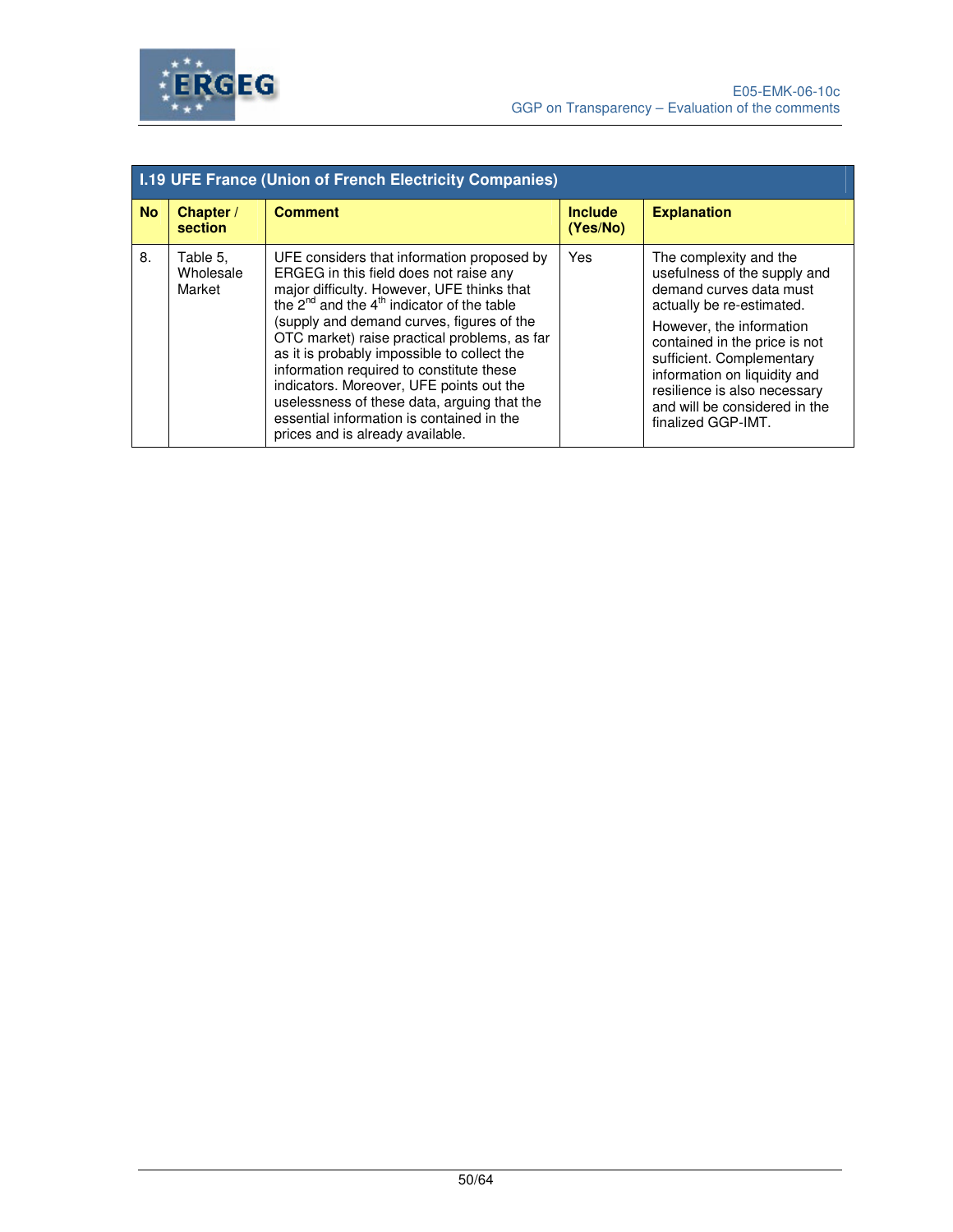| I.19 UFE France (Union of French Electricity Companies) | | | | |
|---|---|---|---|---|
| **No** | **Chapter / section** | **Comment** | **Include (Yes/No)** | **Explanation** |
| 8. | Table 5, Wholesale Market | UFE considers that information proposed by ERGEG in this field does not raise any major difficulty. However, UFE thinks that the 2nd and the 4th indicator of the table (supply and demand curves, figures of the OTC market) raise practical problems, as far as it is probably impossible to collect the information required to constitute these indicators. Moreover, UFE points out the uselessness of these data, arguing that the essential information is contained in the prices and is already available. | Yes | The complexity and the usefulness of the supply and demand curves data must actually be re-estimated.<br><br>However, the information contained in the price is not sufficient. Complementary information on liquidity and resilience is also necessary and will be considered in the finalized GGP-IMT. |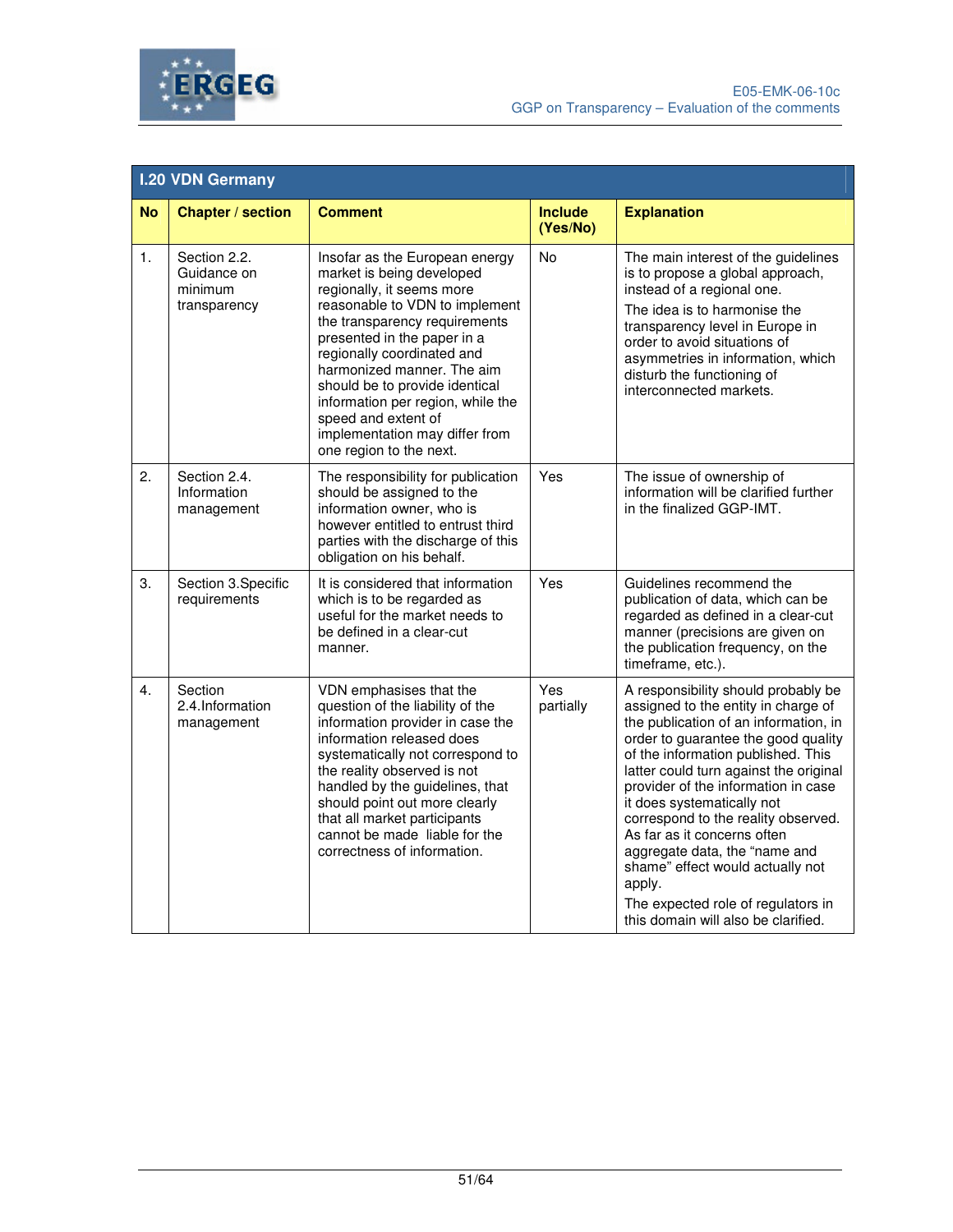| I.20 VDN Germany | | | | |
|---|---|---|---|---|
| **No** | **Chapter / section** | **Comment** | **Include (Yes/No)** | **Explanation** |
| 1. | Section 2.2. Guidance on minimum transparency | Insofar as the European energy market is being developed regionally, it seems more reasonable to VDN to implement the transparency requirements presented in the paper in a regionally coordinated and harmonized manner. The aim should be to provide identical information per region, while the speed and extent of implementation may differ from one region to the next. | No | The main interest of the guidelines is to propose a global approach, instead of a regional one.<br>The idea is to harmonise the transparency level in Europe in order to avoid situations of asymmetries in information, which disturb the functioning of interconnected markets. |
| 2. | Section 2.4. Information management | The responsibility for publication should be assigned to the information owner, who is however entitled to entrust third parties with the discharge of this obligation on his behalf. | Yes | The issue of ownership of information will be clarified further in the finalized GGP-IMT. |
| 3. | Section 3.Specific requirements | It is considered that information which is to be regarded as useful for the market needs to be defined in a clear-cut manner. | Yes | Guidelines recommend the publication of data, which can be regarded as defined in a clear-cut manner (precisions are given on the publication frequency, on the timeframe, etc.). |
| 4. | Section 2.4.Information management | VDN emphasises that the question of the liability of the information provider in case the information released does systematically not correspond to the reality observed is not handled by the guidelines, that should point out more clearly that all market participants cannot be made liable for the correctness of information. | Yes partially | A responsibility should probably be assigned to the entity in charge of the publication of an information, in order to guarantee the good quality of the information published. This latter could turn against the original provider of the information in case it does systematically not correspond to the reality observed. As far as it concerns often aggregate data, the “name and shame” effect would actually not apply.<br>The expected role of regulators in this domain will also be clarified. |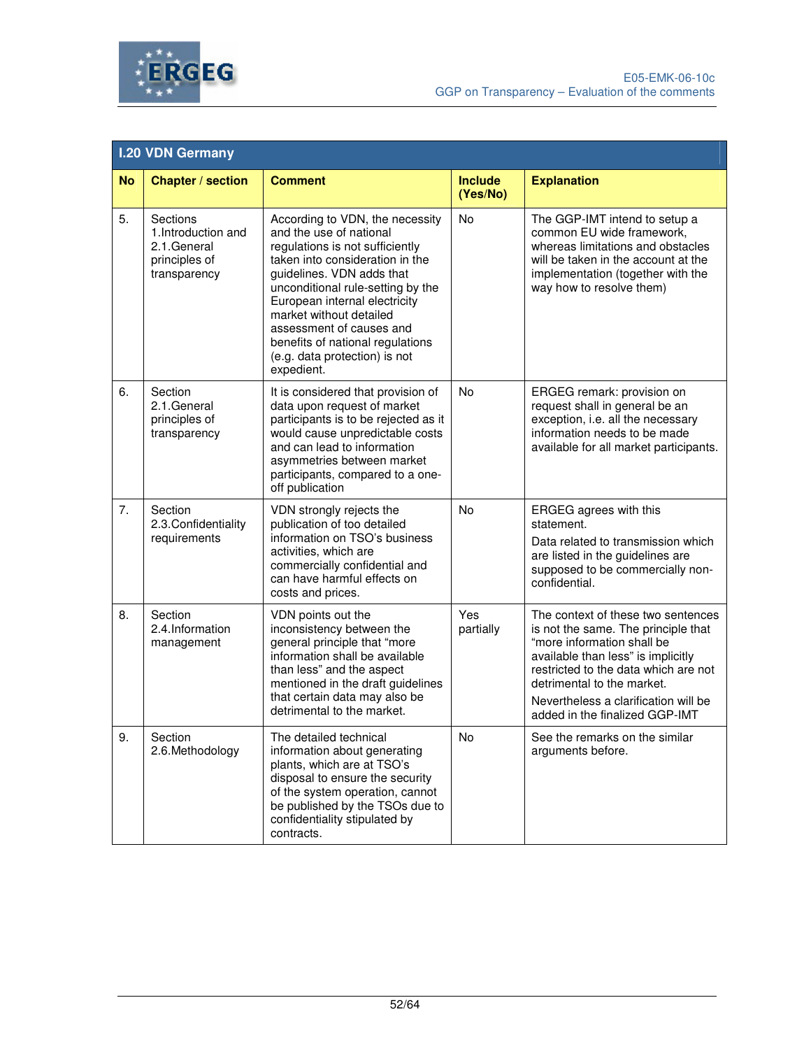## I.20 VDN Germany

| No | Chapter / section | Comment | Include (Yes/No) | Explanation |
|---|---|---|---|---|
| 5. | Sections 1.Introduction and 2.1.General principles of transparency | According to VDN, the necessity and the use of national regulations is not sufficiently taken into consideration in the guidelines. VDN adds that unconditional rule-setting by the European internal electricity market without detailed assessment of causes and benefits of national regulations (e.g. data protection) is not expedient. | No | The GGP-IMT intend to setup a common EU wide framework, whereas limitations and obstacles will be taken in the account at the implementation (together with the way how to resolve them) |
| 6. | Section 2.1.General principles of transparency | It is considered that provision of data upon request of market participants is to be rejected as it would cause unpredictable costs and can lead to information asymmetries between market participants, compared to a one-off publication | No | ERGEG remark: provision on request shall in general be an exception, i.e. all the necessary information needs to be made available for all market participants. |
| 7. | Section 2.3.Confidentiality requirements | VDN strongly rejects the publication of too detailed information on TSO's business activities, which are commercially confidential and can have harmful effects on costs and prices. | No | ERGEG agrees with this statement.<br>Data related to transmission which are listed in the guidelines are supposed to be commercially non-confidential. |
| 8. | Section 2.4.Information management | VDN points out the inconsistency between the general principle that "more information shall be available than less" and the aspect mentioned in the draft guidelines that certain data may also be detrimental to the market. | Yes partially | The context of these two sentences is not the same. The principle that "more information shall be available than less" is implicitly restricted to the data which are not detrimental to the market.<br>Nevertheless a clarification will be added in the finalized GGP-IMT |
| 9. | Section 2.6.Methodology | The detailed technical information about generating plants, which are at TSO's disposal to ensure the security of the system operation, cannot be published by the TSOs due to confidentiality stipulated by contracts. | No | See the remarks on the similar arguments before. |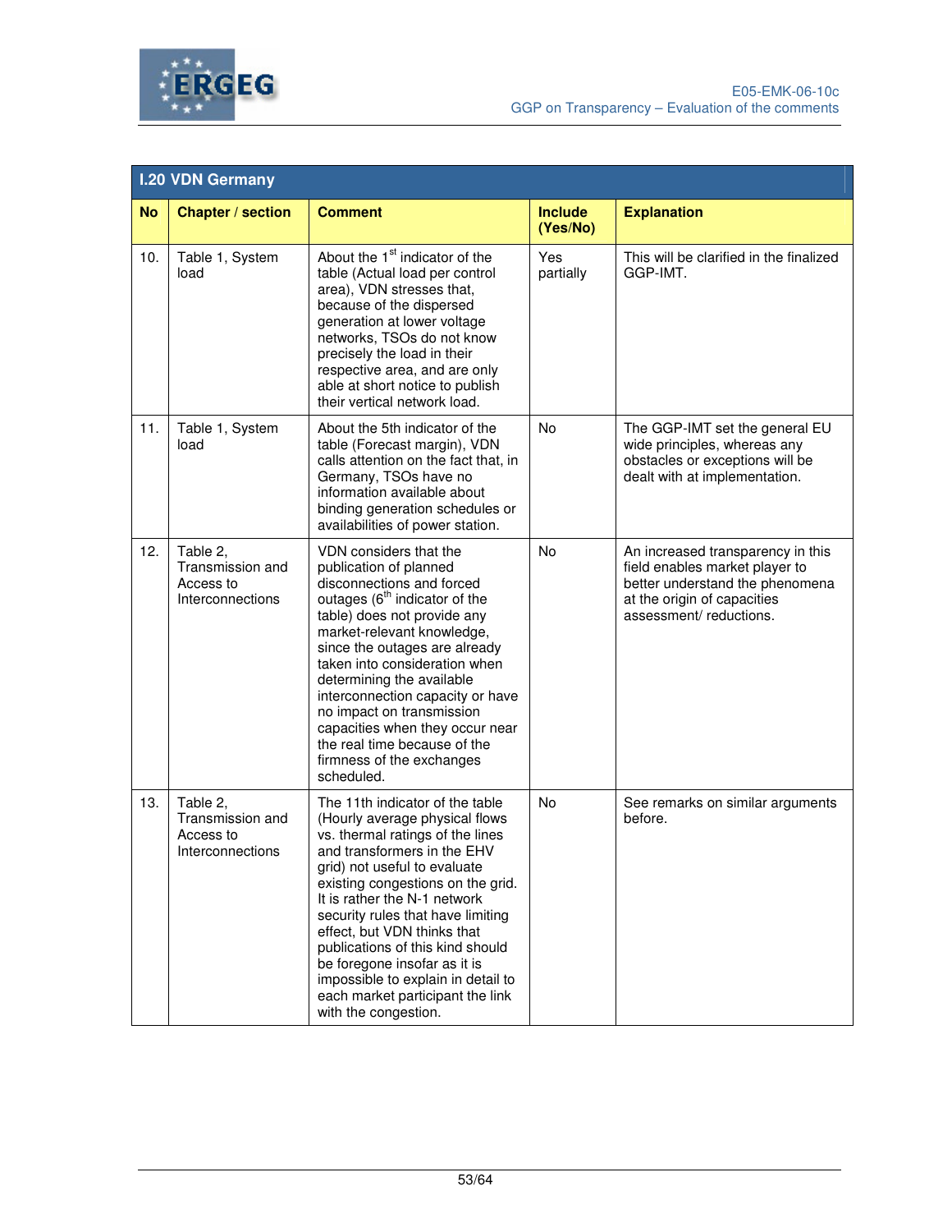| I.20 VDN Germany | | | | |
|---|---|---|---|---|
| **No** | **Chapter / section** | **Comment** | **Include (Yes/No)** | **Explanation** |
| 10. | Table 1, System load | About the 1st indicator of the table (Actual load per control area), VDN stresses that, because of the dispersed generation at lower voltage networks, TSOs do not know precisely the load in their respective area, and are only able at short notice to publish their vertical network load. | Yes partially | This will be clarified in the finalized GGP-IMT. |
| 11. | Table 1, System load | About the 5th indicator of the table (Forecast margin), VDN calls attention on the fact that, in Germany, TSOs have no information available about binding generation schedules or availabilities of power station. | No | The GGP-IMT set the general EU wide principles, whereas any obstacles or exceptions will be dealt with at implementation. |
| 12. | Table 2, Transmission and Access to Interconnections | VDN considers that the publication of planned disconnections and forced outages (6th indicator of the table) does not provide any market-relevant knowledge, since the outages are already taken into consideration when determining the available interconnection capacity or have no impact on transmission capacities when they occur near the real time because of the firmness of the exchanges scheduled. | No | An increased transparency in this field enables market player to better understand the phenomena at the origin of capacities assessment/ reductions. |
| 13. | Table 2, Transmission and Access to Interconnections | The 11th indicator of the table (Hourly average physical flows vs. thermal ratings of the lines and transformers in the EHV grid) not useful to evaluate existing congestions on the grid. It is rather the N-1 network security rules that have limiting effect, but VDN thinks that publications of this kind should be foregone insofar as it is impossible to explain in detail to each market participant the link with the congestion. | No | See remarks on similar arguments before. |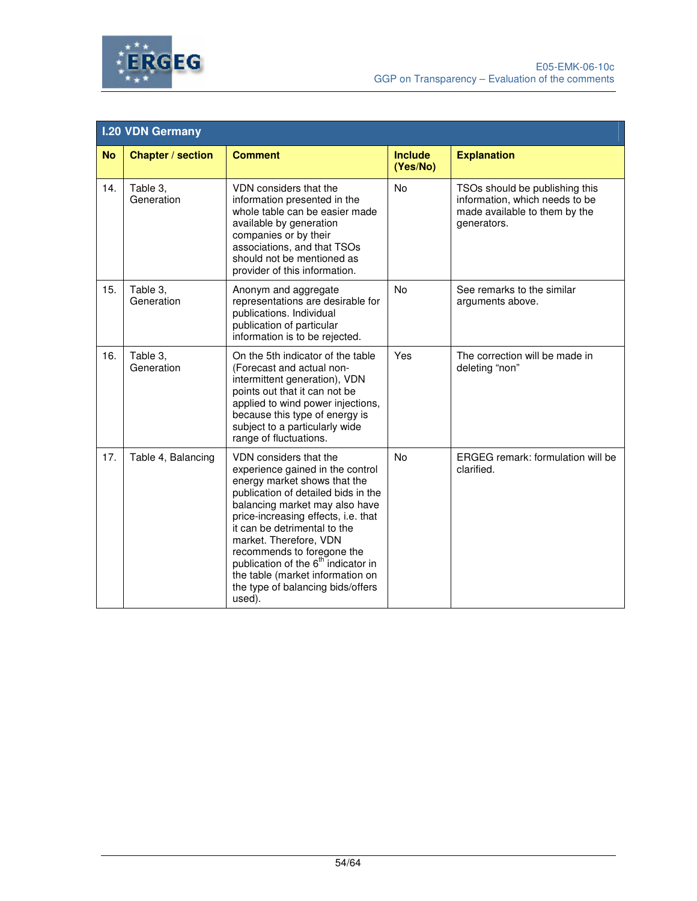| I.20 VDN Germany | | | | |
|---|---|---|---|---|
| **No** | **Chapter / section** | **Comment** | **Include (Yes/No)** | **Explanation** |
| 14. | Table 3, Generation | VDN considers that the information presented in the whole table can be easier made available by generation companies or by their associations, and that TSOs should not be mentioned as provider of this information. | No | TSOs should be publishing this information, which needs to be made available to them by the generators. |
| 15. | Table 3, Generation | Anonym and aggregate representations are desirable for publications. Individual publication of particular information is to be rejected. | No | See remarks to the similar arguments above. |
| 16. | Table 3, Generation | On the 5th indicator of the table (Forecast and actual non-intermittent generation), VDN points out that it can not be applied to wind power injections, because this type of energy is subject to a particularly wide range of fluctuations. | Yes | The correction will be made in deleting "non" |
| 17. | Table 4, Balancing | VDN considers that the experience gained in the control energy market shows that the publication of detailed bids in the balancing market may also have price-increasing effects, i.e. that it can be detrimental to the market. Therefore, VDN recommends to foregone the publication of the 6th indicator in the table (market information on the type of balancing bids/offers used). | No | ERGEG remark: formulation will be clarified. |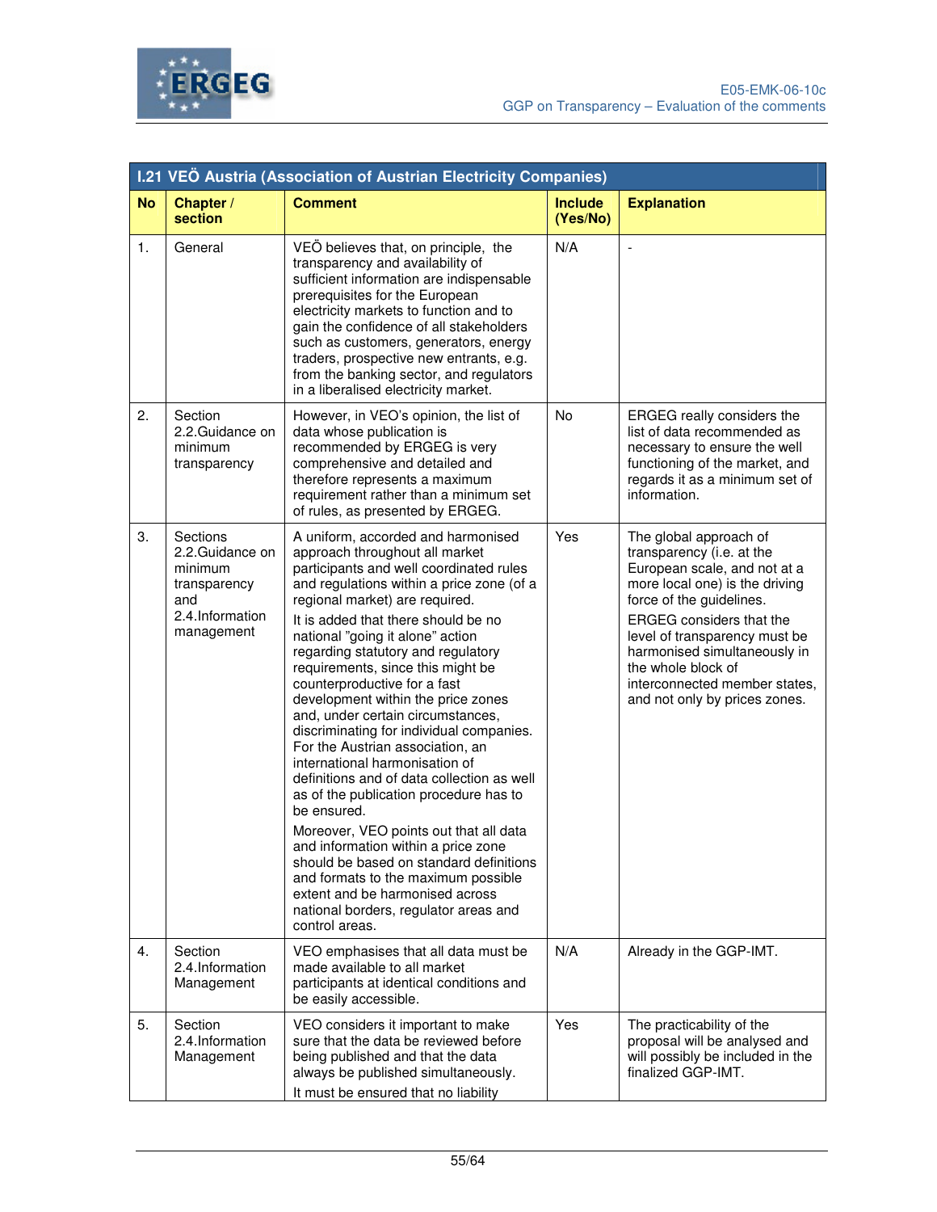| I.21 VEÖ Austria (Association of Austrian Electricity Companies) | | | | |
|---|---|---|---|---|
| **No** | **Chapter / section** | **Comment** | **Include (Yes/No)** | **Explanation** |
| 1. | General | VEÖ believes that, on principle, the transparency and availability of sufficient information are indispensable prerequisites for the European electricity markets to function and to gain the confidence of all stakeholders such as customers, generators, energy traders, prospective new entrants, e.g. from the banking sector, and regulators in a liberalised electricity market. | N/A | - |
| 2. | Section 2.2.Guidance on minimum transparency | However, in VEO's opinion, the list of data whose publication is recommended by ERGEG is very comprehensive and detailed and therefore represents a maximum requirement rather than a minimum set of rules, as presented by ERGEG. | No | ERGEG really considers the list of data recommended as necessary to ensure the well functioning of the market, and regards it as a minimum set of information. |
| 3. | Sections 2.2.Guidance on minimum transparency and 2.4.Information management | A uniform, accorded and harmonised approach throughout all market participants and well coordinated rules and regulations within a price zone (of a regional market) are required.<br>It is added that there should be no national "going it alone" action regarding statutory and regulatory requirements, since this might be counterproductive for a fast development within the price zones and, under certain circumstances, discriminating for individual companies. For the Austrian association, an international harmonisation of definitions and of data collection as well as of the publication procedure has to be ensured.<br>Moreover, VEO points out that all data and information within a price zone should be based on standard definitions and formats to the maximum possible extent and be harmonised across national borders, regulator areas and control areas. | Yes | The global approach of transparency (i.e. at the European scale, and not at a more local one) is the driving force of the guidelines.<br>ERGEG considers that the level of transparency must be harmonised simultaneously in the whole block of interconnected member states, and not only by prices zones. |
| 4. | Section 2.4.Information Management | VEO emphasises that all data must be made available to all market participants at identical conditions and be easily accessible. | N/A | Already in the GGP-IMT. |
| 5. | Section 2.4.Information Management | VEO considers it important to make sure that the data be reviewed before being published and that the data always be published simultaneously.<br>It must be ensured that no liability | Yes | The practicability of the proposal will be analysed and will possibly be included in the finalized GGP-IMT. |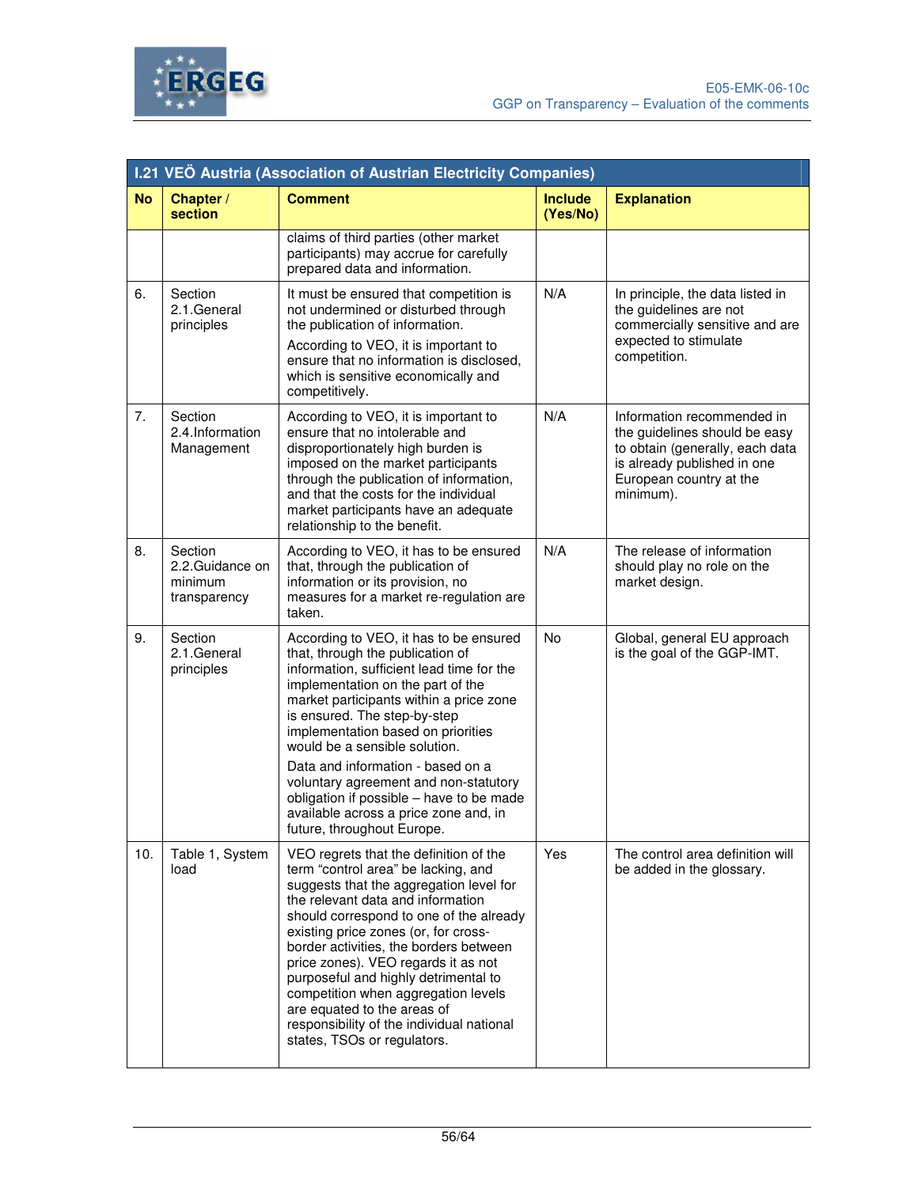| I.21 VEÖ Austria (Association of Austrian Electricity Companies) | | | | |
|---|---|---|---|---|
| **No** | **Chapter / section** | **Comment** | **Include (Yes/No)** | **Explanation** |
| | | claims of third parties (other market participants) may accrue for carefully prepared data and information. | | |
| 6. | Section 2.1.General principles | It must be ensured that competition is not undermined or disturbed through the publication of information.<br>According to VEO, it is important to ensure that no information is disclosed, which is sensitive economically and competitively. | N/A | In principle, the data listed in the guidelines are not commercially sensitive and are expected to stimulate competition. |
| 7. | Section 2.4.Information Management | According to VEO, it is important to ensure that no intolerable and disproportionately high burden is imposed on the market participants through the publication of information, and that the costs for the individual market participants have an adequate relationship to the benefit. | N/A | Information recommended in the guidelines should be easy to obtain (generally, each data is already published in one European country at the minimum). |
| 8. | Section 2.2.Guidance on minimum transparency | According to VEO, it has to be ensured that, through the publication of information or its provision, no measures for a market re-regulation are taken. | N/A | The release of information should play no role on the market design. |
| 9. | Section 2.1.General principles | According to VEO, it has to be ensured that, through the publication of information, sufficient lead time for the implementation on the part of the market participants within a price zone is ensured. The step-by-step implementation based on priorities would be a sensible solution.<br>Data and information - based on a voluntary agreement and non-statutory obligation if possible – have to be made available across a price zone and, in future, throughout Europe. | No | Global, general EU approach is the goal of the GGP-IMT. |
| 10. | Table 1, System load | VEO regrets that the definition of the term "control area" be lacking, and suggests that the aggregation level for the relevant data and information should correspond to one of the already existing price zones (or, for cross-border activities, the borders between price zones). VEO regards it as not purposeful and highly detrimental to competition when aggregation levels are equated to the areas of responsibility of the individual national states, TSOs or regulators. | Yes | The control area definition will be added in the glossary. |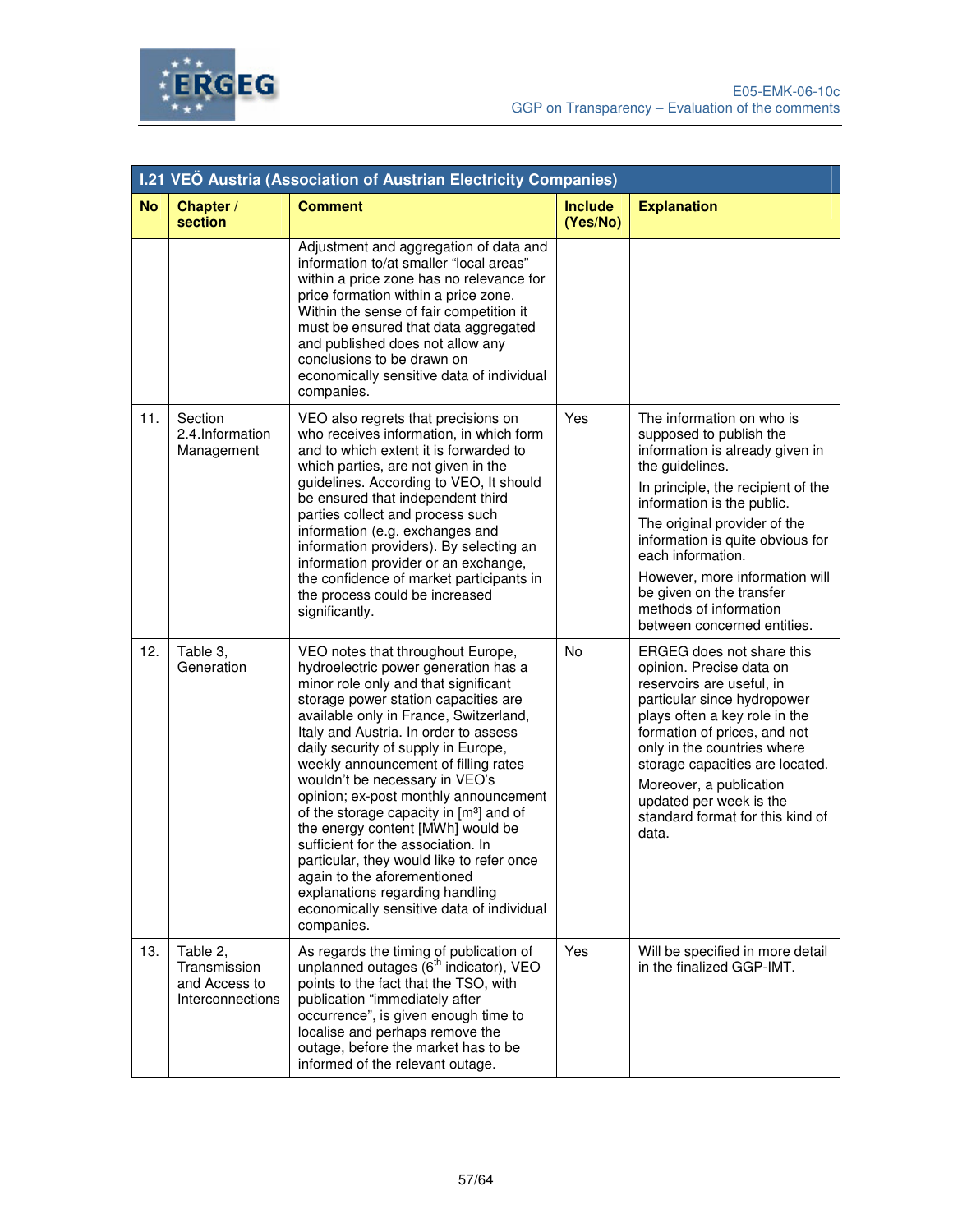| I.21 VEÖ Austria (Association of Austrian Electricity Companies) | | | | |
|---|---|---|---|---|
| **No** | **Chapter / section** | **Comment** | **Include (Yes/No)** | **Explanation** |
| | | Adjustment and aggregation of data and information to/at smaller "local areas" within a price zone has no relevance for price formation within a price zone. Within the sense of fair competition it must be ensured that data aggregated and published does not allow any conclusions to be drawn on economically sensitive data of individual companies. | | |
| 11. | Section 2.4.Information Management | VEO also regrets that precisions on who receives information, in which form and to which extent it is forwarded to which parties, are not given in the guidelines. According to VEO, It should be ensured that independent third parties collect and process such information (e.g. exchanges and information providers). By selecting an information provider or an exchange, the confidence of market participants in the process could be increased significantly. | Yes | The information on who is supposed to publish the information is already given in the guidelines. In principle, the recipient of the information is the public. The original provider of the information is quite obvious for each information. However, more information will be given on the transfer methods of information between concerned entities. |
| 12. | Table 3, Generation | VEO notes that throughout Europe, hydroelectric power generation has a minor role only and that significant storage power station capacities are available only in France, Switzerland, Italy and Austria. In order to assess daily security of supply in Europe, weekly announcement of filling rates wouldn't be necessary in VEO's opinion; ex-post monthly announcement of the storage capacity in [m³] and of the energy content [MWh] would be sufficient for the association. In particular, they would like to refer once again to the aforementioned explanations regarding handling economically sensitive data of individual companies. | No | ERGEG does not share this opinion. Precise data on reservoirs are useful, in particular since hydropower plays often a key role in the formation of prices, and not only in the countries where storage capacities are located. Moreover, a publication updated per week is the standard format for this kind of data. |
| 13. | Table 2, Transmission and Access to Interconnections | As regards the timing of publication of unplanned outages (6th indicator), VEO points to the fact that the TSO, with publication "immediately after occurrence", is given enough time to localise and perhaps remove the outage, before the market has to be informed of the relevant outage. | Yes | Will be specified in more detail in the finalized GGP-IMT. |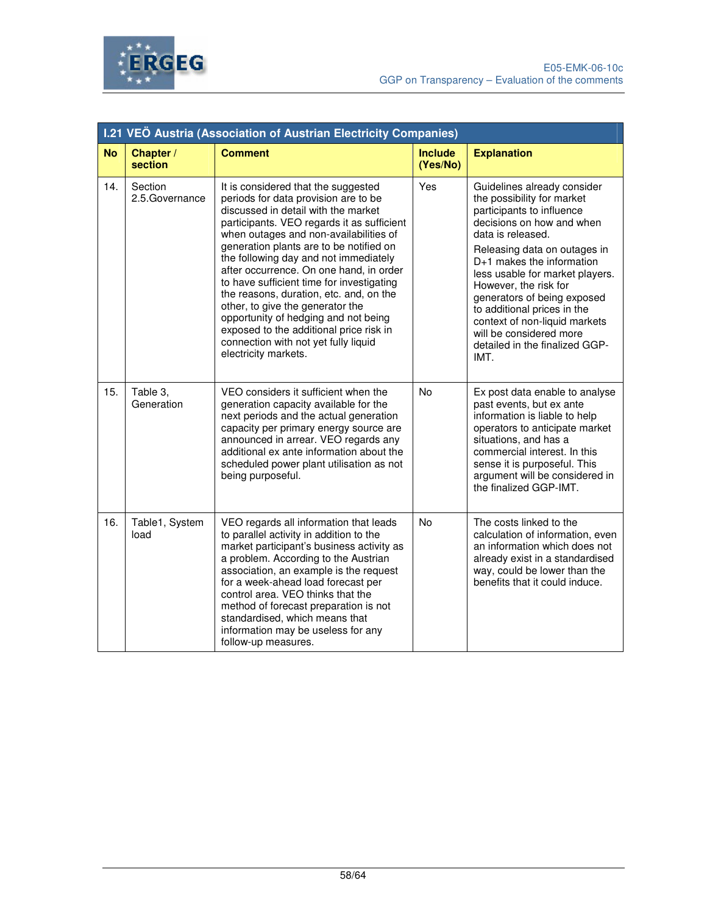| I.21 VEÖ Austria (Association of Austrian Electricity Companies) | | | | |
|---|---|---|---|---|
| **No** | **Chapter / section** | **Comment** | **Include (Yes/No)** | **Explanation** |
| 14. | Section 2.5.Governance | It is considered that the suggested periods for data provision are to be discussed in detail with the market participants. VEO regards it as sufficient when outages and non-availabilities of generation plants are to be notified on the following day and not immediately after occurrence. On one hand, in order to have sufficient time for investigating the reasons, duration, etc. and, on the other, to give the generator the opportunity of hedging and not being exposed to the additional price risk in connection with not yet fully liquid electricity markets. | Yes | Guidelines already consider the possibility for market participants to influence decisions on how and when data is released.<br>Releasing data on outages in D+1 makes the information less usable for market players. However, the risk for generators of being exposed to additional prices in the context of non-liquid markets will be considered more detailed in the finalized GGP-IMT. |
| 15. | Table 3, Generation | VEO considers it sufficient when the generation capacity available for the next periods and the actual generation capacity per primary energy source are announced in arrear. VEO regards any additional ex ante information about the scheduled power plant utilisation as not being purposeful. | No | Ex post data enable to analyse past events, but ex ante information is liable to help operators to anticipate market situations, and has a commercial interest. In this sense it is purposeful. This argument will be considered in the finalized GGP-IMT. |
| 16. | Table1, System load | VEO regards all information that leads to parallel activity in addition to the market participant's business activity as a problem. According to the Austrian association, an example is the request for a week-ahead load forecast per control area. VEO thinks that the method of forecast preparation is not standardised, which means that information may be useless for any follow-up measures. | No | The costs linked to the calculation of information, even an information which does not already exist in a standardised way, could be lower than the benefits that it could induce. |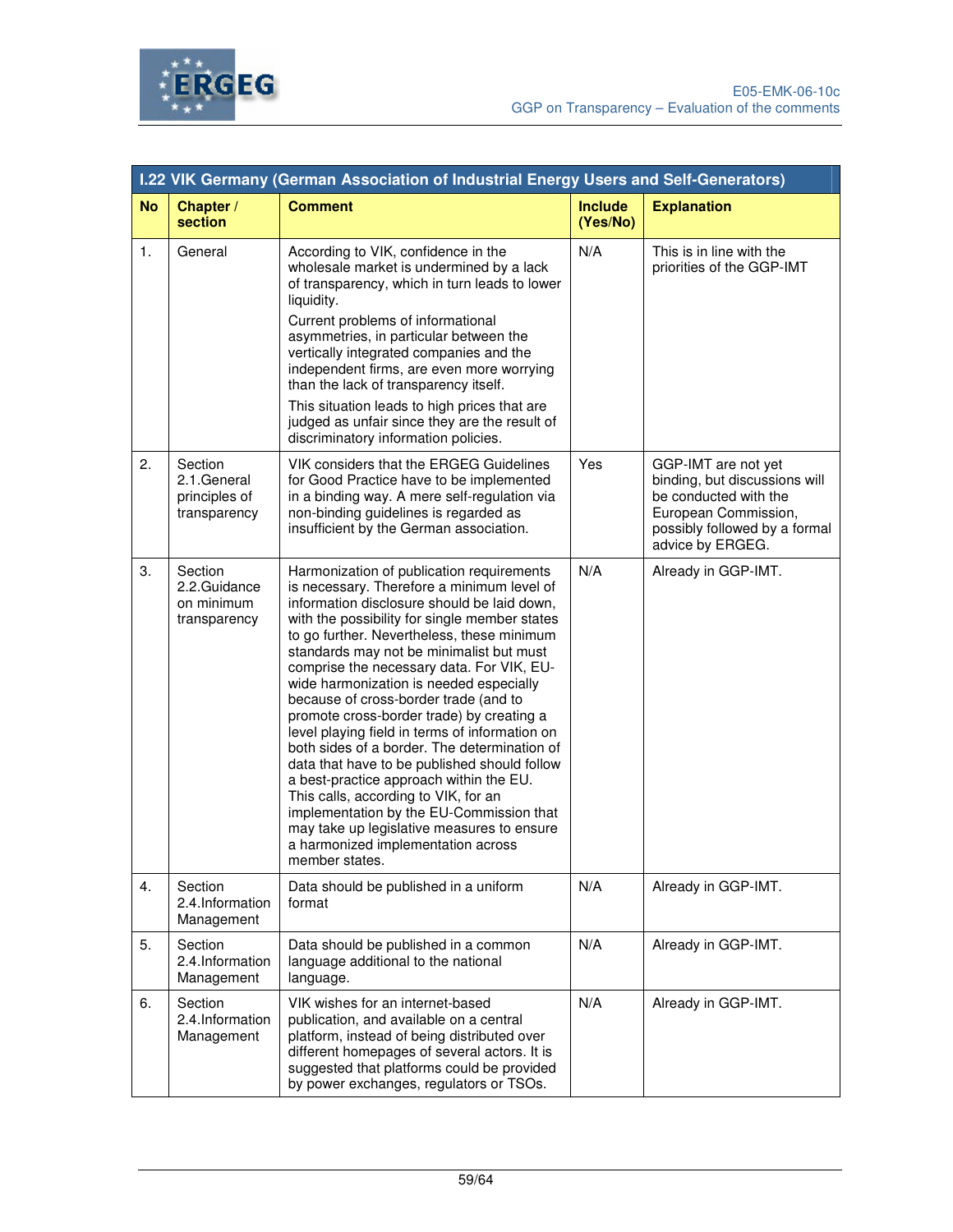| I.22 VIK Germany (German Association of Industrial Energy Users and Self-Generators) | | | | |
|---|---|---|---|---|
| **No** | **Chapter / section** | **Comment** | **Include (Yes/No)** | **Explanation** |
| 1. | General | According to VIK, confidence in the wholesale market is undermined by a lack of transparency, which in turn leads to lower liquidity. Current problems of informational asymmetries, in particular between the vertically integrated companies and the independent firms, are even more worrying than the lack of transparency itself. This situation leads to high prices that are judged as unfair since they are the result of discriminatory information policies. | N/A | This is in line with the priorities of the GGP-IMT |
| 2. | Section 2.1.General principles of transparency | VIK considers that the ERGEG Guidelines for Good Practice have to be implemented in a binding way. A mere self-regulation via non-binding guidelines is regarded as insufficient by the German association. | Yes | GGP-IMT are not yet binding, but discussions will be conducted with the European Commission, possibly followed by a formal advice by ERGEG. |
| 3. | Section 2.2.Guidance on minimum transparency | Harmonization of publication requirements is necessary. Therefore a minimum level of information disclosure should be laid down, with the possibility for single member states to go further. Nevertheless, these minimum standards may not be minimalist but must comprise the necessary data. For VIK, EU-wide harmonization is needed especially because of cross-border trade (and to promote cross-border trade) by creating a level playing field in terms of information on both sides of a border. The determination of data that have to be published should follow a best-practice approach within the EU. This calls, according to VIK, for an implementation by the EU-Commission that may take up legislative measures to ensure a harmonized implementation across member states. | N/A | Already in GGP-IMT. |
| 4. | Section 2.4.Information Management | Data should be published in a uniform format | N/A | Already in GGP-IMT. |
| 5. | Section 2.4.Information Management | Data should be published in a common language additional to the national language. | N/A | Already in GGP-IMT. |
| 6. | Section 2.4.Information Management | VIK wishes for an internet-based publication, and available on a central platform, instead of being distributed over different homepages of several actors. It is suggested that platforms could be provided by power exchanges, regulators or TSOs. | N/A | Already in GGP-IMT. |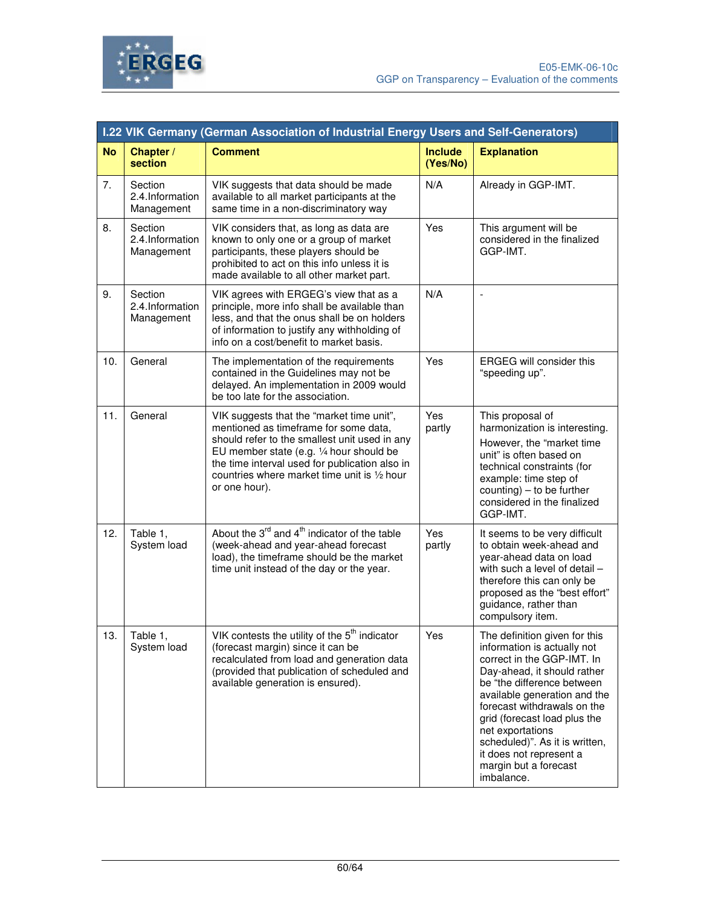| I.22 VIK Germany (German Association of Industrial Energy Users and Self-Generators) | | | | |
|---|---|---|---|---|
| **No** | **Chapter / section** | **Comment** | **Include (Yes/No)** | **Explanation** |
| 7. | Section 2.4.Information Management | VIK suggests that data should be made available to all market participants at the same time in a non-discriminatory way | N/A | Already in GGP-IMT. |
| 8. | Section 2.4.Information Management | VIK considers that, as long as data are known to only one or a group of market participants, these players should be prohibited to act on this info unless it is made available to all other market part. | Yes | This argument will be considered in the finalized GGP-IMT. |
| 9. | Section 2.4.Information Management | VIK agrees with ERGEG's view that as a principle, more info shall be available than less, and that the onus shall be on holders of information to justify any withholding of info on a cost/benefit to market basis. | N/A | - |
| 10. | General | The implementation of the requirements contained in the Guidelines may not be delayed. An implementation in 2009 would be too late for the association. | Yes | ERGEG will consider this "speeding up". |
| 11. | General | VIK suggests that the "market time unit", mentioned as timeframe for some data, should refer to the smallest unit used in any EU member state (e.g. ¼ hour should be the time interval used for publication also in countries where market time unit is ½ hour or one hour). | Yes partly | This proposal of harmonization is interesting. However, the "market time unit" is often based on technical constraints (for example: time step of counting) – to be further considered in the finalized GGP-IMT. |
| 12. | Table 1, System load | About the 3rd and 4th indicator of the table (week-ahead and year-ahead forecast load), the timeframe should be the market time unit instead of the day or the year. | Yes partly | It seems to be very difficult to obtain week-ahead and year-ahead data on load with such a level of detail – therefore this can only be proposed as the "best effort" guidance, rather than compulsory item. |
| 13. | Table 1, System load | VIK contests the utility of the 5th indicator (forecast margin) since it can be recalculated from load and generation data (provided that publication of scheduled and available generation is ensured). | Yes | The definition given for this information is actually not correct in the GGP-IMT. In Day-ahead, it should rather be "the difference between available generation and the forecast withdrawals on the grid (forecast load plus the net exportations scheduled)". As it is written, it does not represent a margin but a forecast imbalance. |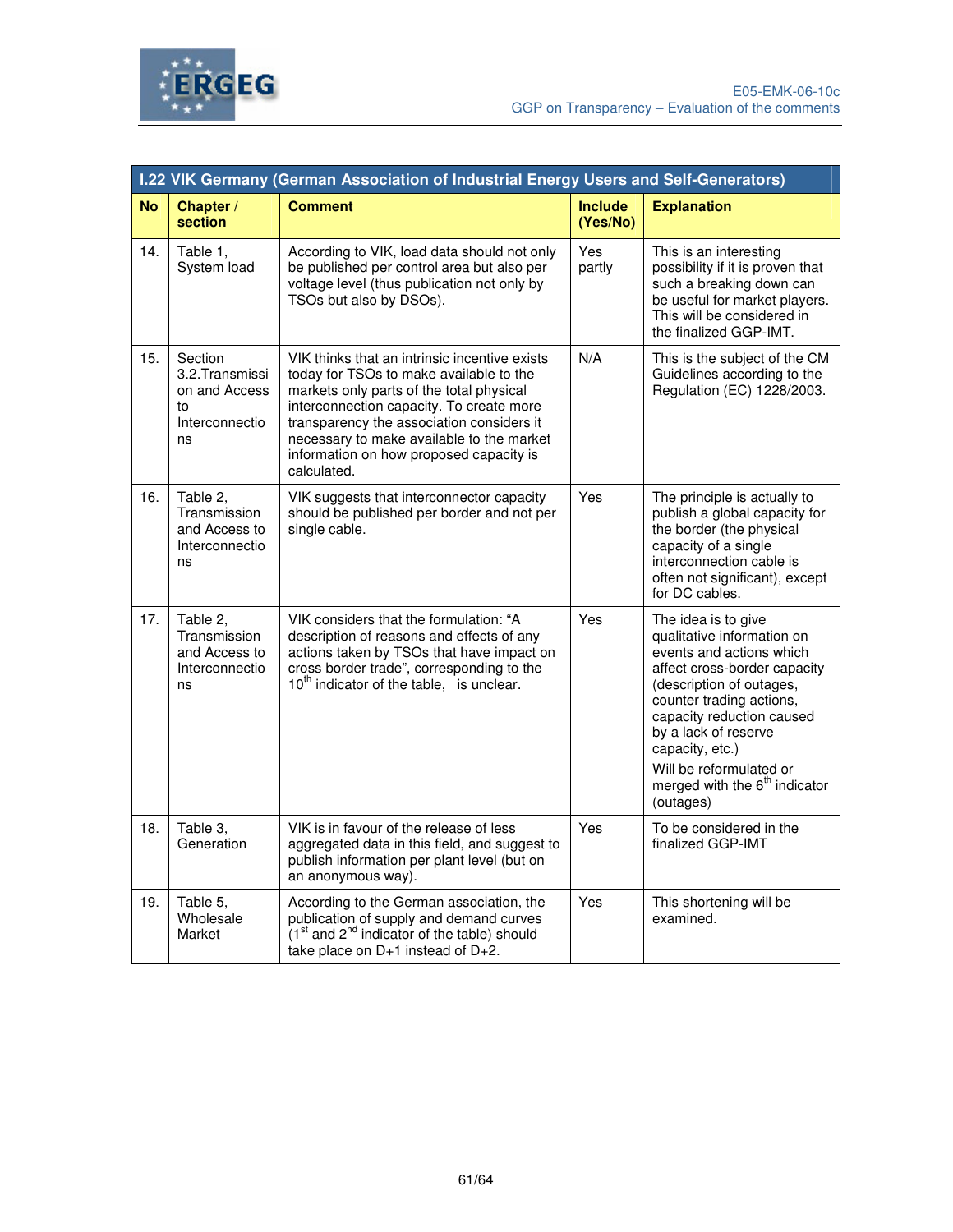| I.22 VIK Germany (German Association of Industrial Energy Users and Self-Generators) | | | | |
|---|---|---|---|---|
| **No** | **Chapter / section** | **Comment** | **Include (Yes/No)** | **Explanation** |
| 14. | Table 1, System load | According to VIK, load data should not only be published per control area but also per voltage level (thus publication not only by TSOs but also by DSOs). | Yes partly | This is an interesting possibility if it is proven that such a breaking down can be useful for market players. This will be considered in the finalized GGP-IMT. |
| 15. | Section 3.2.Transmission and Access to Interconnections | VIK thinks that an intrinsic incentive exists today for TSOs to make available to the markets only parts of the total physical interconnection capacity. To create more transparency the association considers it necessary to make available to the market information on how proposed capacity is calculated. | N/A | This is the subject of the CM Guidelines according to the Regulation (EC) 1228/2003. |
| 16. | Table 2, Transmission and Access to Interconnections | VIK suggests that interconnector capacity should be published per border and not per single cable. | Yes | The principle is actually to publish a global capacity for the border (the physical capacity of a single interconnection cable is often not significant), except for DC cables. |
| 17. | Table 2, Transmission and Access to Interconnections | VIK considers that the formulation: "A description of reasons and effects of any actions taken by TSOs that have impact on cross border trade", corresponding to the 10th indicator of the table, is unclear. | Yes | The idea is to give qualitative information on events and actions which affect cross-border capacity (description of outages, counter trading actions, capacity reduction caused by a lack of reserve capacity, etc.)<br><br>Will be reformulated or merged with the 6th indicator (outages) |
| 18. | Table 3, Generation | VIK is in favour of the release of less aggregated data in this field, and suggest to publish information per plant level (but on an anonymous way). | Yes | To be considered in the finalized GGP-IMT |
| 19. | Table 5, Wholesale Market | According to the German association, the publication of supply and demand curves (1st and 2nd indicator of the table) should take place on D+1 instead of D+2. | Yes | This shortening will be examined. |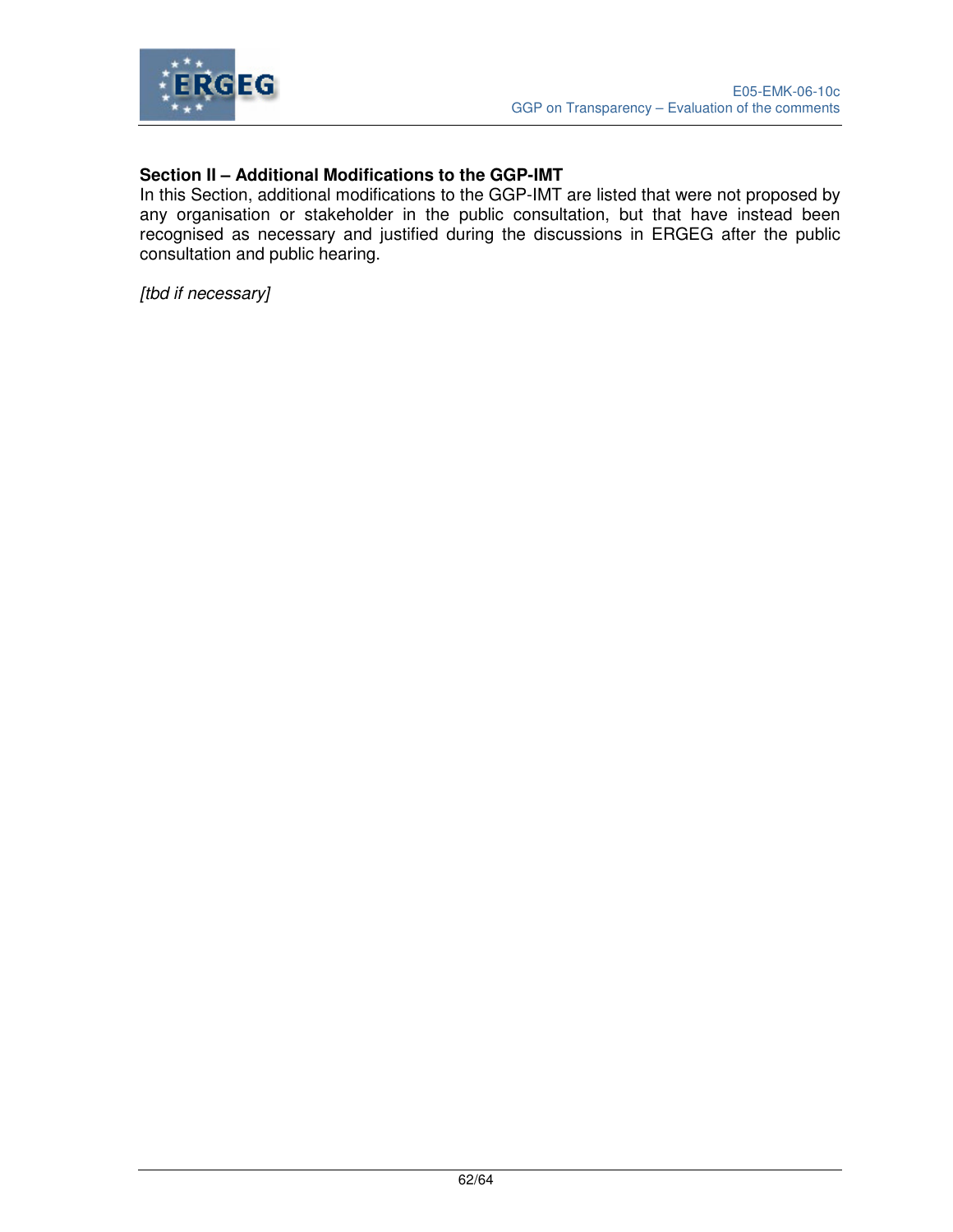### Section II – Additional Modifications to the GGP-IMT

In this Section, additional modifications to the GGP-IMT are listed that were not proposed by any organisation or stakeholder in the public consultation, but that have instead been recognised as necessary and justified during the discussions in ERGEG after the public consultation and public hearing.

*[tbd if necessary]*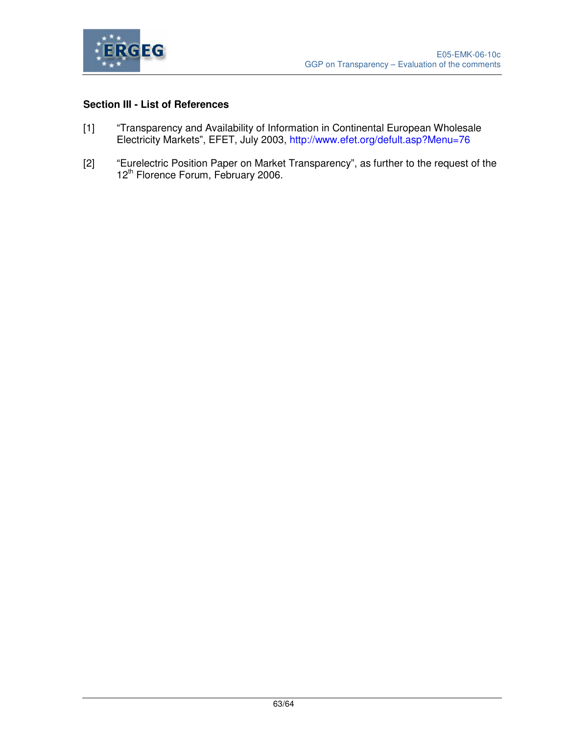## Section III - List of References

[1] "Transparency and Availability of Information in Continental European Wholesale Electricity Markets", EFET, July 2003, http://www.efet.org/defult.asp?Menu=76

[2] "Eurelectric Position Paper on Market Transparency", as further to the request of the 12th Florence Forum, February 2006.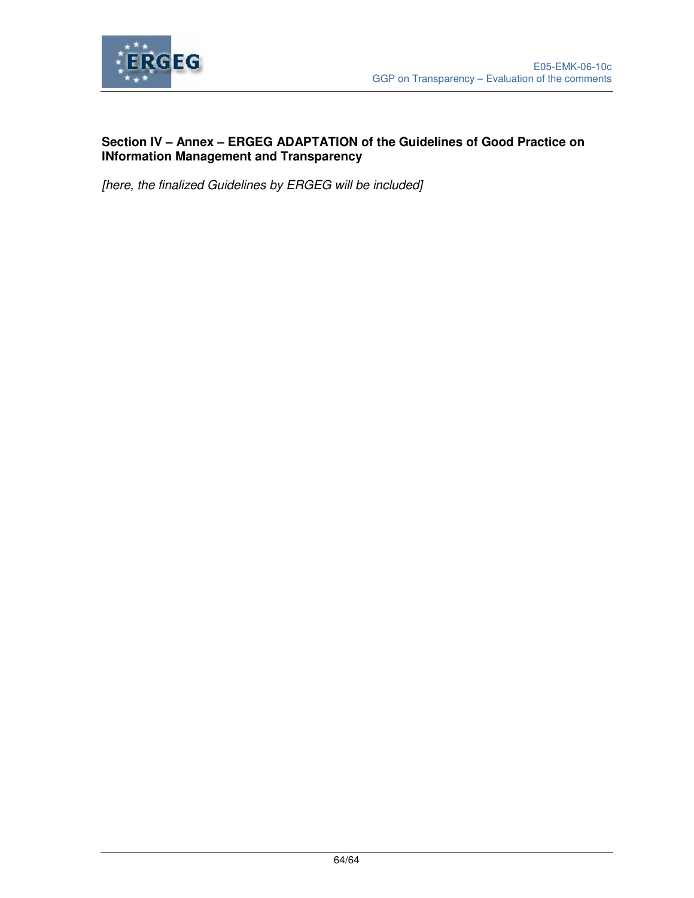### Section IV – Annex – ERGEG ADAPTATION of the Guidelines of Good Practice on INformation Management and Transparency

*[here, the finalized Guidelines by ERGEG will be included]*